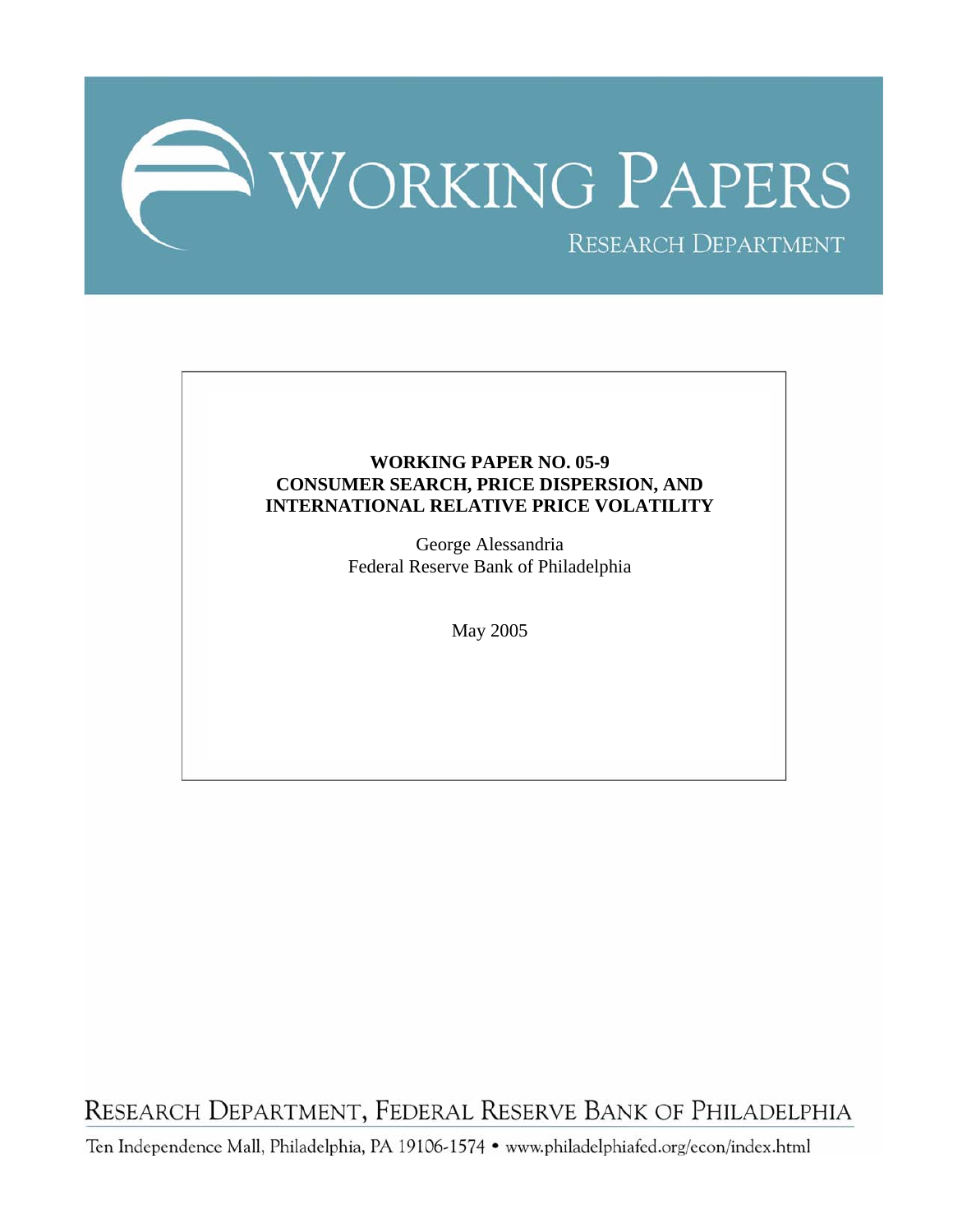# WORKING PAPERS

RESEARCH DEPARTMENT

**WORKING PAPER NO. 05-9**
**CONSUMER SEARCH, PRICE DISPERSION, AND INTERNATIONAL RELATIVE PRICE VOLATILITY**

George Alessandria
Federal Reserve Bank of Philadelphia

May 2005

RESEARCH DEPARTMENT, FEDERAL RESERVE BANK OF PHILADELPHIA

Ten Independence Mall, Philadelphia, PA 19106-1574 • www.philadelphiafed.org/econ/index.html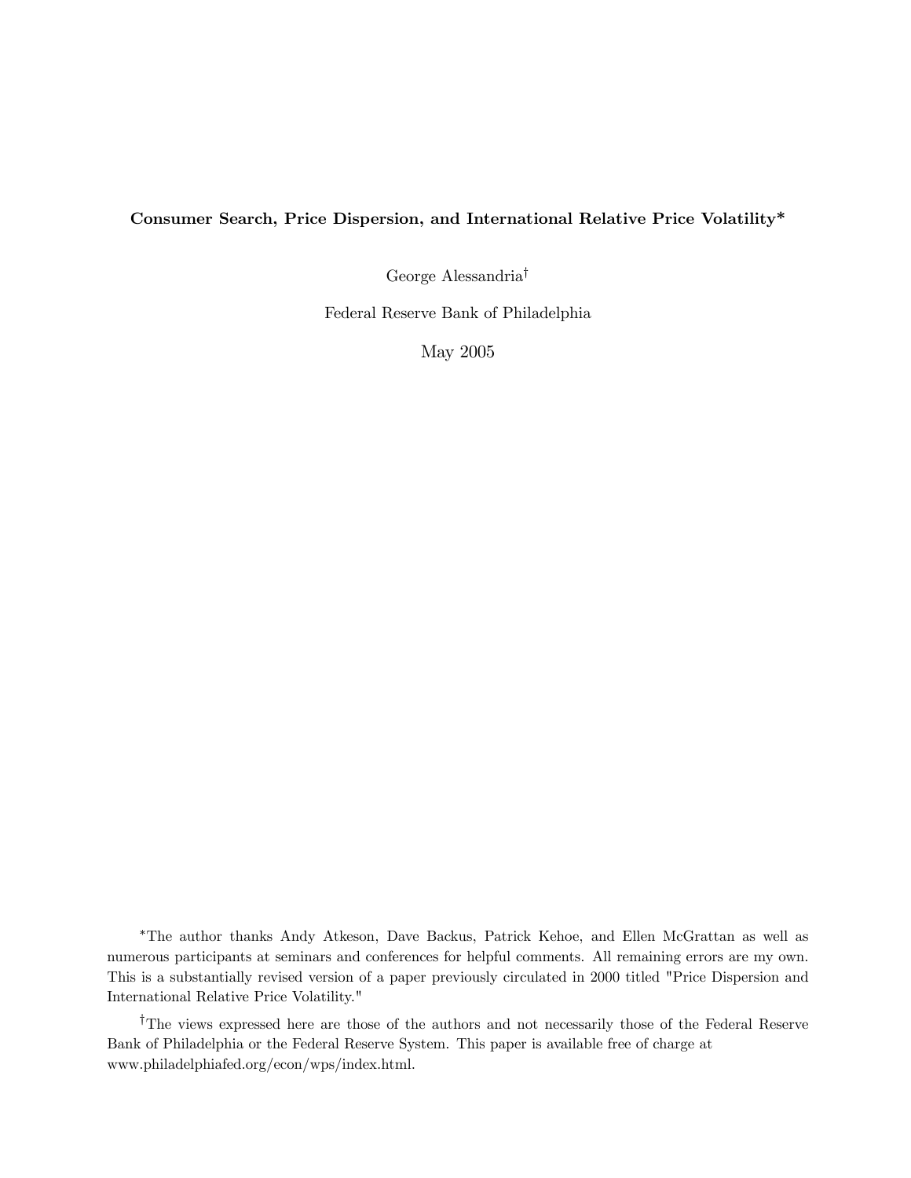**Consumer Search, Price Dispersion, and International Relative Price Volatility***

George Alessandria†

Federal Reserve Bank of Philadelphia

May 2005

*The author thanks Andy Atkeson, Dave Backus, Patrick Kehoe, and Ellen McGrattan as well as numerous participants at seminars and conferences for helpful comments. All remaining errors are my own. This is a substantially revised version of a paper previously circulated in 2000 titled "Price Dispersion and International Relative Price Volatility."

†The views expressed here are those of the authors and not necessarily those of the Federal Reserve Bank of Philadelphia or the Federal Reserve System. This paper is available free of charge at www.philadelphiafed.org/econ/wps/index.html.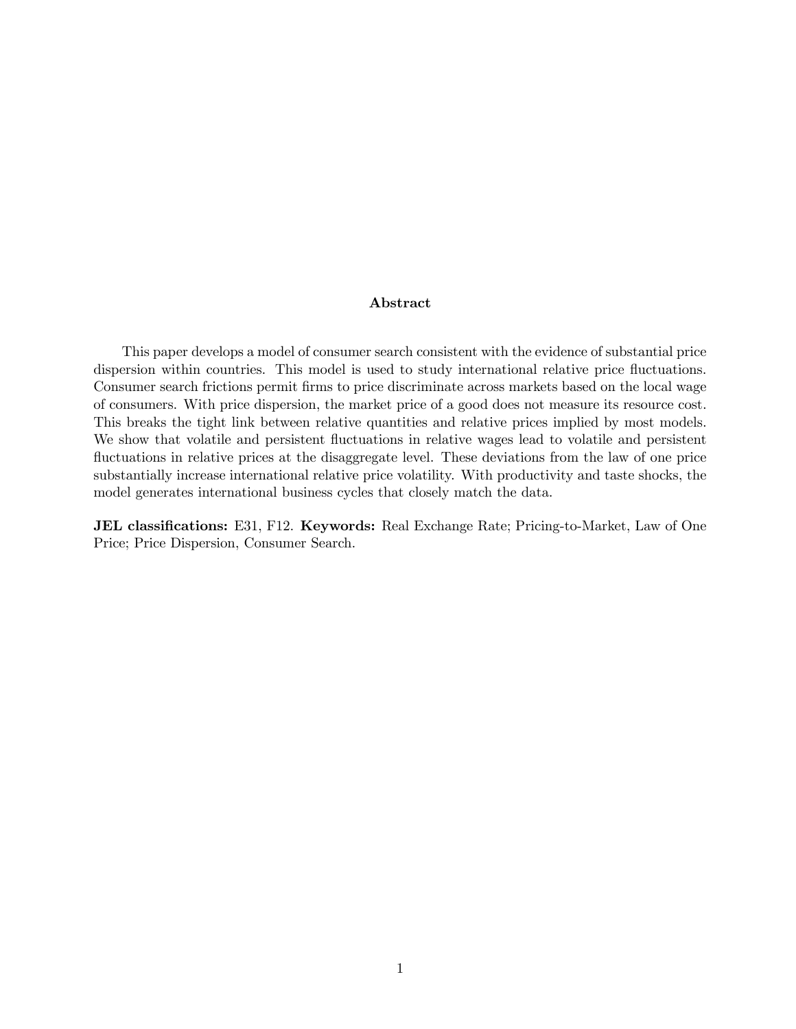**Abstract**

This paper develops a model of consumer search consistent with the evidence of substantial price dispersion within countries. This model is used to study international relative price fluctuations. Consumer search frictions permit firms to price discriminate across markets based on the local wage of consumers. With price dispersion, the market price of a good does not measure its resource cost. This breaks the tight link between relative quantities and relative prices implied by most models. We show that volatile and persistent fluctuations in relative wages lead to volatile and persistent fluctuations in relative prices at the disaggregate level. These deviations from the law of one price substantially increase international relative price volatility. With productivity and taste shocks, the model generates international business cycles that closely match the data.

**JEL classifications:** E31, F12. **Keywords:** Real Exchange Rate; Pricing-to-Market, Law of One Price; Price Dispersion, Consumer Search.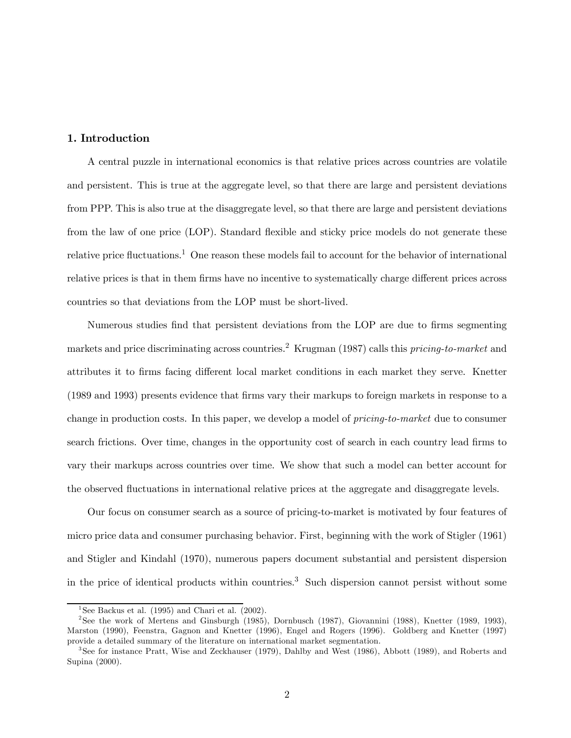## 1. Introduction

A central puzzle in international economics is that relative prices across countries are volatile and persistent. This is true at the aggregate level, so that there are large and persistent deviations from PPP. This is also true at the disaggregate level, so that there are large and persistent deviations from the law of one price (LOP). Standard flexible and sticky price models do not generate these relative price fluctuations.[1] One reason these models fail to account for the behavior of international relative prices is that in them firms have no incentive to systematically charge different prices across countries so that deviations from the LOP must be short-lived.

Numerous studies find that persistent deviations from the LOP are due to firms segmenting markets and price discriminating across countries.[2] Krugman (1987) calls this *pricing-to-market* and attributes it to firms facing different local market conditions in each market they serve. Knetter (1989 and 1993) presents evidence that firms vary their markups to foreign markets in response to a change in production costs. In this paper, we develop a model of *pricing-to-market* due to consumer search frictions. Over time, changes in the opportunity cost of search in each country lead firms to vary their markups across countries over time. We show that such a model can better account for the observed fluctuations in international relative prices at the aggregate and disaggregate levels.

Our focus on consumer search as a source of pricing-to-market is motivated by four features of micro price data and consumer purchasing behavior. First, beginning with the work of Stigler (1961) and Stigler and Kindahl (1970), numerous papers document substantial and persistent dispersion in the price of identical products within countries.[3] Such dispersion cannot persist without some

[1] See Backus et al. (1995) and Chari et al. (2002).

[2] See the work of Mertens and Ginsburgh (1985), Dornbusch (1987), Giovannini (1988), Knetter (1989, 1993), Marston (1990), Feenstra, Gagnon and Knetter (1996), Engel and Rogers (1996). Goldberg and Knetter (1997) provide a detailed summary of the literature on international market segmentation.

[3] See for instance Pratt, Wise and Zeckhauser (1979), Dahlby and West (1986), Abbott (1989), and Roberts and Supina (2000).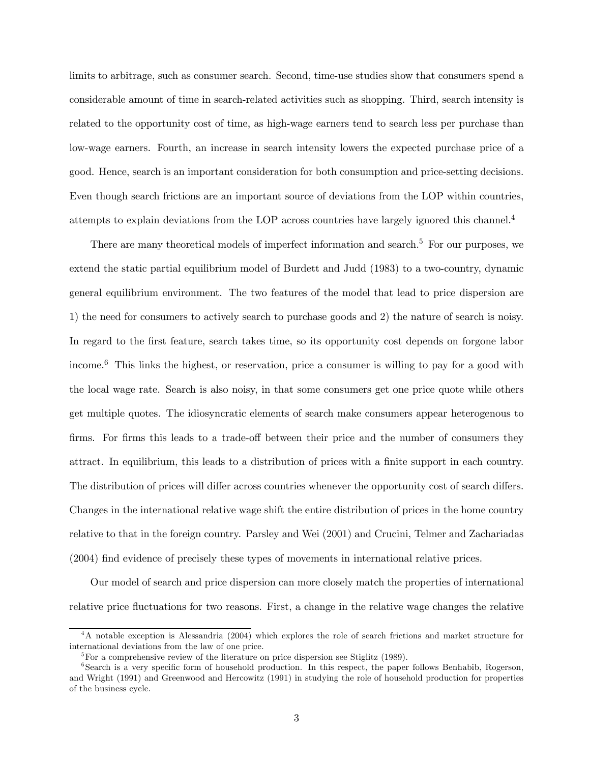limits to arbitrage, such as consumer search. Second, time-use studies show that consumers spend a considerable amount of time in search-related activities such as shopping. Third, search intensity is related to the opportunity cost of time, as high-wage earners tend to search less per purchase than low-wage earners. Fourth, an increase in search intensity lowers the expected purchase price of a good. Hence, search is an important consideration for both consumption and price-setting decisions. Even though search frictions are an important source of deviations from the LOP within countries, attempts to explain deviations from the LOP across countries have largely ignored this channel.[4]

There are many theoretical models of imperfect information and search.[5] For our purposes, we extend the static partial equilibrium model of Burdett and Judd (1983) to a two-country, dynamic general equilibrium environment. The two features of the model that lead to price dispersion are 1) the need for consumers to actively search to purchase goods and 2) the nature of search is noisy. In regard to the first feature, search takes time, so its opportunity cost depends on forgone labor income.[6] This links the highest, or reservation, price a consumer is willing to pay for a good with the local wage rate. Search is also noisy, in that some consumers get one price quote while others get multiple quotes. The idiosyncratic elements of search make consumers appear heterogenous to firms. For firms this leads to a trade-off between their price and the number of consumers they attract. In equilibrium, this leads to a distribution of prices with a finite support in each country. The distribution of prices will differ across countries whenever the opportunity cost of search differs. Changes in the international relative wage shift the entire distribution of prices in the home country relative to that in the foreign country. Parsley and Wei (2001) and Crucini, Telmer and Zachariadas (2004) find evidence of precisely these types of movements in international relative prices.

Our model of search and price dispersion can more closely match the properties of international relative price fluctuations for two reasons. First, a change in the relative wage changes the relative

[4] A notable exception is Alessandria (2004) which explores the role of search frictions and market structure for international deviations from the law of one price.

[5] For a comprehensive review of the literature on price dispersion see Stiglitz (1989).

[6] Search is a very specific form of household production. In this respect, the paper follows Benhabib, Rogerson, and Wright (1991) and Greenwood and Hercowitz (1991) in studying the role of household production for properties of the business cycle.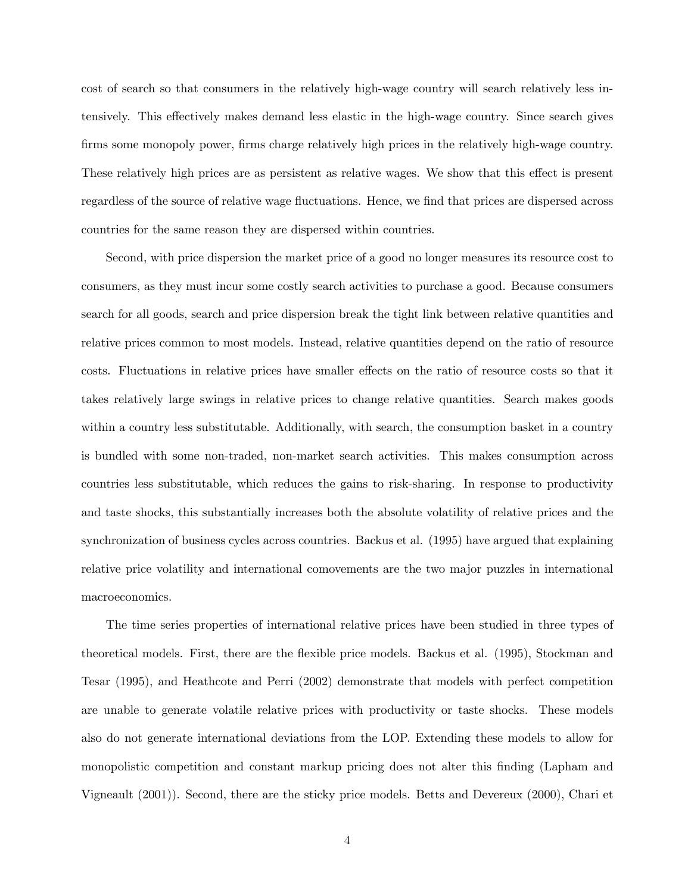cost of search so that consumers in the relatively high-wage country will search relatively less intensively. This effectively makes demand less elastic in the high-wage country. Since search gives firms some monopoly power, firms charge relatively high prices in the relatively high-wage country. These relatively high prices are as persistent as relative wages. We show that this effect is present regardless of the source of relative wage fluctuations. Hence, we find that prices are dispersed across countries for the same reason they are dispersed within countries.

Second, with price dispersion the market price of a good no longer measures its resource cost to consumers, as they must incur some costly search activities to purchase a good. Because consumers search for all goods, search and price dispersion break the tight link between relative quantities and relative prices common to most models. Instead, relative quantities depend on the ratio of resource costs. Fluctuations in relative prices have smaller effects on the ratio of resource costs so that it takes relatively large swings in relative prices to change relative quantities. Search makes goods within a country less substitutable. Additionally, with search, the consumption basket in a country is bundled with some non-traded, non-market search activities. This makes consumption across countries less substitutable, which reduces the gains to risk-sharing. In response to productivity and taste shocks, this substantially increases both the absolute volatility of relative prices and the synchronization of business cycles across countries. Backus et al. (1995) have argued that explaining relative price volatility and international comovements are the two major puzzles in international macroeconomics.

The time series properties of international relative prices have been studied in three types of theoretical models. First, there are the flexible price models. Backus et al. (1995), Stockman and Tesar (1995), and Heathcote and Perri (2002) demonstrate that models with perfect competition are unable to generate volatile relative prices with productivity or taste shocks. These models also do not generate international deviations from the LOP. Extending these models to allow for monopolistic competition and constant markup pricing does not alter this finding (Lapham and Vigneault (2001)). Second, there are the sticky price models. Betts and Devereux (2000), Chari et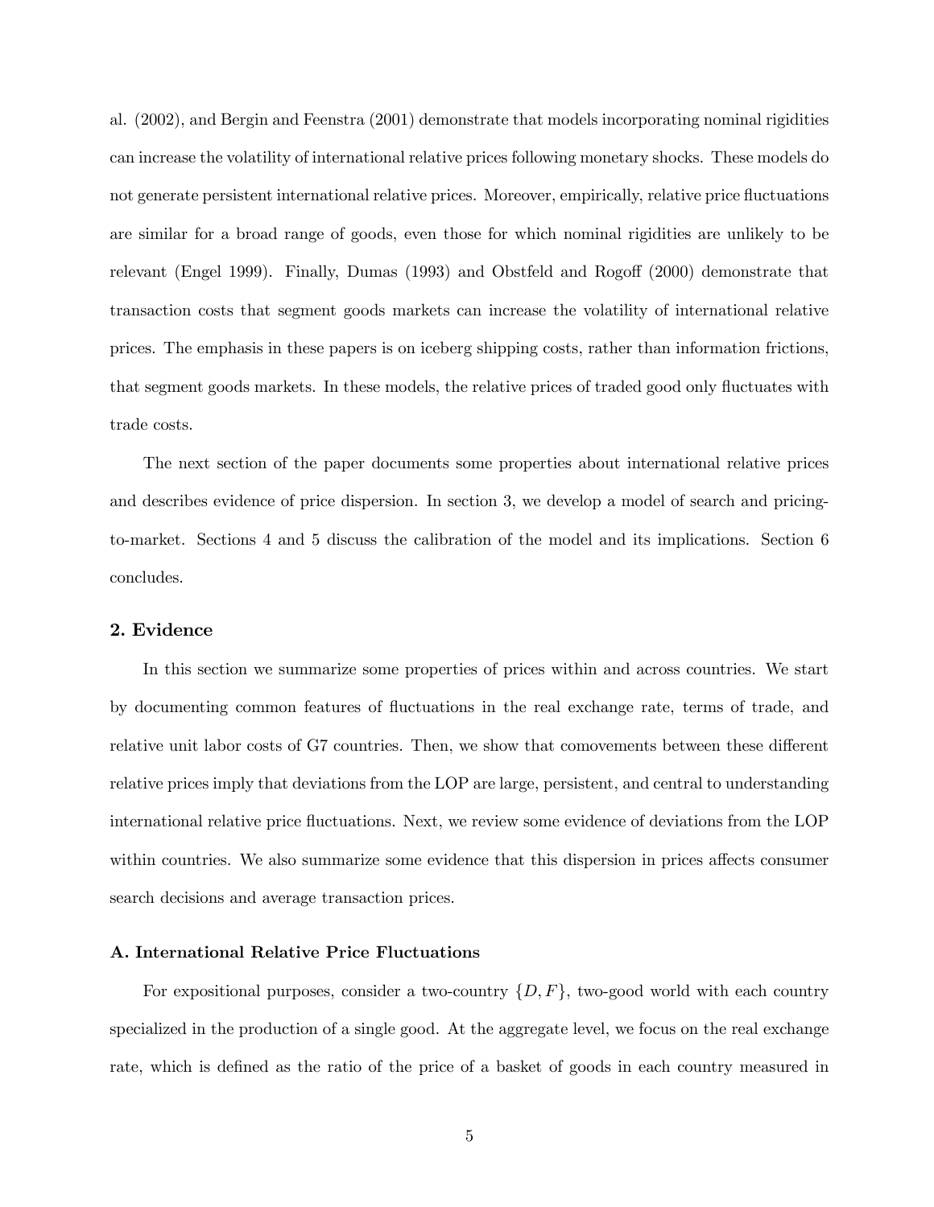al. (2002), and Bergin and Feenstra (2001) demonstrate that models incorporating nominal rigidities can increase the volatility of international relative prices following monetary shocks. These models do not generate persistent international relative prices. Moreover, empirically, relative price fluctuations are similar for a broad range of goods, even those for which nominal rigidities are unlikely to be relevant (Engel 1999). Finally, Dumas (1993) and Obstfeld and Rogoff (2000) demonstrate that transaction costs that segment goods markets can increase the volatility of international relative prices. The emphasis in these papers is on iceberg shipping costs, rather than information frictions, that segment goods markets. In these models, the relative prices of traded good only fluctuates with trade costs.

The next section of the paper documents some properties about international relative prices and describes evidence of price dispersion. In section 3, we develop a model of search and pricing-to-market. Sections 4 and 5 discuss the calibration of the model and its implications. Section 6 concludes.

## 2. Evidence

In this section we summarize some properties of prices within and across countries. We start by documenting common features of fluctuations in the real exchange rate, terms of trade, and relative unit labor costs of G7 countries. Then, we show that comovements between these different relative prices imply that deviations from the LOP are large, persistent, and central to understanding international relative price fluctuations. Next, we review some evidence of deviations from the LOP within countries. We also summarize some evidence that this dispersion in prices affects consumer search decisions and average transaction prices.

### A. International Relative Price Fluctuations

For expositional purposes, consider a two-country $\{D, F\}$, two-good world with each country specialized in the production of a single good. At the aggregate level, we focus on the real exchange rate, which is defined as the ratio of the price of a basket of goods in each country measured in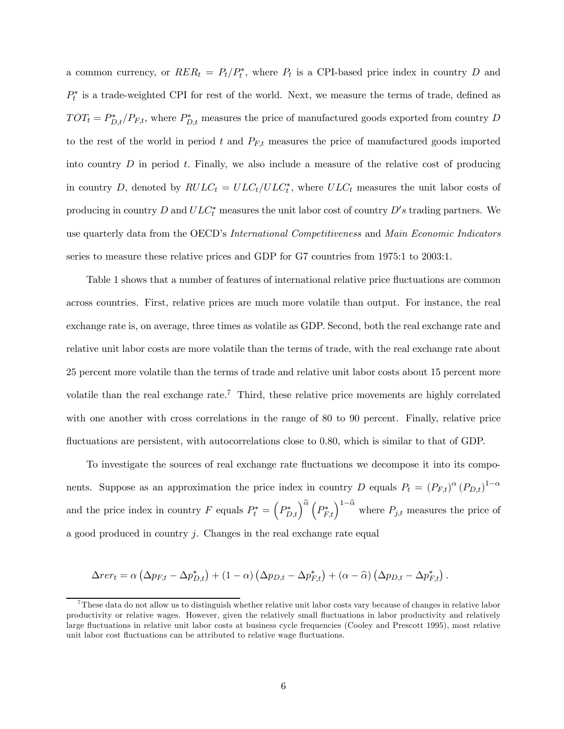a common currency, or $RER_t = P_t/P_t^*$, where $P_t$ is a CPI-based price index in country $D$ and $P_t^*$ is a trade-weighted CPI for rest of the world. Next, we measure the terms of trade, defined as $TOT_t = P_{D,t}^*/P_{F,t}$, where $P_{D,t}^*$ measures the price of manufactured goods exported from country $D$ to the rest of the world in period $t$ and $P_{F,t}$ measures the price of manufactured goods imported into country $D$ in period $t$. Finally, we also include a measure of the relative cost of producing in country $D$, denoted by $RULC_t = ULC_t/ULC_t^*$, where $ULC_t$ measures the unit labor costs of producing in country $D$ and $ULC_t^*$ measures the unit labor cost of country $D's$ trading partners. We use quarterly data from the OECD's *International Competitiveness* and *Main Economic Indicators* series to measure these relative prices and GDP for G7 countries from 1975:1 to 2003:1.

Table 1 shows that a number of features of international relative price fluctuations are common across countries. First, relative prices are much more volatile than output. For instance, the real exchange rate is, on average, three times as volatile as GDP. Second, both the real exchange rate and relative unit labor costs are more volatile than the terms of trade, with the real exchange rate about 25 percent more volatile than the terms of trade and relative unit labor costs about 15 percent more volatile than the real exchange rate.[7] Third, these relative price movements are highly correlated with one another with cross correlations in the range of 80 to 90 percent. Finally, relative price fluctuations are persistent, with autocorrelations close to 0.80, which is similar to that of GDP.

To investigate the sources of real exchange rate fluctuations we decompose it into its components. Suppose as an approximation the price index in country $D$ equals $P_t = (P_{F,t})^{\alpha} (P_{D,t})^{1-\alpha}$ and the price index in country $F$ equals $P_t^* = \left(P_{D,t}^*\right)^{\widehat{\alpha}} \left(P_{F,t}^*\right)^{1-\widehat{\alpha}}$ where $P_{j,t}$ measures the price of a good produced in country $j$. Changes in the real exchange rate equal

$$\Delta rer_t = \alpha \left(\Delta p_{F,t} - \Delta p_{D,t}^*\right) + (1-\alpha)\left(\Delta p_{D,t} - \Delta p_{F,t}^*\right) + (\alpha - \widehat{\alpha})\left(\Delta p_{D,t} - \Delta p_{F,t}^*\right).$$

[7] These data do not allow us to distinguish whether relative unit labor costs vary because of changes in relative labor productivity or relative wages. However, given the relatively small fluctuations in labor productivity and relatively large fluctuations in relative unit labor costs at business cycle frequencies (Cooley and Prescott 1995), most relative unit labor cost fluctuations can be attributed to relative wage fluctuations.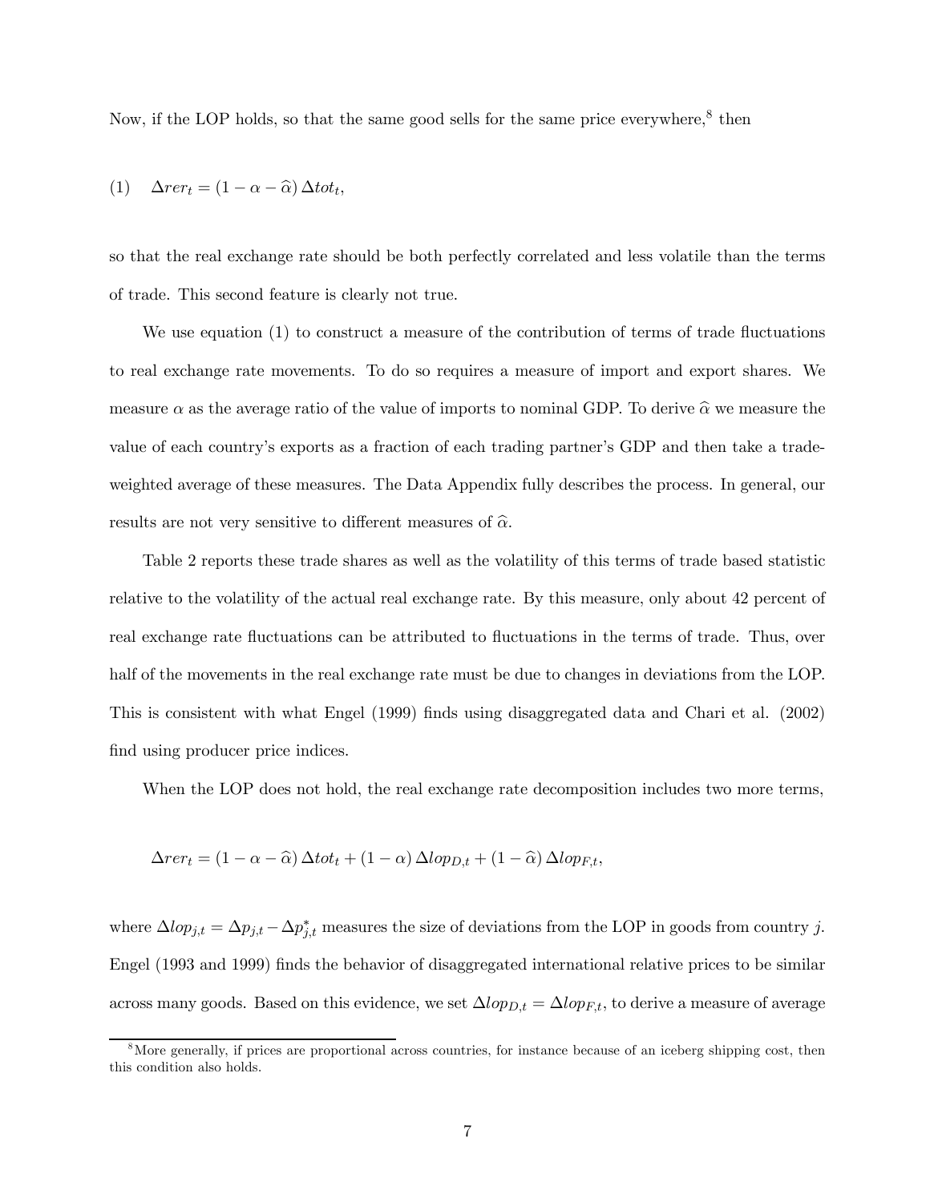Now, if the LOP holds, so that the same good sells for the same price everywhere,[8] then

$$\text{(1)} \quad \Delta rer_t = (1 - \alpha - \widehat{\alpha})\, \Delta tot_t,$$

so that the real exchange rate should be both perfectly correlated and less volatile than the terms of trade. This second feature is clearly not true.

We use equation (1) to construct a measure of the contribution of terms of trade fluctuations to real exchange rate movements. To do so requires a measure of import and export shares. We measure $\alpha$ as the average ratio of the value of imports to nominal GDP. To derive $\widehat{\alpha}$ we measure the value of each country's exports as a fraction of each trading partner's GDP and then take a trade-weighted average of these measures. The Data Appendix fully describes the process. In general, our results are not very sensitive to different measures of $\widehat{\alpha}$.

Table 2 reports these trade shares as well as the volatility of this terms of trade based statistic relative to the volatility of the actual real exchange rate. By this measure, only about 42 percent of real exchange rate fluctuations can be attributed to fluctuations in the terms of trade. Thus, over half of the movements in the real exchange rate must be due to changes in deviations from the LOP. This is consistent with what Engel (1999) finds using disaggregated data and Chari et al. (2002) find using producer price indices.

When the LOP does not hold, the real exchange rate decomposition includes two more terms,

$$\Delta rer_t = (1 - \alpha - \widehat{\alpha})\, \Delta tot_t + (1 - \alpha)\, \Delta lop_{D,t} + (1 - \widehat{\alpha})\, \Delta lop_{F,t},$$

where $\Delta lop_{j,t} = \Delta p_{j,t} - \Delta p^*_{j,t}$ measures the size of deviations from the LOP in goods from country $j$. Engel (1993 and 1999) finds the behavior of disaggregated international relative prices to be similar across many goods. Based on this evidence, we set $\Delta lop_{D,t} = \Delta lop_{F,t}$, to derive a measure of average

[8] More generally, if prices are proportional across countries, for instance because of an iceberg shipping cost, then this condition also holds.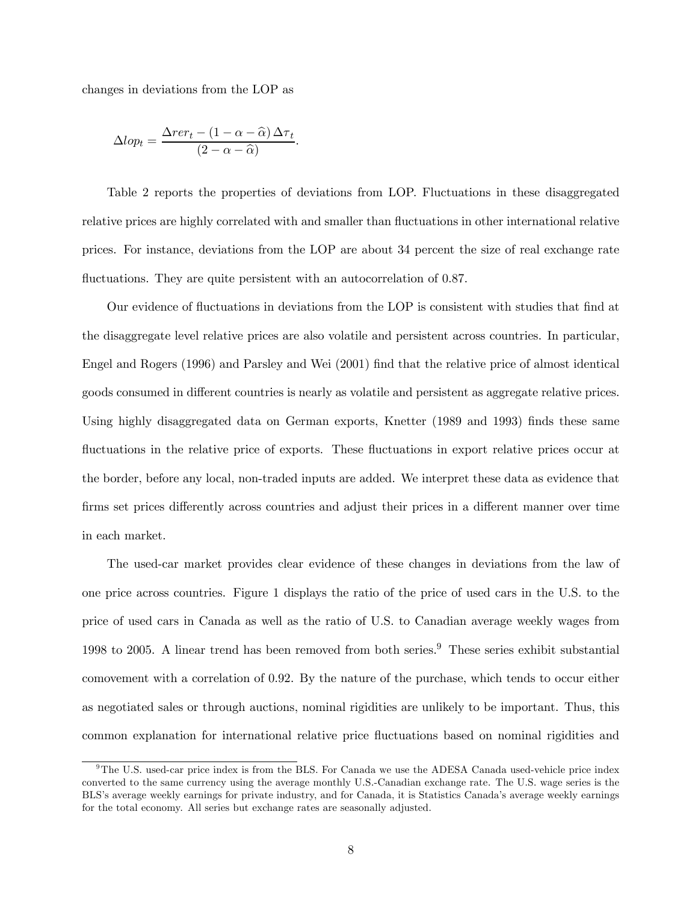changes in deviations from the LOP as

$$\Delta lop_t = \frac{\Delta rer_t - (1 - \alpha - \widehat{\alpha})\,\Delta\tau_t}{(2 - \alpha - \widehat{\alpha})}.$$

Table 2 reports the properties of deviations from LOP. Fluctuations in these disaggregated relative prices are highly correlated with and smaller than fluctuations in other international relative prices. For instance, deviations from the LOP are about 34 percent the size of real exchange rate fluctuations. They are quite persistent with an autocorrelation of 0.87.

Our evidence of fluctuations in deviations from the LOP is consistent with studies that find at the disaggregate level relative prices are also volatile and persistent across countries. In particular, Engel and Rogers (1996) and Parsley and Wei (2001) find that the relative price of almost identical goods consumed in different countries is nearly as volatile and persistent as aggregate relative prices. Using highly disaggregated data on German exports, Knetter (1989 and 1993) finds these same fluctuations in the relative price of exports. These fluctuations in export relative prices occur at the border, before any local, non-traded inputs are added. We interpret these data as evidence that firms set prices differently across countries and adjust their prices in a different manner over time in each market.

The used-car market provides clear evidence of these changes in deviations from the law of one price across countries. Figure 1 displays the ratio of the price of used cars in the U.S. to the price of used cars in Canada as well as the ratio of U.S. to Canadian average weekly wages from 1998 to 2005. A linear trend has been removed from both series.[9] These series exhibit substantial comovement with a correlation of 0.92. By the nature of the purchase, which tends to occur either as negotiated sales or through auctions, nominal rigidities are unlikely to be important. Thus, this common explanation for international relative price fluctuations based on nominal rigidities and

[9] The U.S. used-car price index is from the BLS. For Canada we use the ADESA Canada used-vehicle price index converted to the same currency using the average monthly U.S.-Canadian exchange rate. The U.S. wage series is the BLS's average weekly earnings for private industry, and for Canada, it is Statistics Canada's average weekly earnings for the total economy. All series but exchange rates are seasonally adjusted.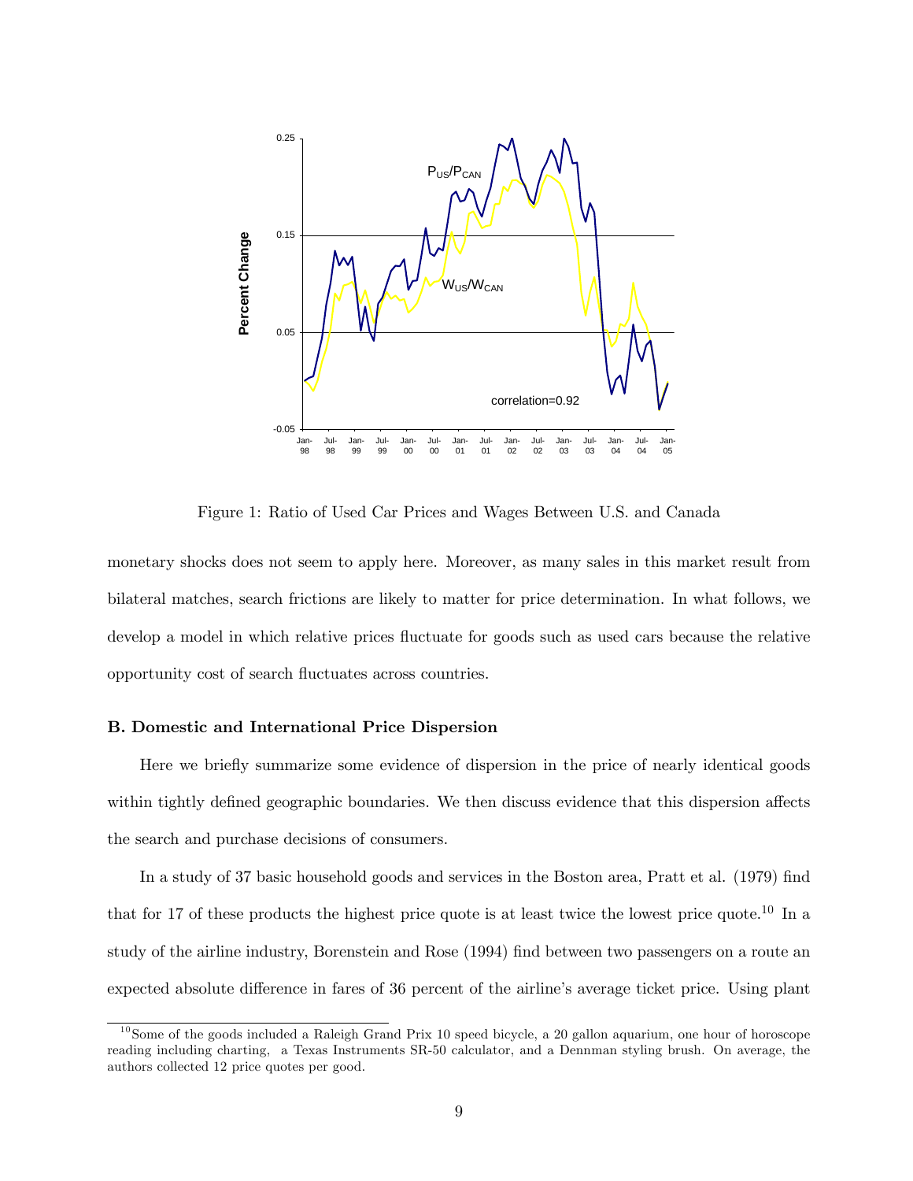Figure 1: Ratio of Used Car Prices and Wages Between U.S. and Canada

monetary shocks does not seem to apply here. Moreover, as many sales in this market result from bilateral matches, search frictions are likely to matter for price determination. In what follows, we develop a model in which relative prices fluctuate for goods such as used cars because the relative opportunity cost of search fluctuates across countries.

### B. Domestic and International Price Dispersion

Here we briefly summarize some evidence of dispersion in the price of nearly identical goods within tightly defined geographic boundaries. We then discuss evidence that this dispersion affects the search and purchase decisions of consumers.

In a study of 37 basic household goods and services in the Boston area, Pratt et al. (1979) find that for 17 of these products the highest price quote is at least twice the lowest price quote.[10] In a study of the airline industry, Borenstein and Rose (1994) find between two passengers on a route an expected absolute difference in fares of 36 percent of the airline's average ticket price. Using plant

[10] Some of the goods included a Raleigh Grand Prix 10 speed bicycle, a 20 gallon aquarium, one hour of horoscope reading including charting, a Texas Instruments SR-50 calculator, and a Dennman styling brush. On average, the authors collected 12 price quotes per good.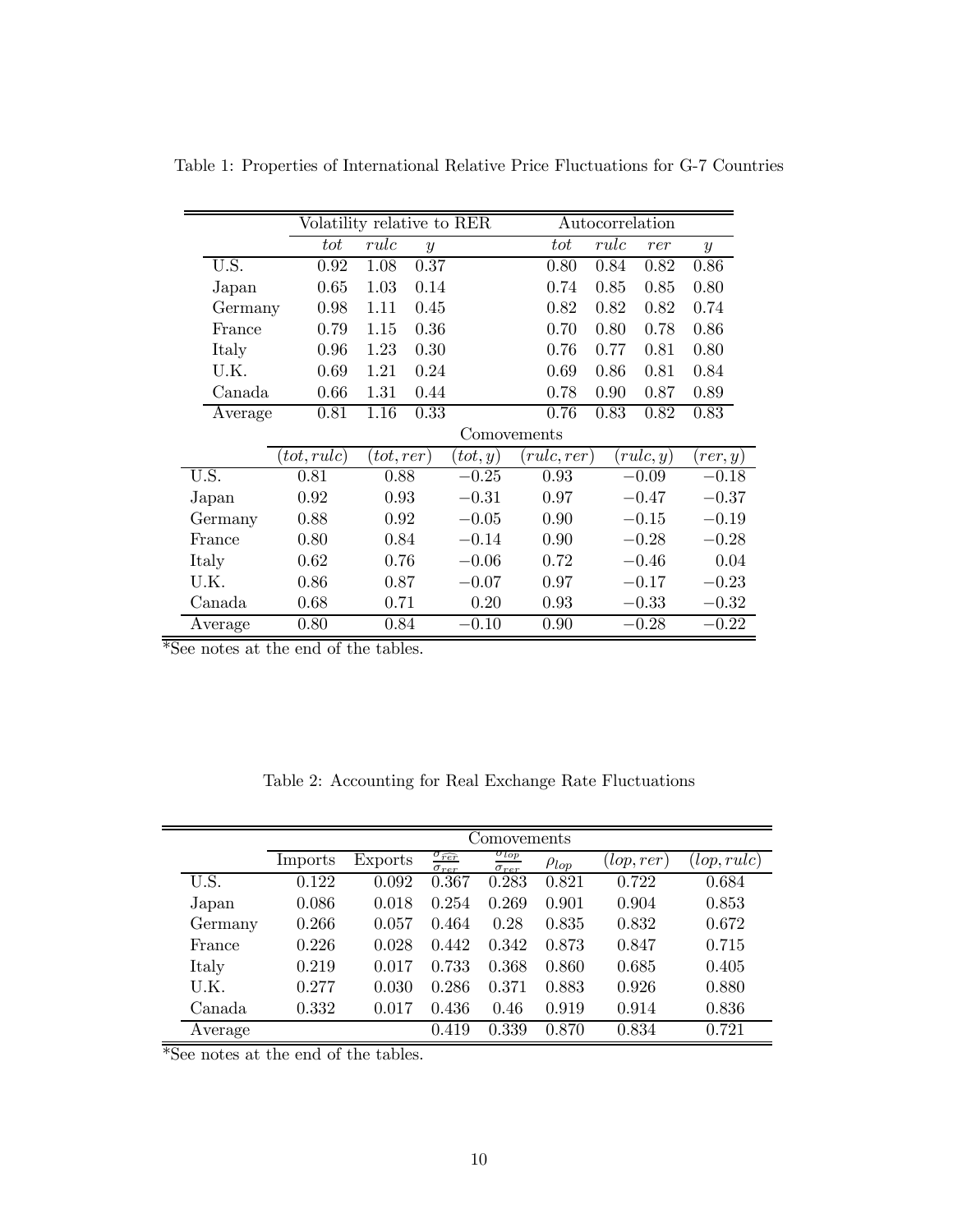Table 1: Properties of International Relative Price Fluctuations for G-7 Countries

| | Volatility relative to RER | | | Autocorrelation | | | |
|---|---|---|---|---|---|---|---|
| | $tot$ | $rulc$ | $y$ | $tot$ | $rulc$ | $rer$ | $y$ |
| U.S. | 0.92 | 1.08 | 0.37 | 0.80 | 0.84 | 0.82 | 0.86 |
| Japan | 0.65 | 1.03 | 0.14 | 0.74 | 0.85 | 0.85 | 0.80 |
| Germany | 0.98 | 1.11 | 0.45 | 0.82 | 0.82 | 0.82 | 0.74 |
| France | 0.79 | 1.15 | 0.36 | 0.70 | 0.80 | 0.78 | 0.86 |
| Italy | 0.96 | 1.23 | 0.30 | 0.76 | 0.77 | 0.81 | 0.80 |
| U.K. | 0.69 | 1.21 | 0.24 | 0.69 | 0.86 | 0.81 | 0.84 |
| Canada | 0.66 | 1.31 | 0.44 | 0.78 | 0.90 | 0.87 | 0.89 |
| Average | 0.81 | 1.16 | 0.33 | 0.76 | 0.83 | 0.82 | 0.83 |

| | Comovements | | | | | |
|---|---|---|---|---|---|---|
| | $(tot, rulc)$ | $(tot, rer)$ | $(tot, y)$ | $(rulc, rer)$ | $(rulc, y)$ | $(rer, y)$ |
| U.S. | 0.81 | 0.88 | $-0.25$ | 0.93 | $-0.09$ | $-0.18$ |
| Japan | 0.92 | 0.93 | $-0.31$ | 0.97 | $-0.47$ | $-0.37$ |
| Germany | 0.88 | 0.92 | $-0.05$ | 0.90 | $-0.15$ | $-0.19$ |
| France | 0.80 | 0.84 | $-0.14$ | 0.90 | $-0.28$ | $-0.28$ |
| Italy | 0.62 | 0.76 | $-0.06$ | 0.72 | $-0.46$ | 0.04 |
| U.K. | 0.86 | 0.87 | $-0.07$ | 0.97 | $-0.17$ | $-0.23$ |
| Canada | 0.68 | 0.71 | 0.20 | 0.93 | $-0.33$ | $-0.32$ |
| Average | 0.80 | 0.84 | $-0.10$ | 0.90 | $-0.28$ | $-0.22$ |

*See notes at the end of the tables.

Table 2: Accounting for Real Exchange Rate Fluctuations

| | Comovements | | | | | | |
|---|---|---|---|---|---|---|---|
| | Imports | Exports | $\frac{\sigma_{\widehat{rer}}}{\sigma_{rer}}$ | $\frac{\sigma_{lop}}{\sigma_{rer}}$ | $\rho_{lop}$ | $(lop, rer)$ | $(lop, rulc)$ |
| U.S. | 0.122 | 0.092 | 0.367 | 0.283 | 0.821 | 0.722 | 0.684 |
| Japan | 0.086 | 0.018 | 0.254 | 0.269 | 0.901 | 0.904 | 0.853 |
| Germany | 0.266 | 0.057 | 0.464 | 0.28 | 0.835 | 0.832 | 0.672 |
| France | 0.226 | 0.028 | 0.442 | 0.342 | 0.873 | 0.847 | 0.715 |
| Italy | 0.219 | 0.017 | 0.733 | 0.368 | 0.860 | 0.685 | 0.405 |
| U.K. | 0.277 | 0.030 | 0.286 | 0.371 | 0.883 | 0.926 | 0.880 |
| Canada | 0.332 | 0.017 | 0.436 | 0.46 | 0.919 | 0.914 | 0.836 |
| Average | | | 0.419 | 0.339 | 0.870 | 0.834 | 0.721 |

*See notes at the end of the tables.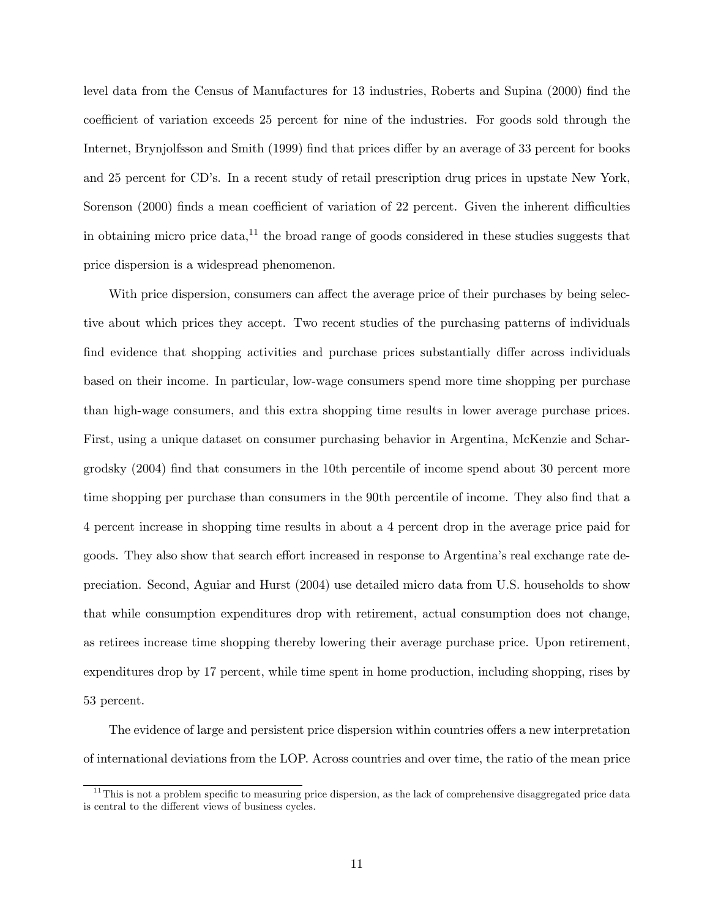level data from the Census of Manufactures for 13 industries, Roberts and Supina (2000) find the coefficient of variation exceeds 25 percent for nine of the industries. For goods sold through the Internet, Brynjolfsson and Smith (1999) find that prices differ by an average of 33 percent for books and 25 percent for CD's. In a recent study of retail prescription drug prices in upstate New York, Sorenson (2000) finds a mean coefficient of variation of 22 percent. Given the inherent difficulties in obtaining micro price data,[11] the broad range of goods considered in these studies suggests that price dispersion is a widespread phenomenon.

With price dispersion, consumers can affect the average price of their purchases by being selective about which prices they accept. Two recent studies of the purchasing patterns of individuals find evidence that shopping activities and purchase prices substantially differ across individuals based on their income. In particular, low-wage consumers spend more time shopping per purchase than high-wage consumers, and this extra shopping time results in lower average purchase prices. First, using a unique dataset on consumer purchasing behavior in Argentina, McKenzie and Schargrodsky (2004) find that consumers in the 10th percentile of income spend about 30 percent more time shopping per purchase than consumers in the 90th percentile of income. They also find that a 4 percent increase in shopping time results in about a 4 percent drop in the average price paid for goods. They also show that search effort increased in response to Argentina's real exchange rate depreciation. Second, Aguiar and Hurst (2004) use detailed micro data from U.S. households to show that while consumption expenditures drop with retirement, actual consumption does not change, as retirees increase time shopping thereby lowering their average purchase price. Upon retirement, expenditures drop by 17 percent, while time spent in home production, including shopping, rises by 53 percent.

The evidence of large and persistent price dispersion within countries offers a new interpretation of international deviations from the LOP. Across countries and over time, the ratio of the mean price

[11] This is not a problem specific to measuring price dispersion, as the lack of comprehensive disaggregated price data is central to the different views of business cycles.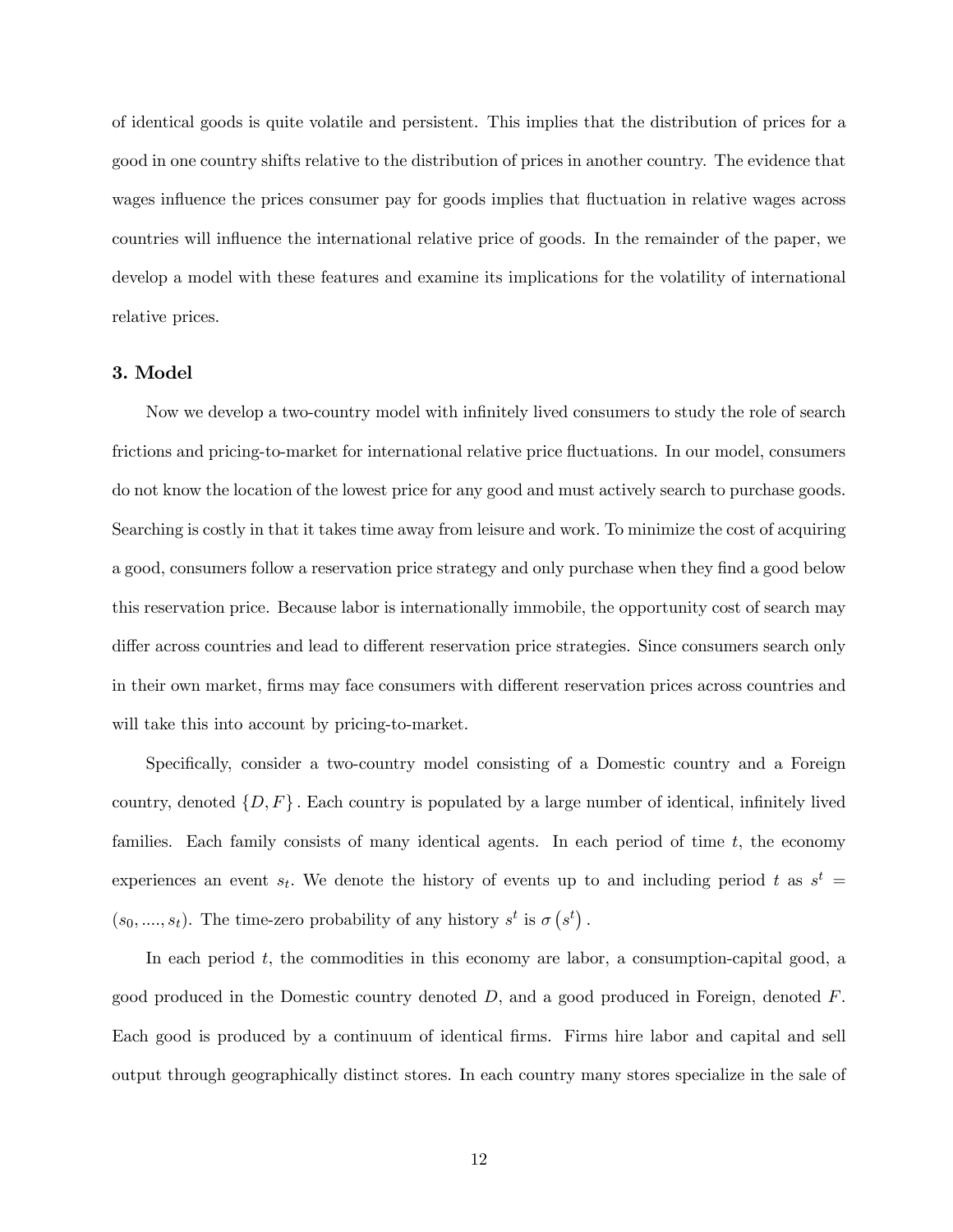of identical goods is quite volatile and persistent. This implies that the distribution of prices for a good in one country shifts relative to the distribution of prices in another country. The evidence that wages influence the prices consumer pay for goods implies that fluctuation in relative wages across countries will influence the international relative price of goods. In the remainder of the paper, we develop a model with these features and examine its implications for the volatility of international relative prices.

## 3. Model

Now we develop a two-country model with infinitely lived consumers to study the role of search frictions and pricing-to-market for international relative price fluctuations. In our model, consumers do not know the location of the lowest price for any good and must actively search to purchase goods. Searching is costly in that it takes time away from leisure and work. To minimize the cost of acquiring a good, consumers follow a reservation price strategy and only purchase when they find a good below this reservation price. Because labor is internationally immobile, the opportunity cost of search may differ across countries and lead to different reservation price strategies. Since consumers search only in their own market, firms may face consumers with different reservation prices across countries and will take this into account by pricing-to-market.

Specifically, consider a two-country model consisting of a Domestic country and a Foreign country, denoted $\{D, F\}$. Each country is populated by a large number of identical, infinitely lived families. Each family consists of many identical agents. In each period of time $t$, the economy experiences an event $s_t$. We denote the history of events up to and including period $t$ as $s^t = (s_0, ...., s_t)$. The time-zero probability of any history $s^t$ is $\sigma(s^t)$.

In each period $t$, the commodities in this economy are labor, a consumption-capital good, a good produced in the Domestic country denoted $D$, and a good produced in Foreign, denoted $F$. Each good is produced by a continuum of identical firms. Firms hire labor and capital and sell output through geographically distinct stores. In each country many stores specialize in the sale of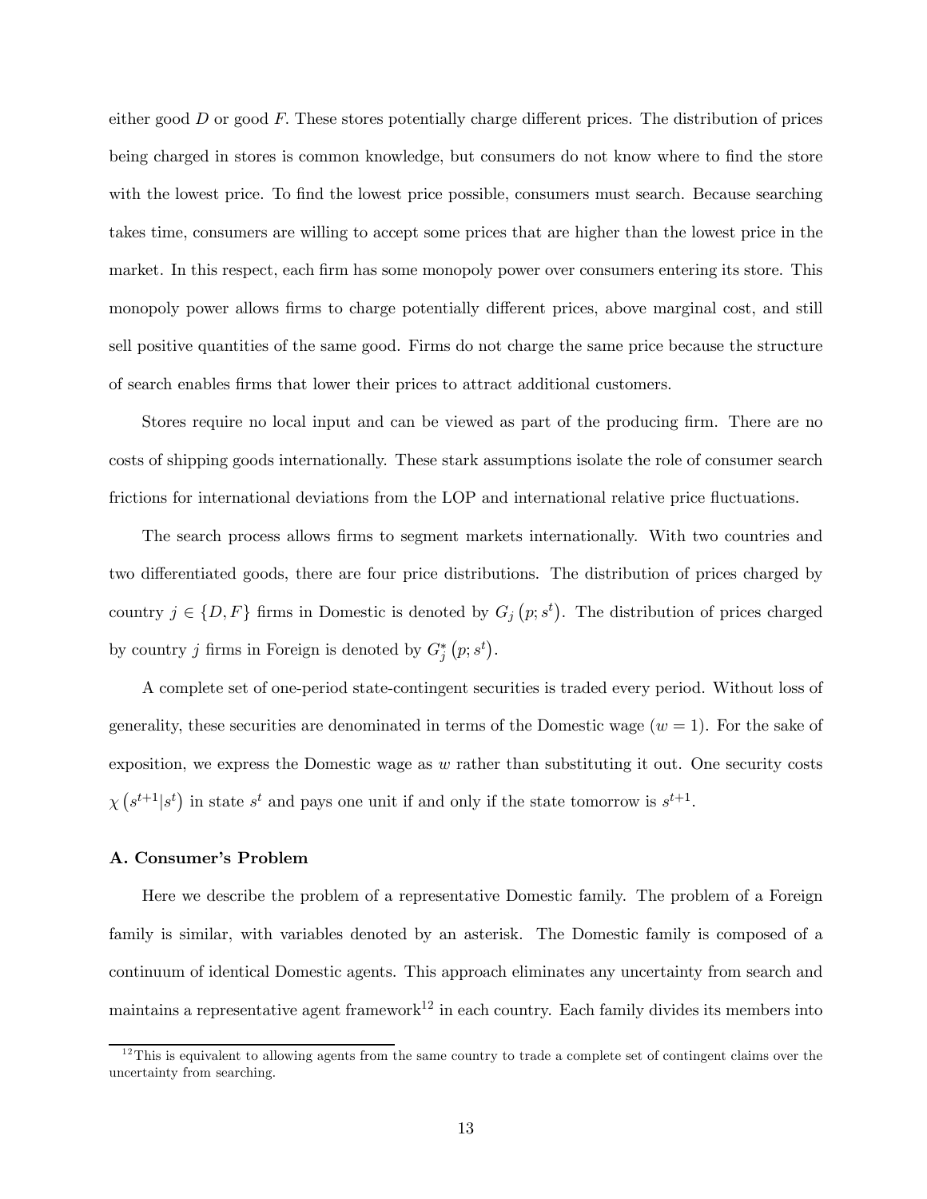either good $D$ or good $F$. These stores potentially charge different prices. The distribution of prices being charged in stores is common knowledge, but consumers do not know where to find the store with the lowest price. To find the lowest price possible, consumers must search. Because searching takes time, consumers are willing to accept some prices that are higher than the lowest price in the market. In this respect, each firm has some monopoly power over consumers entering its store. This monopoly power allows firms to charge potentially different prices, above marginal cost, and still sell positive quantities of the same good. Firms do not charge the same price because the structure of search enables firms that lower their prices to attract additional customers.

Stores require no local input and can be viewed as part of the producing firm. There are no costs of shipping goods internationally. These stark assumptions isolate the role of consumer search frictions for international deviations from the LOP and international relative price fluctuations.

The search process allows firms to segment markets internationally. With two countries and two differentiated goods, there are four price distributions. The distribution of prices charged by country $j \in \{D, F\}$ firms in Domestic is denoted by $G_j(p; s^t)$. The distribution of prices charged by country $j$ firms in Foreign is denoted by $G_j^*(p; s^t)$.

A complete set of one-period state-contingent securities is traded every period. Without loss of generality, these securities are denominated in terms of the Domestic wage ($w = 1$). For the sake of exposition, we express the Domestic wage as $w$ rather than substituting it out. One security costs $\chi(s^{t+1}|s^t)$ in state $s^t$ and pays one unit if and only if the state tomorrow is $s^{t+1}$.

### A. Consumer's Problem

Here we describe the problem of a representative Domestic family. The problem of a Foreign family is similar, with variables denoted by an asterisk. The Domestic family is composed of a continuum of identical Domestic agents. This approach eliminates any uncertainty from search and maintains a representative agent framework[12] in each country. Each family divides its members into

[12] This is equivalent to allowing agents from the same country to trade a complete set of contingent claims over the uncertainty from searching.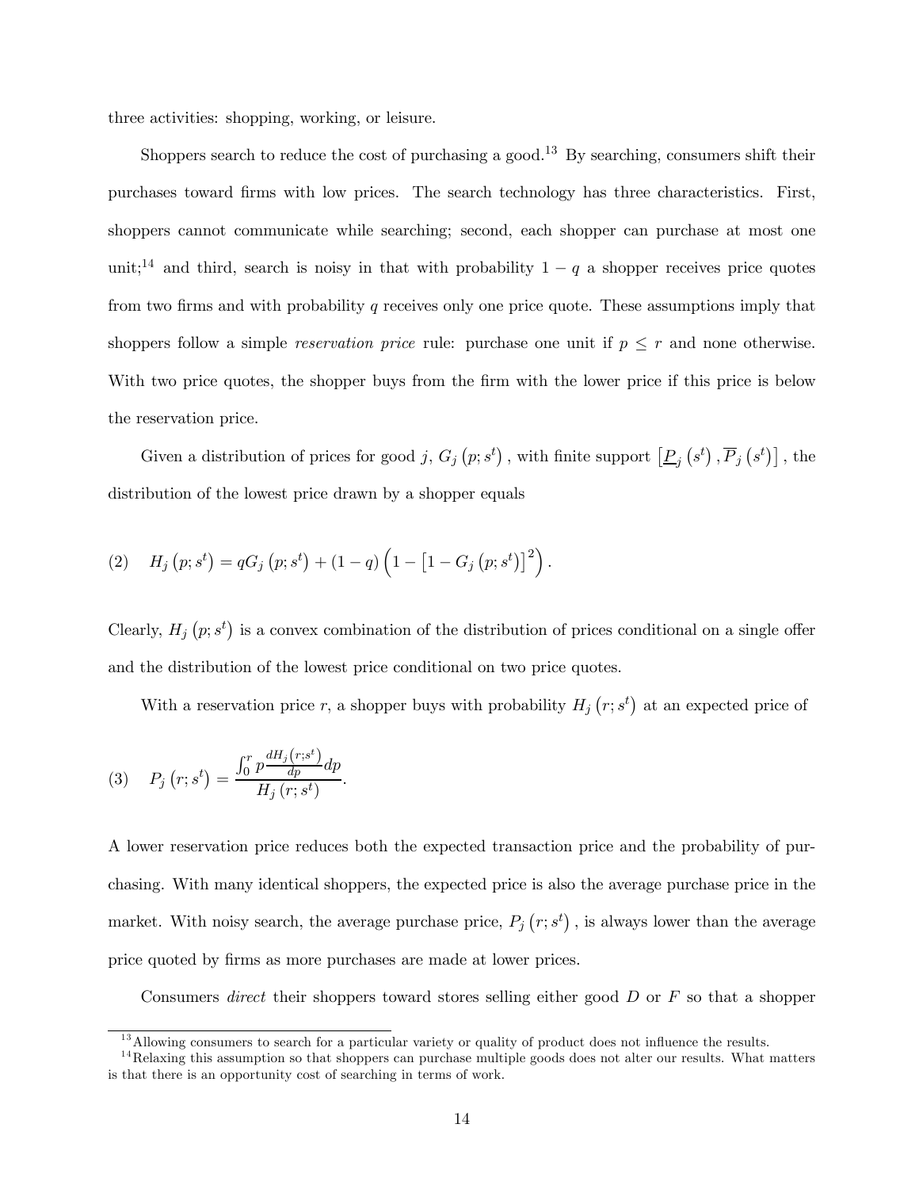three activities: shopping, working, or leisure.

Shoppers search to reduce the cost of purchasing a good.[13] By searching, consumers shift their purchases toward firms with low prices. The search technology has three characteristics. First, shoppers cannot communicate while searching; second, each shopper can purchase at most one unit;[14] and third, search is noisy in that with probability $1-q$ a shopper receives price quotes from two firms and with probability $q$ receives only one price quote. These assumptions imply that shoppers follow a simple *reservation price* rule: purchase one unit if $p \leq r$ and none otherwise. With two price quotes, the shopper buys from the firm with the lower price if this price is below the reservation price.

Given a distribution of prices for good $j$, $G_j(p; s^t)$, with finite support $\left[\underline{P}_j(s^t), \overline{P}_j(s^t)\right]$, the distribution of the lowest price drawn by a shopper equals

$$(2) \quad H_j(p; s^t) = qG_j(p; s^t) + (1-q)\left(1 - \left[1 - G_j(p; s^t)\right]^2\right).$$

Clearly, $H_j(p; s^t)$ is a convex combination of the distribution of prices conditional on a single offer and the distribution of the lowest price conditional on two price quotes.

With a reservation price $r$, a shopper buys with probability $H_j(r; s^t)$ at an expected price of

$$(3) \quad P_j(r; s^t) = \frac{\int_0^r p \frac{dH_j(r; s^t)}{dp} dp}{H_j(r; s^t)}.$$

A lower reservation price reduces both the expected transaction price and the probability of purchasing. With many identical shoppers, the expected price is also the average purchase price in the market. With noisy search, the average purchase price, $P_j(r; s^t)$, is always lower than the average price quoted by firms as more purchases are made at lower prices.

Consumers *direct* their shoppers toward stores selling either good $D$ or $F$ so that a shopper

[13] Allowing consumers to search for a particular variety or quality of product does not influence the results.

[14] Relaxing this assumption so that shoppers can purchase multiple goods does not alter our results. What matters is that there is an opportunity cost of searching in terms of work.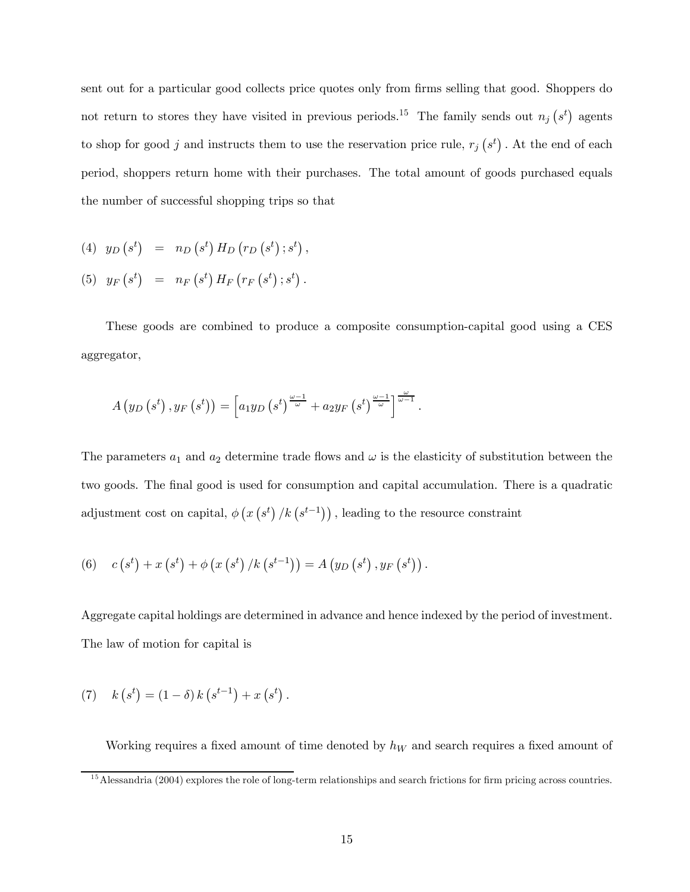sent out for a particular good collects price quotes only from firms selling that good. Shoppers do not return to stores they have visited in previous periods.[15] The family sends out $n_j\left(s^t\right)$ agents to shop for good $j$ and instructs them to use the reservation price rule, $r_j\left(s^t\right)$. At the end of each period, shoppers return home with their purchases. The total amount of goods purchased equals the number of successful shopping trips so that

$$
\begin{aligned}
(4) \quad y_D\left(s^t\right) &= n_D\left(s^t\right) H_D\left(r_D\left(s^t\right); s^t\right), \\
(5) \quad y_F\left(s^t\right) &= n_F\left(s^t\right) H_F\left(r_F\left(s^t\right); s^t\right).
\end{aligned}
$$

These goods are combined to produce a composite consumption-capital good using a CES aggregator,

$$
A\left(y_D\left(s^t\right), y_F\left(s^t\right)\right) = \left[a_1 y_D\left(s^t\right)^{\frac{\omega-1}{\omega}} + a_2 y_F\left(s^t\right)^{\frac{\omega-1}{\omega}}\right]^{\frac{\omega}{\omega-1}}.
$$

The parameters $a_1$ and $a_2$ determine trade flows and $\omega$ is the elasticity of substitution between the two goods. The final good is used for consumption and capital accumulation. There is a quadratic adjustment cost on capital, $\phi\left(x\left(s^t\right)/k\left(s^{t-1}\right)\right)$, leading to the resource constraint

$$
(6) \quad c\left(s^t\right) + x\left(s^t\right) + \phi\left(x\left(s^t\right)/k\left(s^{t-1}\right)\right) = A\left(y_D\left(s^t\right), y_F\left(s^t\right)\right).
$$

Aggregate capital holdings are determined in advance and hence indexed by the period of investment. The law of motion for capital is

$$
(7) \quad k\left(s^t\right) = (1-\delta) k\left(s^{t-1}\right) + x\left(s^t\right).
$$

Working requires a fixed amount of time denoted by $h_W$ and search requires a fixed amount of

[15] Alessandria (2004) explores the role of long-term relationships and search frictions for firm pricing across countries.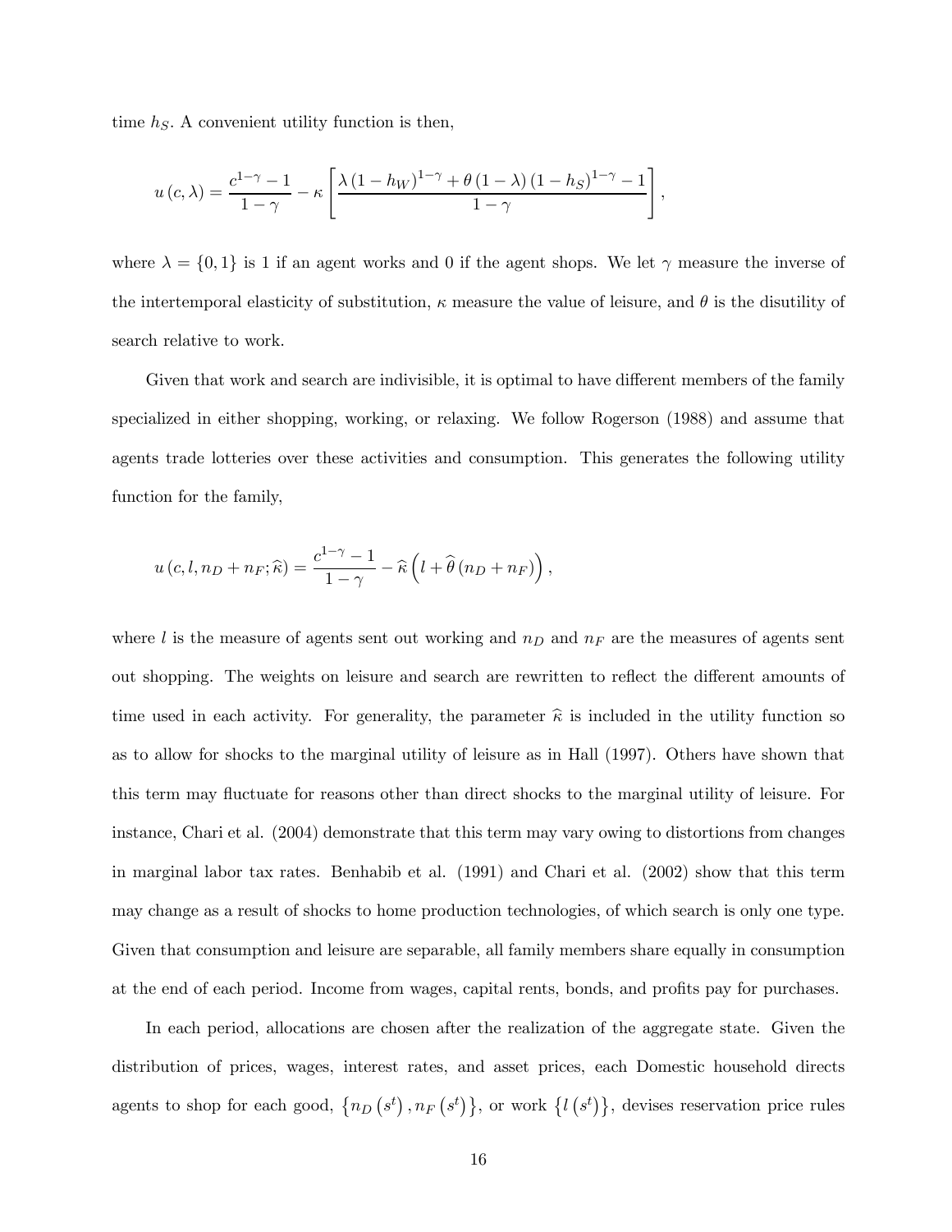time $h_S$. A convenient utility function is then,

$$u(c,\lambda) = \frac{c^{1-\gamma}-1}{1-\gamma} - \kappa \left[ \frac{\lambda (1-h_W)^{1-\gamma} + \theta (1-\lambda)(1-h_S)^{1-\gamma} - 1}{1-\gamma} \right],$$

where $\lambda = \{0,1\}$ is 1 if an agent works and 0 if the agent shops. We let $\gamma$ measure the inverse of the intertemporal elasticity of substitution, $\kappa$ measure the value of leisure, and $\theta$ is the disutility of search relative to work.

Given that work and search are indivisible, it is optimal to have different members of the family specialized in either shopping, working, or relaxing. We follow Rogerson (1988) and assume that agents trade lotteries over these activities and consumption. This generates the following utility function for the family,

$$u(c, l, n_D + n_F; \widehat{\kappa}) = \frac{c^{1-\gamma}-1}{1-\gamma} - \widehat{\kappa}\left(l + \widehat{\theta}(n_D + n_F)\right),$$

where $l$ is the measure of agents sent out working and $n_D$ and $n_F$ are the measures of agents sent out shopping. The weights on leisure and search are rewritten to reflect the different amounts of time used in each activity. For generality, the parameter $\widehat{\kappa}$ is included in the utility function so as to allow for shocks to the marginal utility of leisure as in Hall (1997). Others have shown that this term may fluctuate for reasons other than direct shocks to the marginal utility of leisure. For instance, Chari et al. (2004) demonstrate that this term may vary owing to distortions from changes in marginal labor tax rates. Benhabib et al. (1991) and Chari et al. (2002) show that this term may change as a result of shocks to home production technologies, of which search is only one type. Given that consumption and leisure are separable, all family members share equally in consumption at the end of each period. Income from wages, capital rents, bonds, and profits pay for purchases.

In each period, allocations are chosen after the realization of the aggregate state. Given the distribution of prices, wages, interest rates, and asset prices, each Domestic household directs agents to shop for each good, $\{n_D(s^t), n_F(s^t)\}$, or work $\{l(s^t)\}$, devises reservation price rules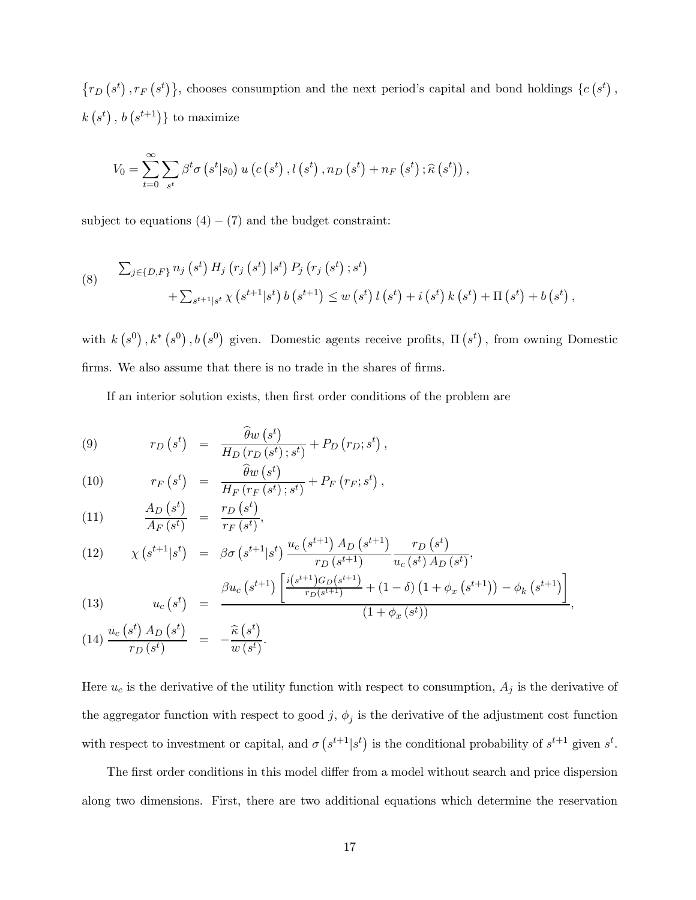$\{r_D(s^t), r_F(s^t)\}$, chooses consumption and the next period's capital and bond holdings $\{c(s^t), k(s^t), b(s^{t+1})\}$ to maximize

$$V_0 = \sum_{t=0}^{\infty} \sum_{s^t} \beta^t \sigma(s^t | s_0) \, u\left(c(s^t), l(s^t), n_D(s^t) + n_F(s^t); \widehat{\kappa}(s^t)\right),$$

subject to equations $(4) - (7)$ and the budget constraint:

$$(8) \qquad \begin{aligned} &\textstyle\sum_{j \in \{D,F\}} n_j(s^t) H_j(r_j(s^t) | s^t) P_j(r_j(s^t); s^t) \\ &\quad + \textstyle\sum_{s^{t+1}|s^t} \chi(s^{t+1}|s^t) \, b(s^{t+1}) \leq w(s^t) \, l(s^t) + i(s^t) \, k(s^t) + \Pi(s^t) + b(s^t), \end{aligned}$$

with $k(s^0), k^*(s^0), b(s^0)$ given. Domestic agents receive profits, $\Pi(s^t)$, from owning Domestic firms. We also assume that there is no trade in the shares of firms.

If an interior solution exists, then first order conditions of the problem are

$$(9) \qquad r_D(s^t) = \frac{\widehat{\theta} w(s^t)}{H_D(r_D(s^t); s^t)} + P_D(r_D; s^t),$$

$$(10) \qquad r_F(s^t) = \frac{\widehat{\theta} w(s^t)}{H_F(r_F(s^t); s^t)} + P_F(r_F; s^t),$$

$$(11) \qquad \frac{A_D(s^t)}{A_F(s^t)} = \frac{r_D(s^t)}{r_F(s^t)},$$

$$(12) \qquad \chi(s^{t+1}|s^t) = \beta \sigma(s^{t+1}|s^t) \frac{u_c(s^{t+1}) A_D(s^{t+1})}{r_D(s^{t+1})} \frac{r_D(s^t)}{u_c(s^t) A_D(s^t)},$$

$$(13) \qquad u_c(s^t) = \frac{\beta u_c(s^{t+1}) \left[ \frac{i(s^{t+1}) G_D(s^{t+1})}{r_D(s^{t+1})} + (1-\delta)\left(1 + \phi_x(s^{t+1})\right) - \phi_k(s^{t+1}) \right]}{(1 + \phi_x(s^t))},$$

$$(14) \qquad \frac{u_c(s^t) A_D(s^t)}{r_D(s^t)} = -\frac{\widehat{\kappa}(s^t)}{w(s^t)}.$$

Here $u_c$ is the derivative of the utility function with respect to consumption, $A_j$ is the derivative of the aggregator function with respect to good $j$, $\phi_j$ is the derivative of the adjustment cost function with respect to investment or capital, and $\sigma(s^{t+1}|s^t)$ is the conditional probability of $s^{t+1}$ given $s^t$.

The first order conditions in this model differ from a model without search and price dispersion along two dimensions. First, there are two additional equations which determine the reservation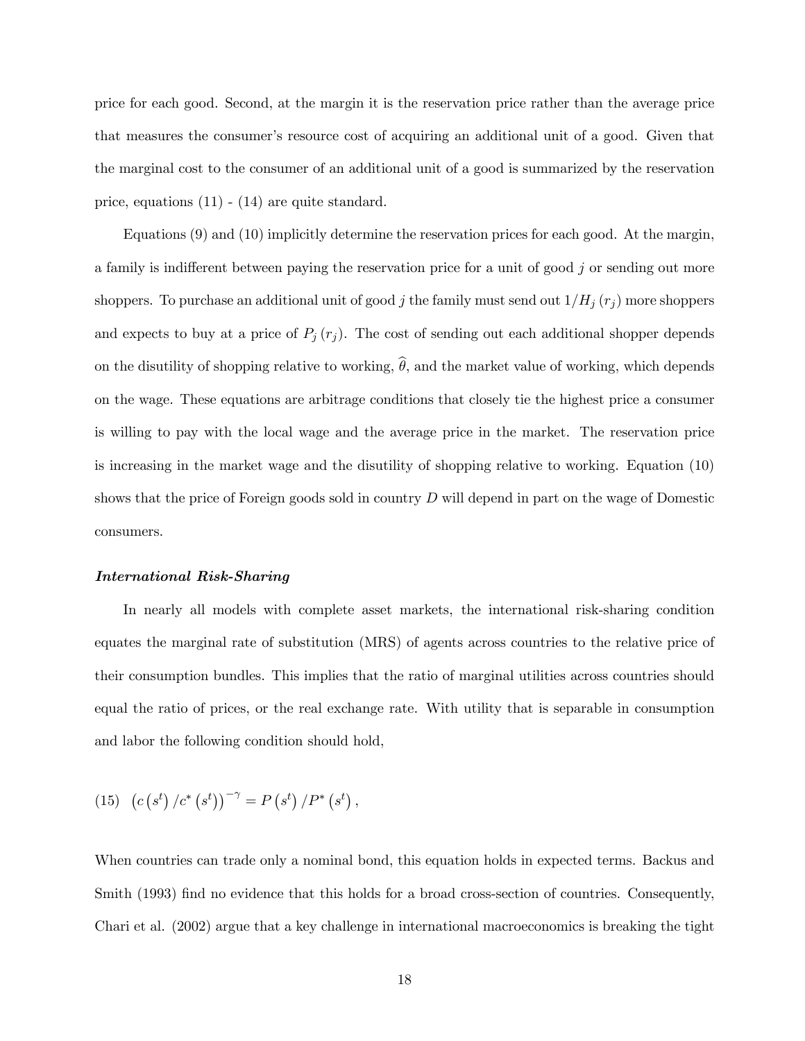price for each good. Second, at the margin it is the reservation price rather than the average price that measures the consumer's resource cost of acquiring an additional unit of a good. Given that the marginal cost to the consumer of an additional unit of a good is summarized by the reservation price, equations (11) - (14) are quite standard.

Equations (9) and (10) implicitly determine the reservation prices for each good. At the margin, a family is indifferent between paying the reservation price for a unit of good $j$ or sending out more shoppers. To purchase an additional unit of good $j$ the family must send out $1/H_j(r_j)$ more shoppers and expects to buy at a price of $P_j(r_j)$. The cost of sending out each additional shopper depends on the disutility of shopping relative to working, $\widehat{\theta}$, and the market value of working, which depends on the wage. These equations are arbitrage conditions that closely tie the highest price a consumer is willing to pay with the local wage and the average price in the market. The reservation price is increasing in the market wage and the disutility of shopping relative to working. Equation (10) shows that the price of Foreign goods sold in country $D$ will depend in part on the wage of Domestic consumers.

***International Risk-Sharing***

In nearly all models with complete asset markets, the international risk-sharing condition equates the marginal rate of substitution (MRS) of agents across countries to the relative price of their consumption bundles. This implies that the ratio of marginal utilities across countries should equal the ratio of prices, or the real exchange rate. With utility that is separable in consumption and labor the following condition should hold,

$$(15) \quad \left(c\left(s^t\right)/c^*\left(s^t\right)\right)^{-\gamma} = P\left(s^t\right)/P^*\left(s^t\right),$$

When countries can trade only a nominal bond, this equation holds in expected terms. Backus and Smith (1993) find no evidence that this holds for a broad cross-section of countries. Consequently, Chari et al. (2002) argue that a key challenge in international macroeconomics is breaking the tight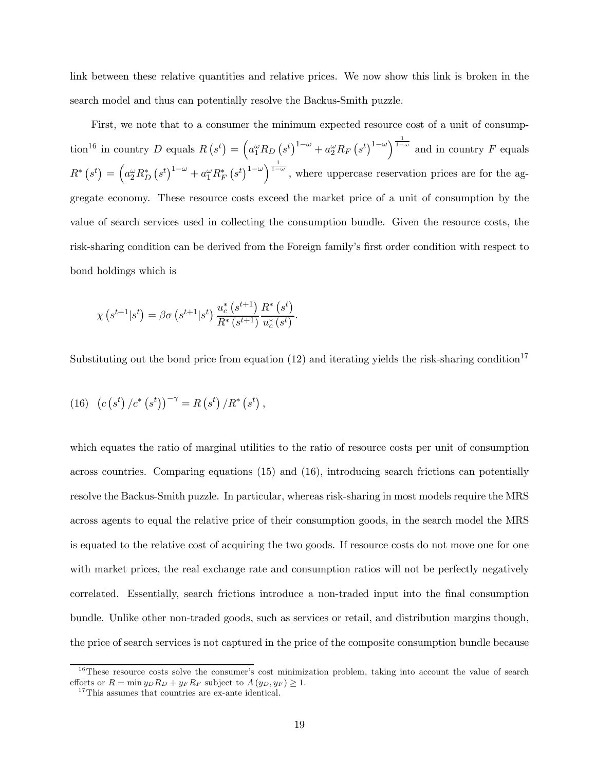link between these relative quantities and relative prices. We now show this link is broken in the search model and thus can potentially resolve the Backus-Smith puzzle.

First, we note that to a consumer the minimum expected resource cost of a unit of consumption[16] in country $D$ equals $R(s^t) = \left(a_1^{\omega} R_D(s^t)^{1-\omega} + a_2^{\omega} R_F(s^t)^{1-\omega}\right)^{\frac{1}{1-\omega}}$ and in country $F$ equals $R^*(s^t) = \left(a_2^{\omega} R_D^*(s^t)^{1-\omega} + a_1^{\omega} R_F^*(s^t)^{1-\omega}\right)^{\frac{1}{1-\omega}}$, where uppercase reservation prices are for the aggregate economy. These resource costs exceed the market price of a unit of consumption by the value of search services used in collecting the consumption bundle. Given the resource costs, the risk-sharing condition can be derived from the Foreign family's first order condition with respect to bond holdings which is

$$\chi\left(s^{t+1}|s^t\right) = \beta\sigma\left(s^{t+1}|s^t\right)\frac{u_c^*\left(s^{t+1}\right)}{R^*\left(s^{t+1}\right)}\frac{R^*\left(s^t\right)}{u_c^*\left(s^t\right)}.$$

Substituting out the bond price from equation (12) and iterating yields the risk-sharing condition[17]

$$(16) \quad \left(c\left(s^t\right)/c^*\left(s^t\right)\right)^{-\gamma} = R\left(s^t\right)/R^*\left(s^t\right),$$

which equates the ratio of marginal utilities to the ratio of resource costs per unit of consumption across countries. Comparing equations (15) and (16), introducing search frictions can potentially resolve the Backus-Smith puzzle. In particular, whereas risk-sharing in most models require the MRS across agents to equal the relative price of their consumption goods, in the search model the MRS is equated to the relative cost of acquiring the two goods. If resource costs do not move one for one with market prices, the real exchange rate and consumption ratios will not be perfectly negatively correlated. Essentially, search frictions introduce a non-traded input into the final consumption bundle. Unlike other non-traded goods, such as services or retail, and distribution margins though, the price of search services is not captured in the price of the composite consumption bundle because

[16] These resource costs solve the consumer's cost minimization problem, taking into account the value of search efforts or $R = \min y_D R_D + y_F R_F$ subject to $A(y_D, y_F) \geq 1$.

[17] This assumes that countries are ex-ante identical.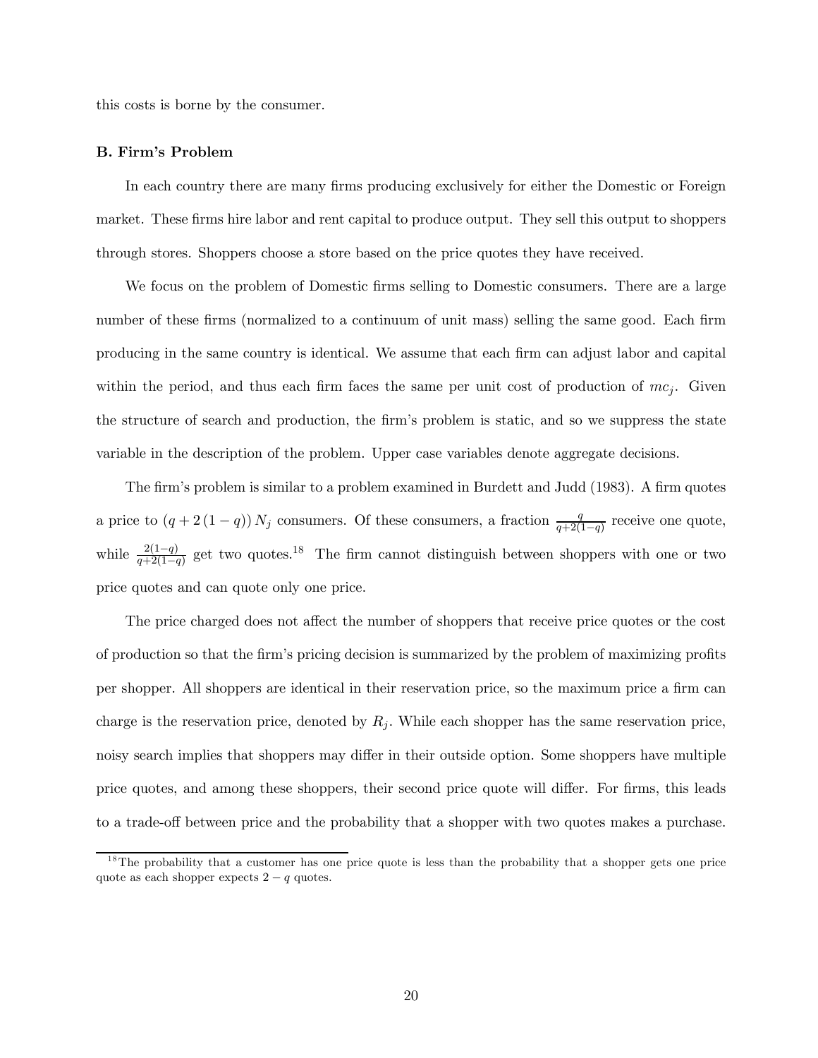this costs is borne by the consumer.

### B. Firm's Problem

In each country there are many firms producing exclusively for either the Domestic or Foreign market. These firms hire labor and rent capital to produce output. They sell this output to shoppers through stores. Shoppers choose a store based on the price quotes they have received.

We focus on the problem of Domestic firms selling to Domestic consumers. There are a large number of these firms (normalized to a continuum of unit mass) selling the same good. Each firm producing in the same country is identical. We assume that each firm can adjust labor and capital within the period, and thus each firm faces the same per unit cost of production of $mc_j$. Given the structure of search and production, the firm's problem is static, and so we suppress the state variable in the description of the problem. Upper case variables denote aggregate decisions.

The firm's problem is similar to a problem examined in Burdett and Judd (1983). A firm quotes a price to $(q + 2(1 - q)) N_j$ consumers. Of these consumers, a fraction $\frac{q}{q+2(1-q)}$ receive one quote, while $\frac{2(1-q)}{q+2(1-q)}$ get two quotes.[18] The firm cannot distinguish between shoppers with one or two price quotes and can quote only one price.

The price charged does not affect the number of shoppers that receive price quotes or the cost of production so that the firm's pricing decision is summarized by the problem of maximizing profits per shopper. All shoppers are identical in their reservation price, so the maximum price a firm can charge is the reservation price, denoted by $R_j$. While each shopper has the same reservation price, noisy search implies that shoppers may differ in their outside option. Some shoppers have multiple price quotes, and among these shoppers, their second price quote will differ. For firms, this leads to a trade-off between price and the probability that a shopper with two quotes makes a purchase.

[18] The probability that a customer has one price quote is less than the probability that a shopper gets one price quote as each shopper expects $2 - q$ quotes.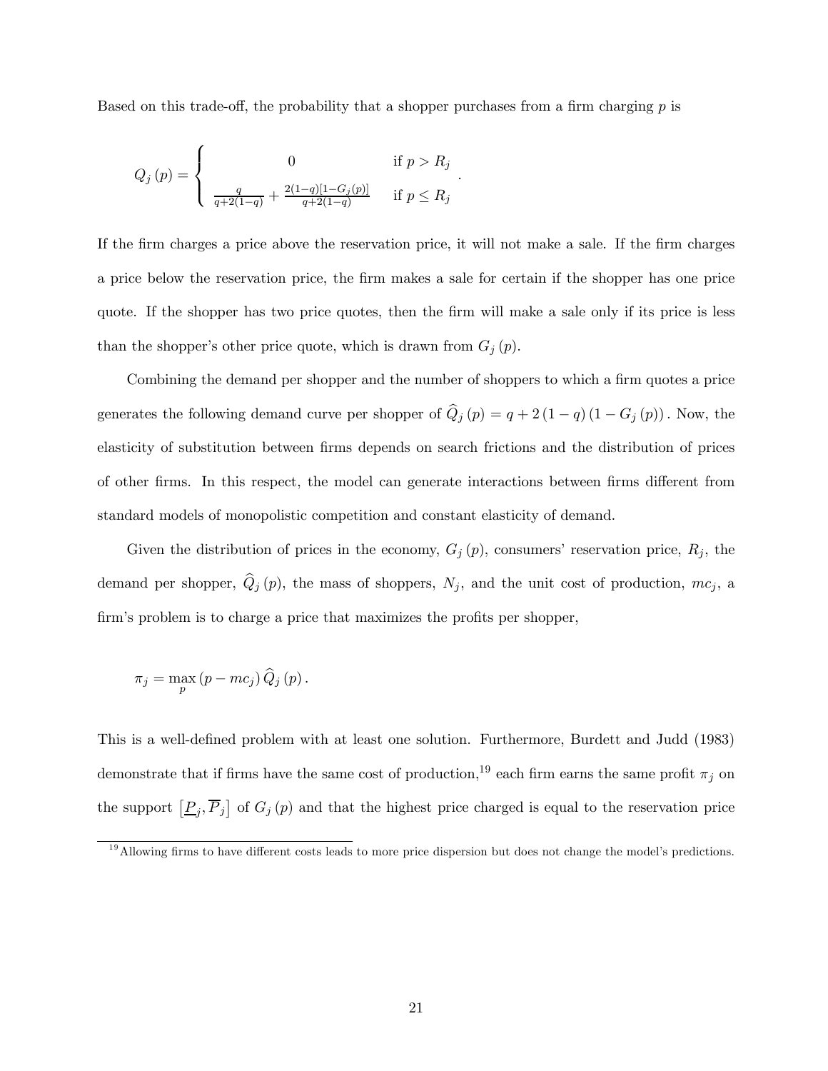Based on this trade-off, the probability that a shopper purchases from a firm charging $p$ is

$$Q_j(p) = \begin{cases} 0 & \text{if } p > R_j \\ \frac{q}{q+2(1-q)} + \frac{2(1-q)[1-G_j(p)]}{q+2(1-q)} & \text{if } p \leq R_j \end{cases}.$$

If the firm charges a price above the reservation price, it will not make a sale. If the firm charges a price below the reservation price, the firm makes a sale for certain if the shopper has one price quote. If the shopper has two price quotes, then the firm will make a sale only if its price is less than the shopper's other price quote, which is drawn from $G_j(p)$.

Combining the demand per shopper and the number of shoppers to which a firm quotes a price generates the following demand curve per shopper of $\widehat{Q}_j(p) = q + 2(1-q)(1-G_j(p))$. Now, the elasticity of substitution between firms depends on search frictions and the distribution of prices of other firms. In this respect, the model can generate interactions between firms different from standard models of monopolistic competition and constant elasticity of demand.

Given the distribution of prices in the economy, $G_j(p)$, consumers' reservation price, $R_j$, the demand per shopper, $\widehat{Q}_j(p)$, the mass of shoppers, $N_j$, and the unit cost of production, $mc_j$, a firm's problem is to charge a price that maximizes the profits per shopper,

$$\pi_j = \max_p (p - mc_j) \widehat{Q}_j(p).$$

This is a well-defined problem with at least one solution. Furthermore, Burdett and Judd (1983) demonstrate that if firms have the same cost of production,[19] each firm earns the same profit $\pi_j$ on the support $\left[\underline{P}_j, \overline{P}_j\right]$ of $G_j(p)$ and that the highest price charged is equal to the reservation price

[19] Allowing firms to have different costs leads to more price dispersion but does not change the model's predictions.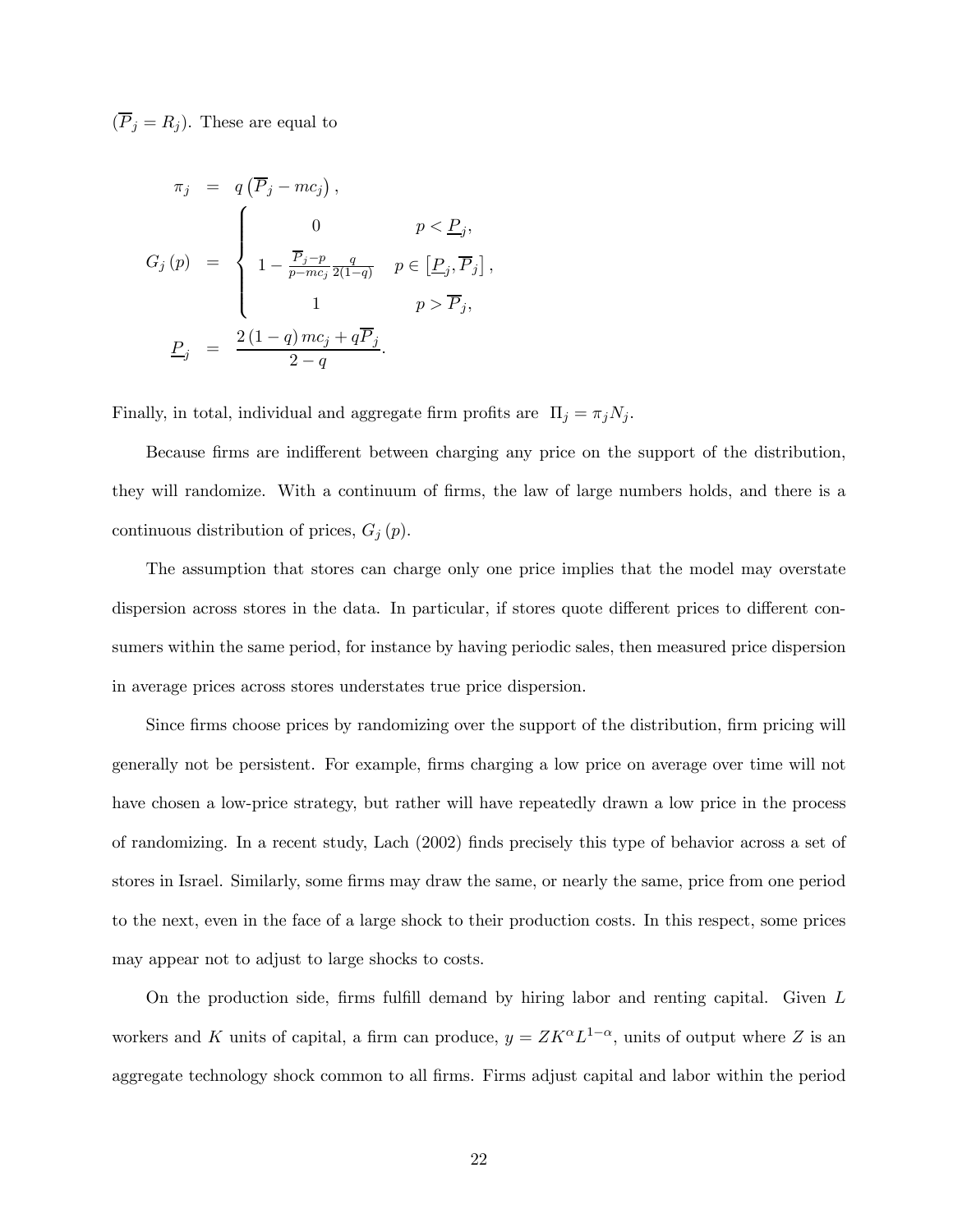($\overline{P}_j = R_j$). These are equal to

$$
\begin{aligned}
\pi_j &= q\left(\overline{P}_j - mc_j\right), \\
G_j(p) &= \begin{cases} 0 & p < \underline{P}_j, \\ 1 - \frac{\overline{P}_j - p}{p - mc_j}\frac{q}{2(1-q)} & p \in \left[\underline{P}_j, \overline{P}_j\right], \\ 1 & p > \overline{P}_j, \end{cases} \\
\underline{P}_j &= \frac{2(1-q)\, mc_j + q\overline{P}_j}{2-q}.
\end{aligned}
$$

Finally, in total, individual and aggregate firm profits are $\Pi_j = \pi_j N_j$.

Because firms are indifferent between charging any price on the support of the distribution, they will randomize. With a continuum of firms, the law of large numbers holds, and there is a continuous distribution of prices, $G_j(p)$.

The assumption that stores can charge only one price implies that the model may overstate dispersion across stores in the data. In particular, if stores quote different prices to different consumers within the same period, for instance by having periodic sales, then measured price dispersion in average prices across stores understates true price dispersion.

Since firms choose prices by randomizing over the support of the distribution, firm pricing will generally not be persistent. For example, firms charging a low price on average over time will not have chosen a low-price strategy, but rather will have repeatedly drawn a low price in the process of randomizing. In a recent study, Lach (2002) finds precisely this type of behavior across a set of stores in Israel. Similarly, some firms may draw the same, or nearly the same, price from one period to the next, even in the face of a large shock to their production costs. In this respect, some prices may appear not to adjust to large shocks to costs.

On the production side, firms fulfill demand by hiring labor and renting capital. Given $L$ workers and $K$ units of capital, a firm can produce, $y = ZK^{\alpha}L^{1-\alpha}$, units of output where $Z$ is an aggregate technology shock common to all firms. Firms adjust capital and labor within the period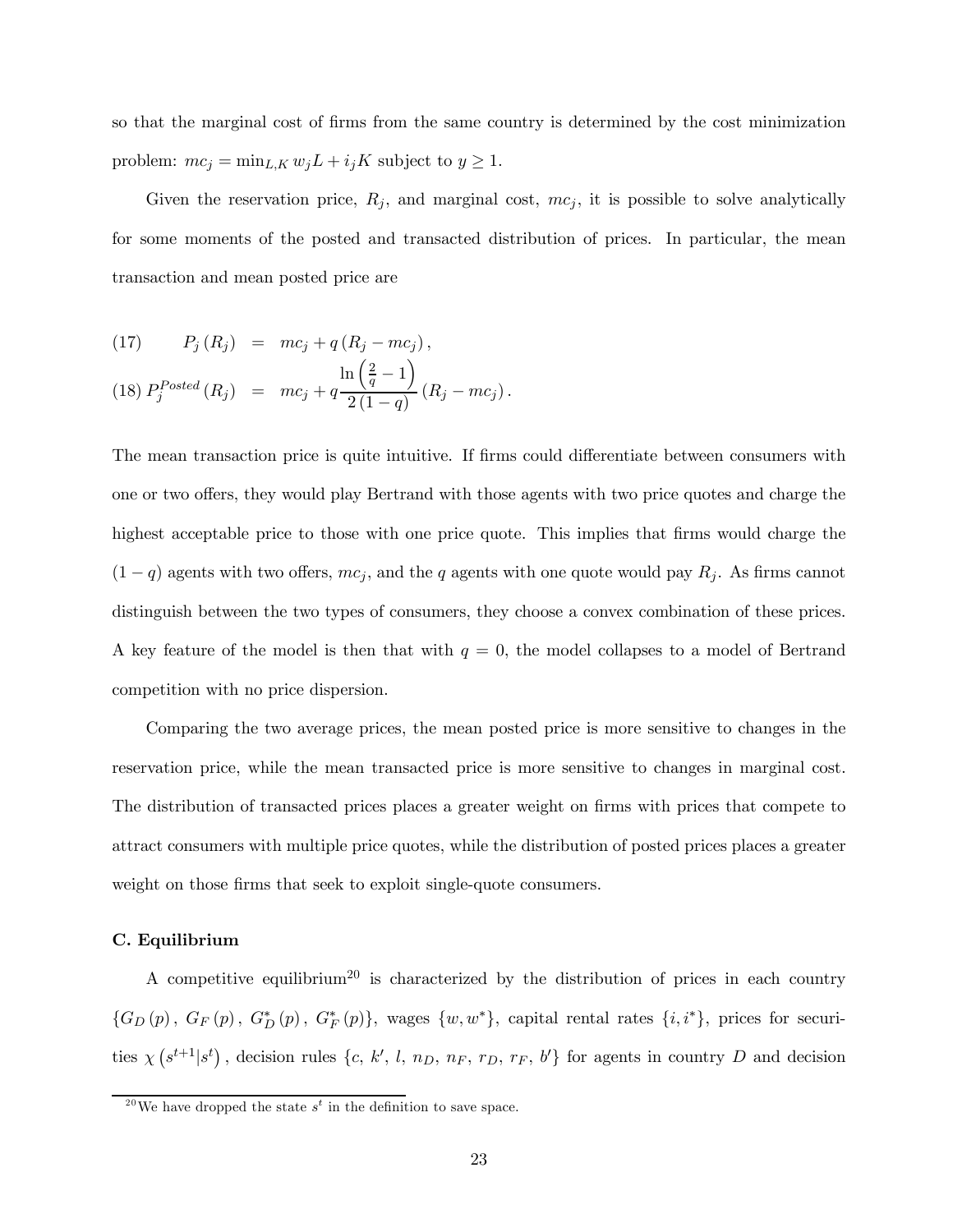so that the marginal cost of firms from the same country is determined by the cost minimization problem: $mc_j = \min_{L,K} w_j L + i_j K$ subject to $y \geq 1$.

Given the reservation price, $R_j$, and marginal cost, $mc_j$, it is possible to solve analytically for some moments of the posted and transacted distribution of prices. In particular, the mean transaction and mean posted price are

$$
\begin{aligned}
(17) \qquad P_j(R_j) &= mc_j + q(R_j - mc_j), \\
(18) \; P_j^{Posted}(R_j) &= mc_j + q\frac{\ln\left(\frac{2}{q} - 1\right)}{2(1-q)}(R_j - mc_j).
\end{aligned}
$$

The mean transaction price is quite intuitive. If firms could differentiate between consumers with one or two offers, they would play Bertrand with those agents with two price quotes and charge the highest acceptable price to those with one price quote. This implies that firms would charge the $(1-q)$ agents with two offers, $mc_j$, and the $q$ agents with one quote would pay $R_j$. As firms cannot distinguish between the two types of consumers, they choose a convex combination of these prices. A key feature of the model is then that with $q = 0$, the model collapses to a model of Bertrand competition with no price dispersion.

Comparing the two average prices, the mean posted price is more sensitive to changes in the reservation price, while the mean transacted price is more sensitive to changes in marginal cost. The distribution of transacted prices places a greater weight on firms with prices that compete to attract consumers with multiple price quotes, while the distribution of posted prices places a greater weight on those firms that seek to exploit single-quote consumers.

### C. Equilibrium

A competitive equilibrium[20] is characterized by the distribution of prices in each country $\{G_D(p), G_F(p), G_D^*(p), G_F^*(p)\}$, wages $\{w, w^*\}$, capital rental rates $\{i, i^*\}$, prices for securities $\chi(s^{t+1}|s^t)$, decision rules $\{c, k', l, n_D, n_F, r_D, r_F, b'\}$ for agents in country $D$ and decision

[20] We have dropped the state $s^t$ in the definition to save space.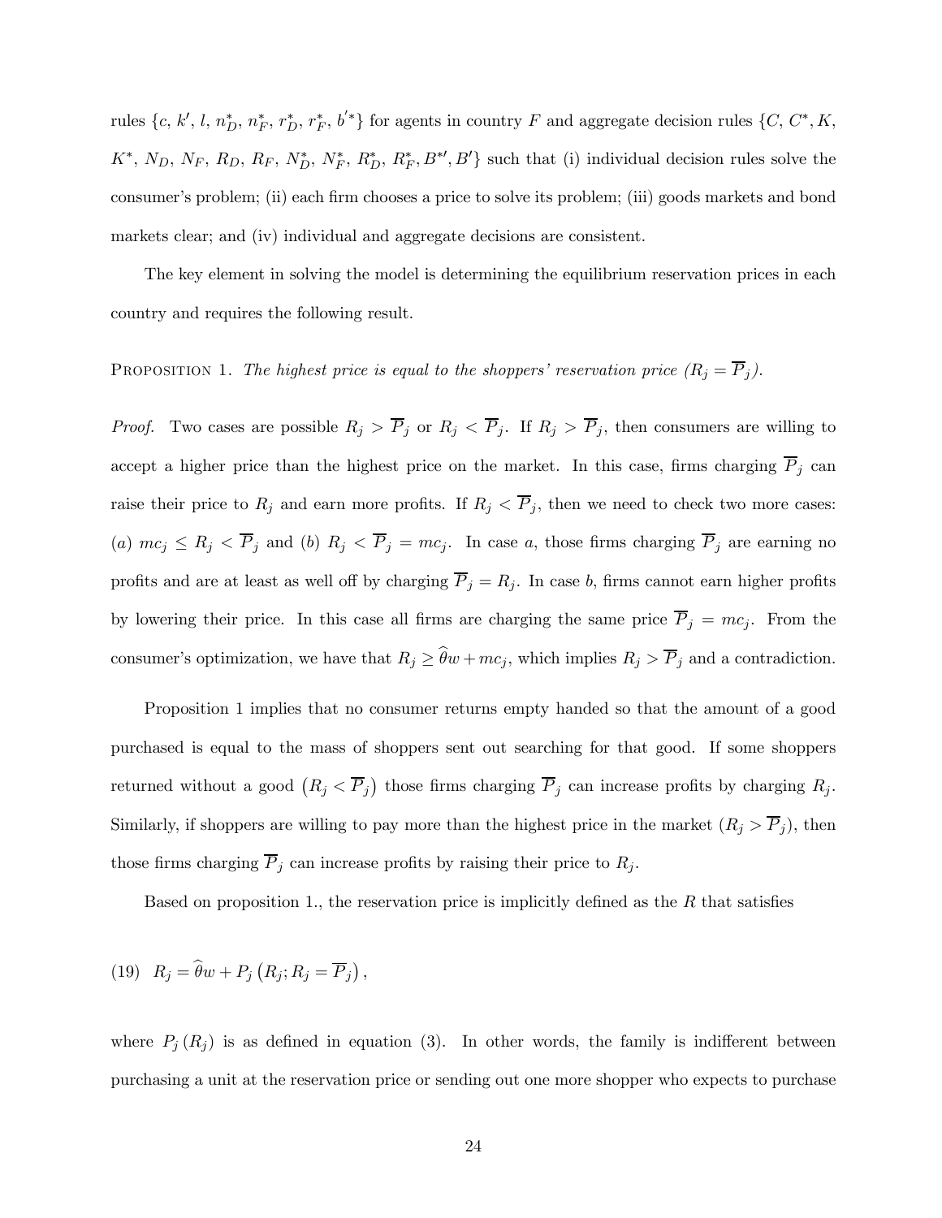rules $\{c, k', l, n_D^*, n_F^*, r_D^*, r_F^*, b'^*\}$ for agents in country $F$ and aggregate decision rules $\{C, C^*, K, K^*, N_D, N_F, R_D, R_F, N_D^*, N_F^*, R_D^*, R_F^*, B^{*\prime}, B'\}$ such that (i) individual decision rules solve the consumer's problem; (ii) each firm chooses a price to solve its problem; (iii) goods markets and bond markets clear; and (iv) individual and aggregate decisions are consistent.

The key element in solving the model is determining the equilibrium reservation prices in each country and requires the following result.

Proposition 1. *The highest price is equal to the shoppers' reservation price ($R_j = \overline{P}_j$).*

*Proof.* Two cases are possible $R_j > \overline{P}_j$ or $R_j < \overline{P}_j$. If $R_j > \overline{P}_j$, then consumers are willing to accept a higher price than the highest price on the market. In this case, firms charging $\overline{P}_j$ can raise their price to $R_j$ and earn more profits. If $R_j < \overline{P}_j$, then we need to check two more cases: (*a*) $mc_j \leq R_j < \overline{P}_j$ and (*b*) $R_j < \overline{P}_j = mc_j$. In case *a*, those firms charging $\overline{P}_j$ are earning no profits and are at least as well off by charging $\overline{P}_j = R_j$. In case *b*, firms cannot earn higher profits by lowering their price. In this case all firms are charging the same price $\overline{P}_j = mc_j$. From the consumer's optimization, we have that $R_j \geq \widehat{\theta}w + mc_j$, which implies $R_j > \overline{P}_j$ and a contradiction.

Proposition 1 implies that no consumer returns empty handed so that the amount of a good purchased is equal to the mass of shoppers sent out searching for that good. If some shoppers returned without a good $\left(R_j < \overline{P}_j\right)$ those firms charging $\overline{P}_j$ can increase profits by charging $R_j$. Similarly, if shoppers are willing to pay more than the highest price in the market ($R_j > \overline{P}_j$), then those firms charging $\overline{P}_j$ can increase profits by raising their price to $R_j$.

Based on proposition 1., the reservation price is implicitly defined as the $R$ that satisfies

$$(19) \quad R_j = \widehat{\theta}w + P_j\left(R_j; R_j = \overline{P}_j\right),$$

where $P_j(R_j)$ is as defined in equation (3). In other words, the family is indifferent between purchasing a unit at the reservation price or sending out one more shopper who expects to purchase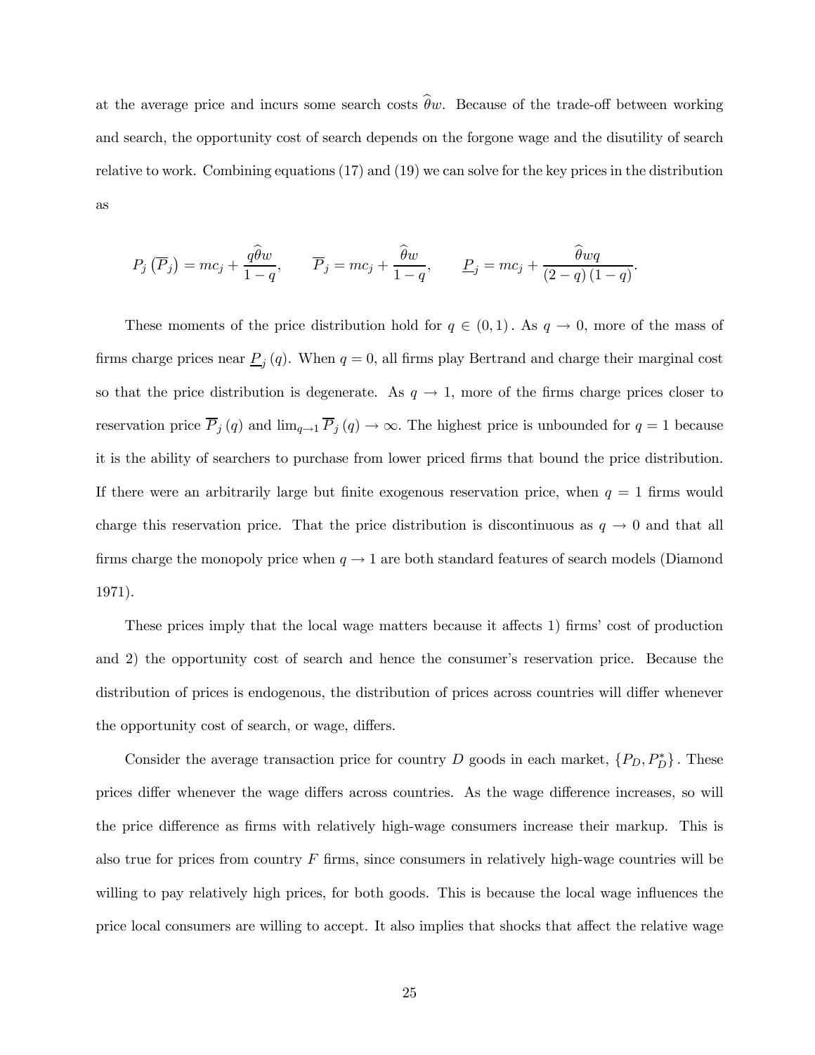at the average price and incurs some search costs $\widehat{\theta}w$. Because of the trade-off between working and search, the opportunity cost of search depends on the forgone wage and the disutility of search relative to work. Combining equations (17) and (19) we can solve for the key prices in the distribution as

$$P_j\left(\overline{P}_j\right) = mc_j + \frac{q\widehat{\theta}w}{1-q}, \qquad \overline{P}_j = mc_j + \frac{\widehat{\theta}w}{1-q}, \qquad \underline{P}_j = mc_j + \frac{\widehat{\theta}wq}{(2-q)(1-q)}.$$

These moments of the price distribution hold for $q \in (0, 1)$. As $q \to 0$, more of the mass of firms charge prices near $\underline{P}_j(q)$. When $q = 0$, all firms play Bertrand and charge their marginal cost so that the price distribution is degenerate. As $q \to 1$, more of the firms charge prices closer to reservation price $\overline{P}_j(q)$ and $\lim_{q \to 1} \overline{P}_j(q) \to \infty$. The highest price is unbounded for $q = 1$ because it is the ability of searchers to purchase from lower priced firms that bound the price distribution. If there were an arbitrarily large but finite exogenous reservation price, when $q = 1$ firms would charge this reservation price. That the price distribution is discontinuous as $q \to 0$ and that all firms charge the monopoly price when $q \to 1$ are both standard features of search models (Diamond 1971).

These prices imply that the local wage matters because it affects 1) firms' cost of production and 2) the opportunity cost of search and hence the consumer's reservation price. Because the distribution of prices is endogenous, the distribution of prices across countries will differ whenever the opportunity cost of search, or wage, differs.

Consider the average transaction price for country $D$ goods in each market, $\{P_D, P_D^*\}$. These prices differ whenever the wage differs across countries. As the wage difference increases, so will the price difference as firms with relatively high-wage consumers increase their markup. This is also true for prices from country $F$ firms, since consumers in relatively high-wage countries will be willing to pay relatively high prices, for both goods. This is because the local wage influences the price local consumers are willing to accept. It also implies that shocks that affect the relative wage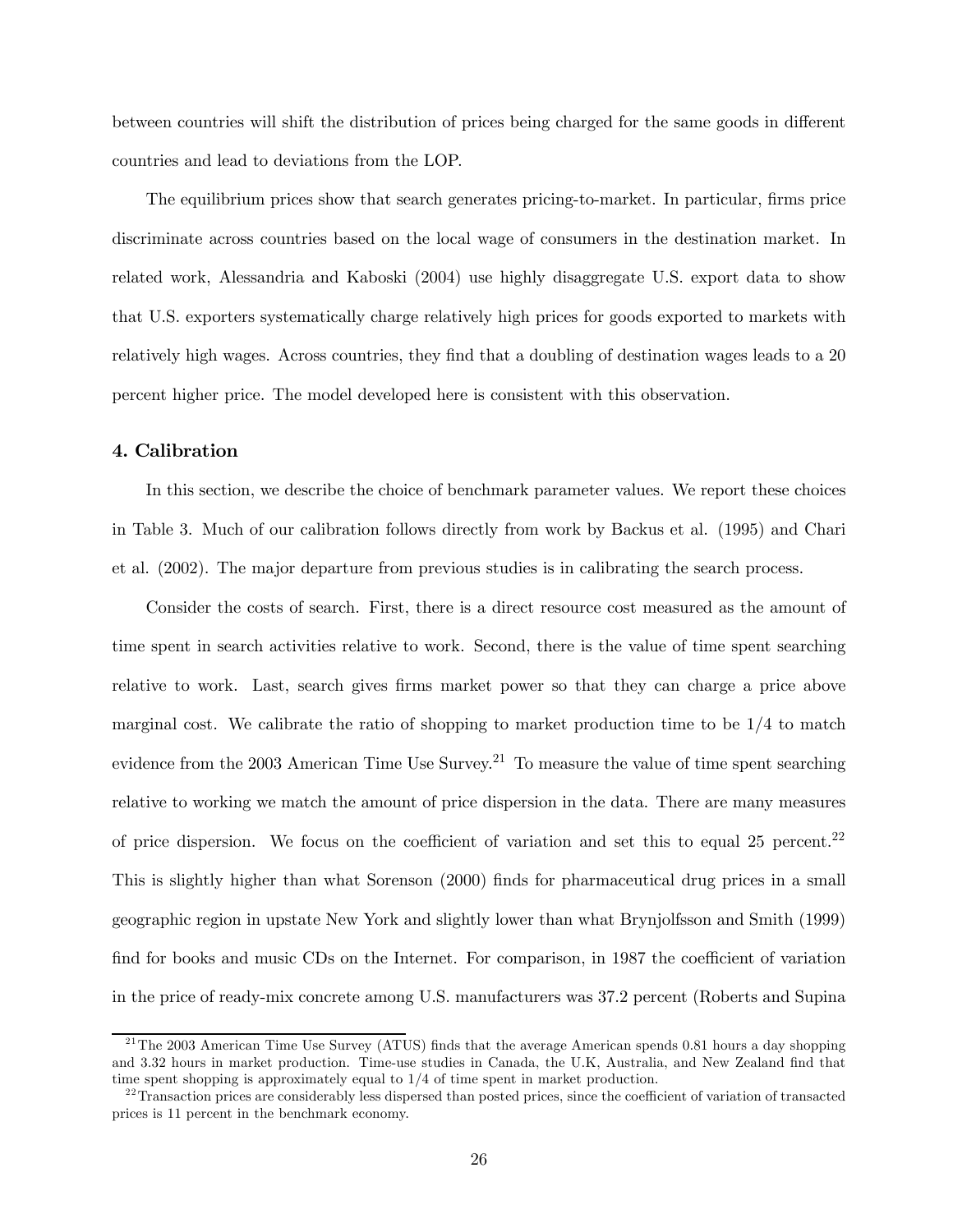between countries will shift the distribution of prices being charged for the same goods in different countries and lead to deviations from the LOP.

The equilibrium prices show that search generates pricing-to-market. In particular, firms price discriminate across countries based on the local wage of consumers in the destination market. In related work, Alessandria and Kaboski (2004) use highly disaggregate U.S. export data to show that U.S. exporters systematically charge relatively high prices for goods exported to markets with relatively high wages. Across countries, they find that a doubling of destination wages leads to a 20 percent higher price. The model developed here is consistent with this observation.

## 4. Calibration

In this section, we describe the choice of benchmark parameter values. We report these choices in Table 3. Much of our calibration follows directly from work by Backus et al. (1995) and Chari et al. (2002). The major departure from previous studies is in calibrating the search process.

Consider the costs of search. First, there is a direct resource cost measured as the amount of time spent in search activities relative to work. Second, there is the value of time spent searching relative to work. Last, search gives firms market power so that they can charge a price above marginal cost. We calibrate the ratio of shopping to market production time to be 1/4 to match evidence from the 2003 American Time Use Survey.[21] To measure the value of time spent searching relative to working we match the amount of price dispersion in the data. There are many measures of price dispersion. We focus on the coefficient of variation and set this to equal 25 percent.[22] This is slightly higher than what Sorenson (2000) finds for pharmaceutical drug prices in a small geographic region in upstate New York and slightly lower than what Brynjolfsson and Smith (1999) find for books and music CDs on the Internet. For comparison, in 1987 the coefficient of variation in the price of ready-mix concrete among U.S. manufacturers was 37.2 percent (Roberts and Supina

[21] The 2003 American Time Use Survey (ATUS) finds that the average American spends 0.81 hours a day shopping and 3.32 hours in market production. Time-use studies in Canada, the U.K, Australia, and New Zealand find that time spent shopping is approximately equal to 1/4 of time spent in market production.

[22] Transaction prices are considerably less dispersed than posted prices, since the coefficient of variation of transacted prices is 11 percent in the benchmark economy.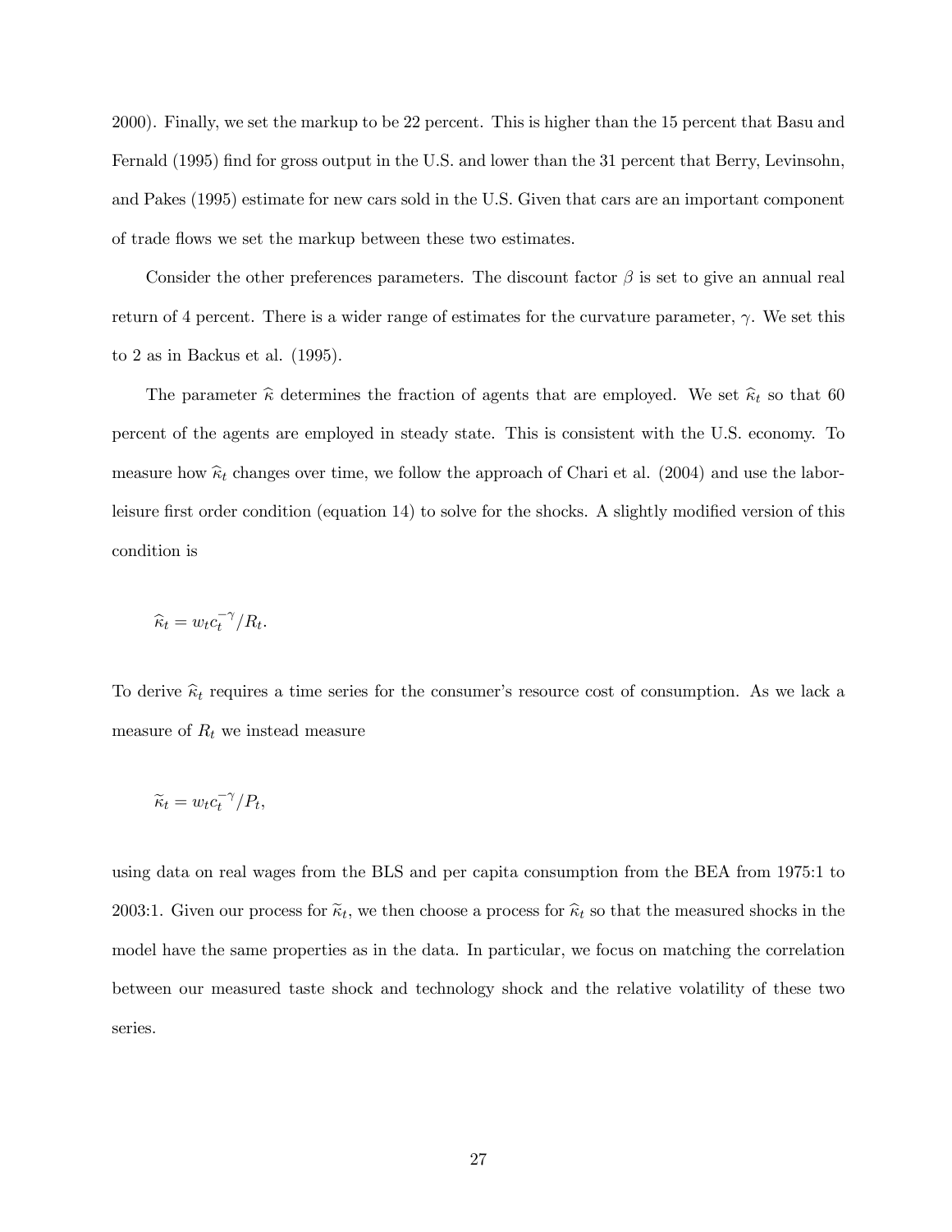2000). Finally, we set the markup to be 22 percent. This is higher than the 15 percent that Basu and Fernald (1995) find for gross output in the U.S. and lower than the 31 percent that Berry, Levinsohn, and Pakes (1995) estimate for new cars sold in the U.S. Given that cars are an important component of trade flows we set the markup between these two estimates.

Consider the other preferences parameters. The discount factor $\beta$ is set to give an annual real return of 4 percent. There is a wider range of estimates for the curvature parameter, $\gamma$. We set this to 2 as in Backus et al. (1995).

The parameter $\widehat{\kappa}$ determines the fraction of agents that are employed. We set $\widehat{\kappa}_t$ so that 60 percent of the agents are employed in steady state. This is consistent with the U.S. economy. To measure how $\widehat{\kappa}_t$ changes over time, we follow the approach of Chari et al. (2004) and use the labor-leisure first order condition (equation 14) to solve for the shocks. A slightly modified version of this condition is

$$\widehat{\kappa}_t = w_t c_t^{-\gamma} / R_t.$$

To derive $\widehat{\kappa}_t$ requires a time series for the consumer's resource cost of consumption. As we lack a measure of $R_t$ we instead measure

$$\widetilde{\kappa}_t = w_t c_t^{-\gamma} / P_t,$$

using data on real wages from the BLS and per capita consumption from the BEA from 1975:1 to 2003:1. Given our process for $\widetilde{\kappa}_t$, we then choose a process for $\widehat{\kappa}_t$ so that the measured shocks in the model have the same properties as in the data. In particular, we focus on matching the correlation between our measured taste shock and technology shock and the relative volatility of these two series.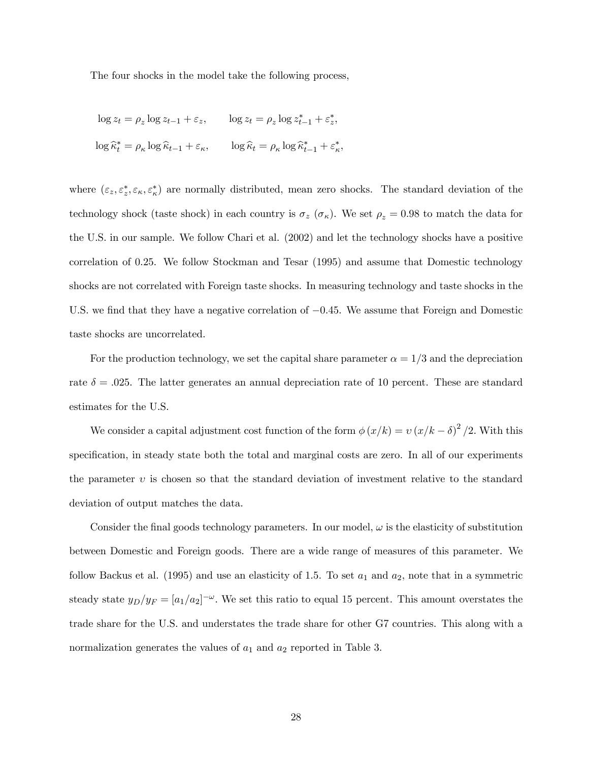The four shocks in the model take the following process,

$$\log z_t = \rho_z \log z_{t-1} + \varepsilon_z, \qquad \log z_t = \rho_z \log z^*_{t-1} + \varepsilon^*_z,$$

$$\log \widehat{\kappa}^*_t = \rho_\kappa \log \widehat{\kappa}_{t-1} + \varepsilon_\kappa, \qquad \log \widehat{\kappa}_t = \rho_\kappa \log \widehat{\kappa}^*_{t-1} + \varepsilon^*_\kappa,$$

where $(\varepsilon_z, \varepsilon^*_z, \varepsilon_\kappa, \varepsilon^*_\kappa)$ are normally distributed, mean zero shocks. The standard deviation of the technology shock (taste shock) in each country is $\sigma_z$ ($\sigma_\kappa$). We set $\rho_z = 0.98$ to match the data for the U.S. in our sample. We follow Chari et al. (2002) and let the technology shocks have a positive correlation of 0.25. We follow Stockman and Tesar (1995) and assume that Domestic technology shocks are not correlated with Foreign taste shocks. In measuring technology and taste shocks in the U.S. we find that they have a negative correlation of $-0.45$. We assume that Foreign and Domestic taste shocks are uncorrelated.

For the production technology, we set the capital share parameter $\alpha = 1/3$ and the depreciation rate $\delta = .025$. The latter generates an annual depreciation rate of 10 percent. These are standard estimates for the U.S.

We consider a capital adjustment cost function of the form $\phi(x/k) = \upsilon (x/k - \delta)^2/2$. With this specification, in steady state both the total and marginal costs are zero. In all of our experiments the parameter $\upsilon$ is chosen so that the standard deviation of investment relative to the standard deviation of output matches the data.

Consider the final goods technology parameters. In our model, $\omega$ is the elasticity of substitution between Domestic and Foreign goods. There are a wide range of measures of this parameter. We follow Backus et al. (1995) and use an elasticity of 1.5. To set $a_1$ and $a_2$, note that in a symmetric steady state $y_D/y_F = [a_1/a_2]^{-\omega}$. We set this ratio to equal 15 percent. This amount overstates the trade share for the U.S. and understates the trade share for other G7 countries. This along with a normalization generates the values of $a_1$ and $a_2$ reported in Table 3.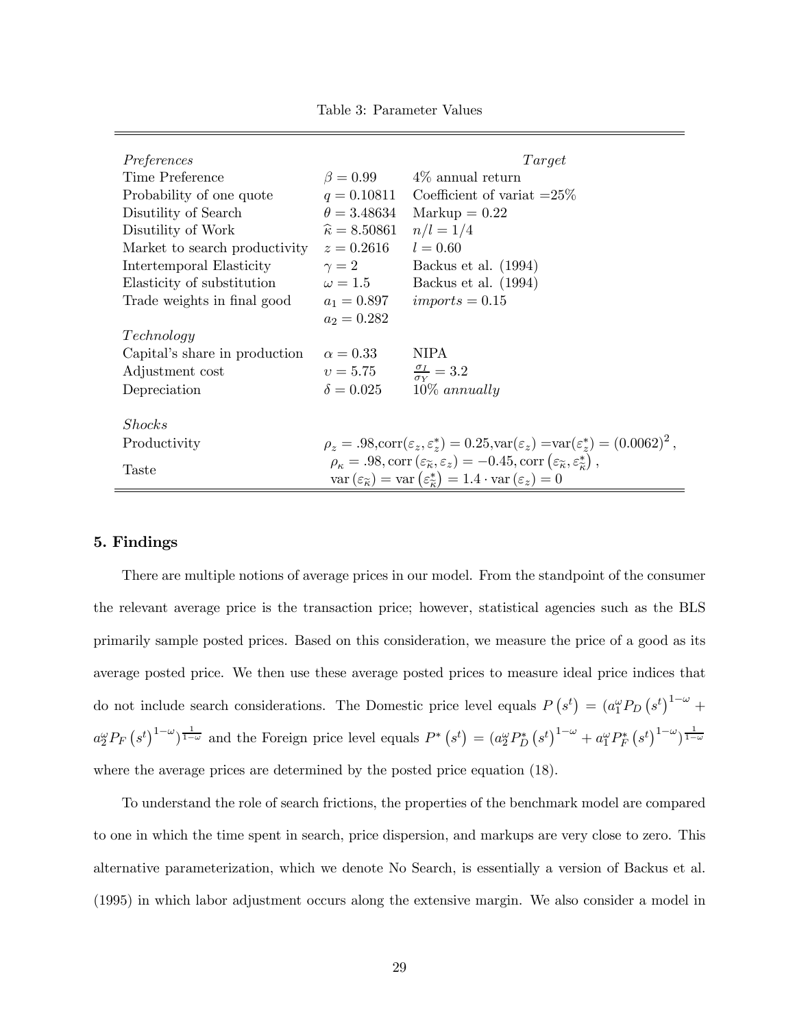Table 3: Parameter Values

| *Preferences* | | *Target* |
|---|---|---|
| Time Preference | $\beta = 0.99$ | 4% annual return |
| Probability of one quote | $q = 0.10811$ | Coefficient of variat =25% |
| Disutility of Search | $\theta = 3.48634$ | Markup = 0.22 |
| Disutility of Work | $\widehat{\kappa} = 8.50861$ | $n/l = 1/4$ |
| Market to search productivity | $z = 0.2616$ | $l = 0.60$ |
| Intertemporal Elasticity | $\gamma = 2$ | Backus et al. (1994) |
| Elasticity of substitution | $\omega = 1.5$ | Backus et al. (1994) |
| Trade weights in final good | $a_1 = 0.897$ | $imports = 0.15$ |
| | $a_2 = 0.282$ | |
| *Technology* | | |
| Capital's share in production | $\alpha = 0.33$ | NIPA |
| Adjustment cost | $\upsilon = 5.75$ | $\frac{\sigma_I}{\sigma_Y} = 3.2$ |
| Depreciation | $\delta = 0.025$ | 10% *annually* |
| *Shocks* | | |
| Productivity | | $\rho_z = .98$, $\text{corr}(\varepsilon_z, \varepsilon_z^*) = 0.25$, $\text{var}(\varepsilon_z) = \text{var}(\varepsilon_z^*) = (0.0062)^2$, |
| Taste | | $\rho_\kappa = .98$, $\text{corr}(\varepsilon_{\widetilde{\kappa}}, \varepsilon_z) = -0.45$, $\text{corr}(\varepsilon_{\widetilde{\kappa}}, \varepsilon_{\widetilde{\kappa}}^*)$, $\text{var}(\varepsilon_{\widetilde{\kappa}}) = \text{var}(\varepsilon_{\widetilde{\kappa}}^*) = 1.4 \cdot \text{var}(\varepsilon_z) = 0$ |

## 5. Findings

There are multiple notions of average prices in our model. From the standpoint of the consumer the relevant average price is the transaction price; however, statistical agencies such as the BLS primarily sample posted prices. Based on this consideration, we measure the price of a good as its average posted price. We then use these average posted prices to measure ideal price indices that do not include search considerations. The Domestic price level equals $P(s^t) = (a_1^\omega P_D(s^t)^{1-\omega} + a_2^\omega P_F(s^t)^{1-\omega})^{\frac{1}{1-\omega}}$ and the Foreign price level equals $P^*(s^t) = (a_2^\omega P_D^*(s^t)^{1-\omega} + a_1^\omega P_F^*(s^t)^{1-\omega})^{\frac{1}{1-\omega}}$ where the average prices are determined by the posted price equation (18).

To understand the role of search frictions, the properties of the benchmark model are compared to one in which the time spent in search, price dispersion, and markups are very close to zero. This alternative parameterization, which we denote No Search, is essentially a version of Backus et al. (1995) in which labor adjustment occurs along the extensive margin. We also consider a model in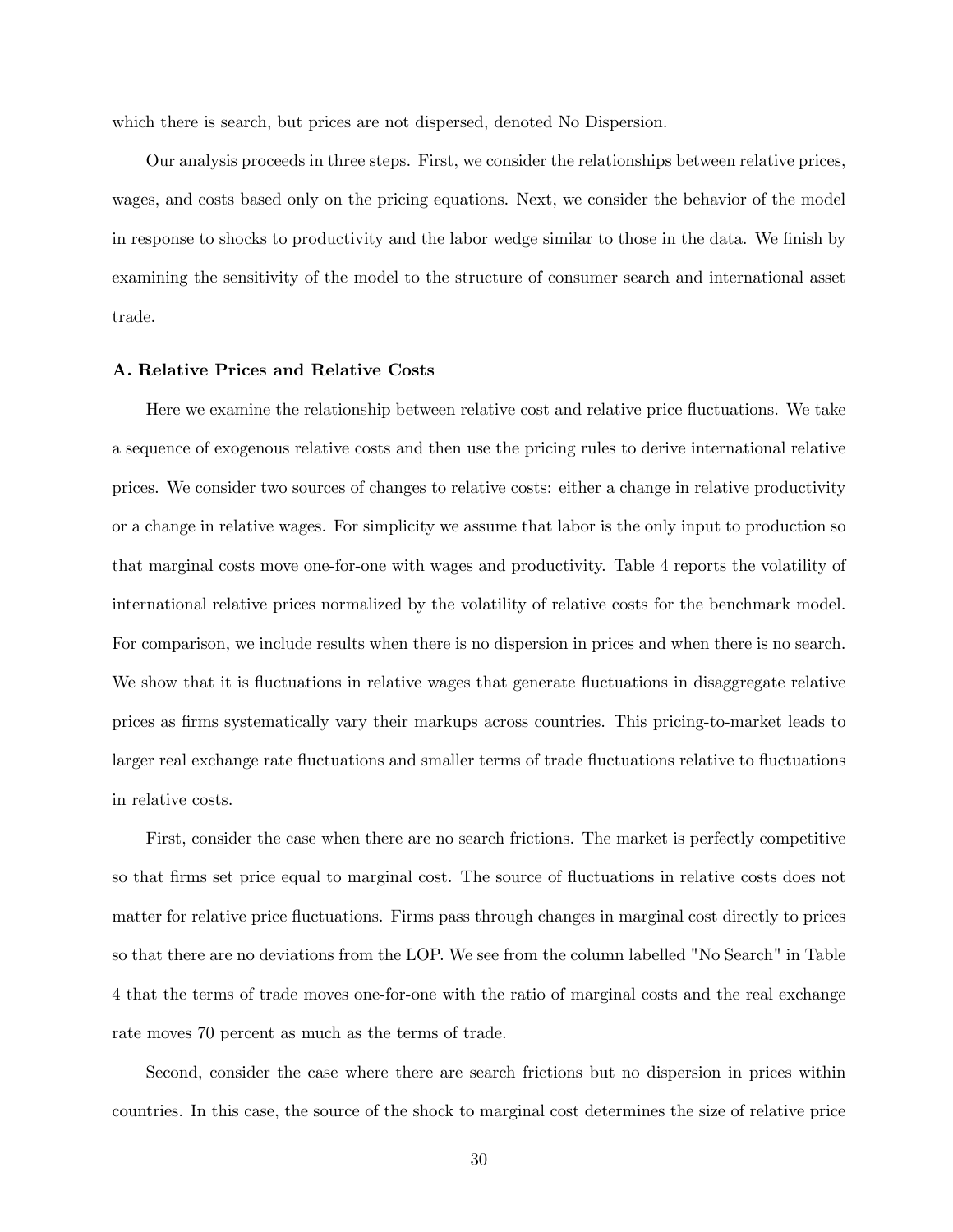which there is search, but prices are not dispersed, denoted No Dispersion.

Our analysis proceeds in three steps. First, we consider the relationships between relative prices, wages, and costs based only on the pricing equations. Next, we consider the behavior of the model in response to shocks to productivity and the labor wedge similar to those in the data. We finish by examining the sensitivity of the model to the structure of consumer search and international asset trade.

### A. Relative Prices and Relative Costs

Here we examine the relationship between relative cost and relative price fluctuations. We take a sequence of exogenous relative costs and then use the pricing rules to derive international relative prices. We consider two sources of changes to relative costs: either a change in relative productivity or a change in relative wages. For simplicity we assume that labor is the only input to production so that marginal costs move one-for-one with wages and productivity. Table 4 reports the volatility of international relative prices normalized by the volatility of relative costs for the benchmark model. For comparison, we include results when there is no dispersion in prices and when there is no search. We show that it is fluctuations in relative wages that generate fluctuations in disaggregate relative prices as firms systematically vary their markups across countries. This pricing-to-market leads to larger real exchange rate fluctuations and smaller terms of trade fluctuations relative to fluctuations in relative costs.

First, consider the case when there are no search frictions. The market is perfectly competitive so that firms set price equal to marginal cost. The source of fluctuations in relative costs does not matter for relative price fluctuations. Firms pass through changes in marginal cost directly to prices so that there are no deviations from the LOP. We see from the column labelled "No Search" in Table 4 that the terms of trade moves one-for-one with the ratio of marginal costs and the real exchange rate moves 70 percent as much as the terms of trade.

Second, consider the case where there are search frictions but no dispersion in prices within countries. In this case, the source of the shock to marginal cost determines the size of relative price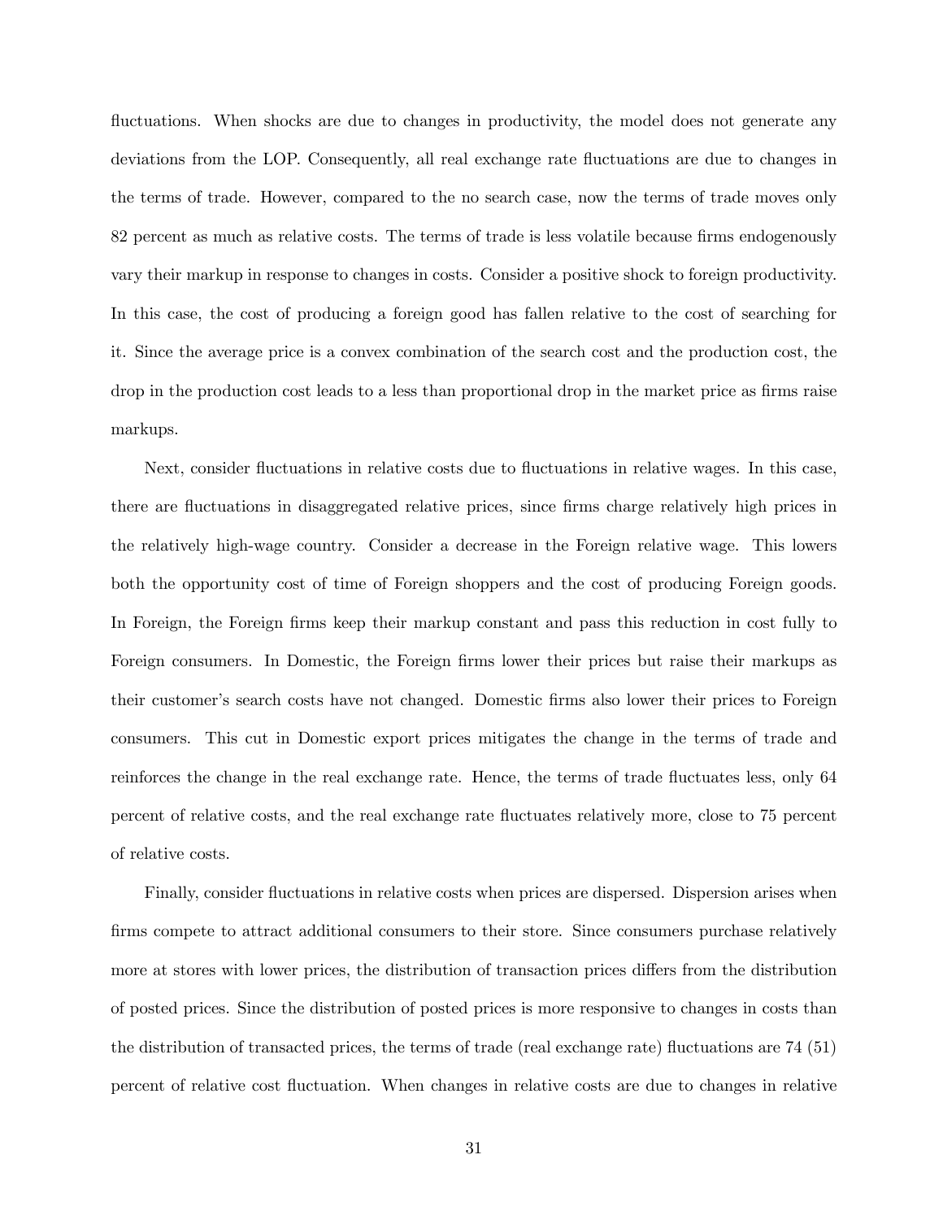fluctuations. When shocks are due to changes in productivity, the model does not generate any deviations from the LOP. Consequently, all real exchange rate fluctuations are due to changes in the terms of trade. However, compared to the no search case, now the terms of trade moves only 82 percent as much as relative costs. The terms of trade is less volatile because firms endogenously vary their markup in response to changes in costs. Consider a positive shock to foreign productivity. In this case, the cost of producing a foreign good has fallen relative to the cost of searching for it. Since the average price is a convex combination of the search cost and the production cost, the drop in the production cost leads to a less than proportional drop in the market price as firms raise markups.

Next, consider fluctuations in relative costs due to fluctuations in relative wages. In this case, there are fluctuations in disaggregated relative prices, since firms charge relatively high prices in the relatively high-wage country. Consider a decrease in the Foreign relative wage. This lowers both the opportunity cost of time of Foreign shoppers and the cost of producing Foreign goods. In Foreign, the Foreign firms keep their markup constant and pass this reduction in cost fully to Foreign consumers. In Domestic, the Foreign firms lower their prices but raise their markups as their customer's search costs have not changed. Domestic firms also lower their prices to Foreign consumers. This cut in Domestic export prices mitigates the change in the terms of trade and reinforces the change in the real exchange rate. Hence, the terms of trade fluctuates less, only 64 percent of relative costs, and the real exchange rate fluctuates relatively more, close to 75 percent of relative costs.

Finally, consider fluctuations in relative costs when prices are dispersed. Dispersion arises when firms compete to attract additional consumers to their store. Since consumers purchase relatively more at stores with lower prices, the distribution of transaction prices differs from the distribution of posted prices. Since the distribution of posted prices is more responsive to changes in costs than the distribution of transacted prices, the terms of trade (real exchange rate) fluctuations are 74 (51) percent of relative cost fluctuation. When changes in relative costs are due to changes in relative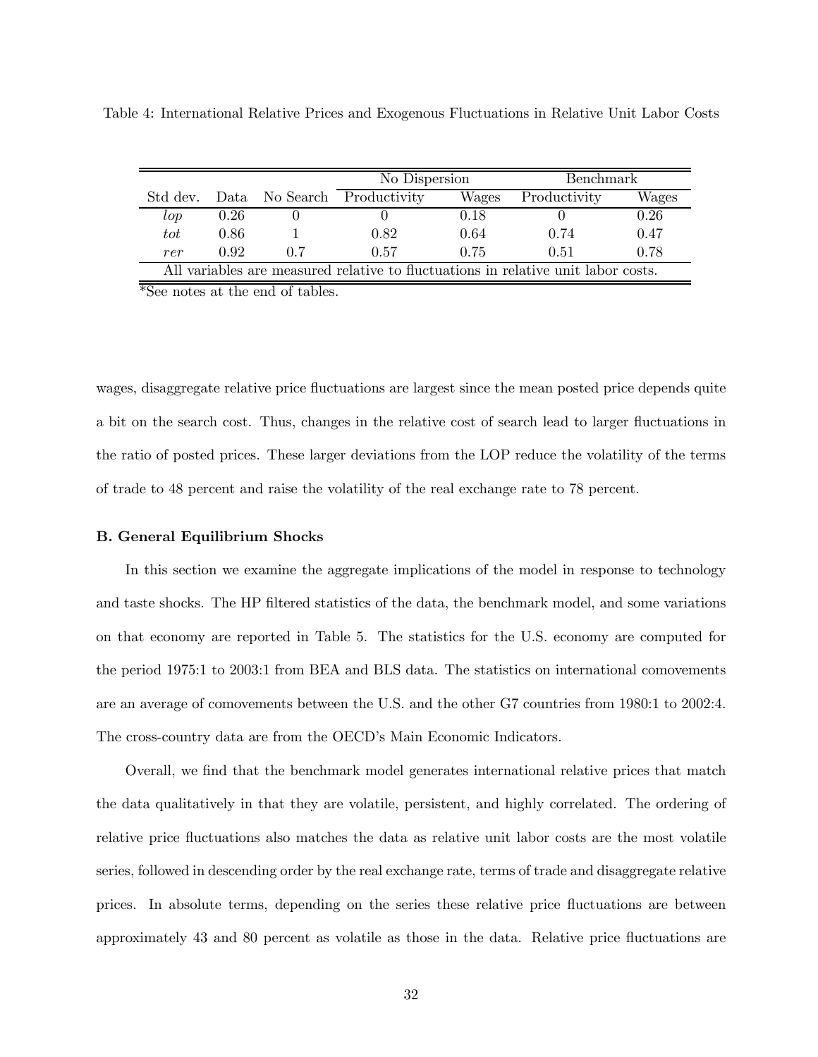Table 4: International Relative Prices and Exogenous Fluctuations in Relative Unit Labor Costs

| | | | No Dispersion | | Benchmark | |
|---|---|---|---|---|---|---|
| Std dev. | Data | No Search | Productivity | Wages | Productivity | Wages |
| *lop* | 0.26 | 0 | 0 | 0.18 | 0 | 0.26 |
| *tot* | 0.86 | 1 | 0.82 | 0.64 | 0.74 | 0.47 |
| *rer* | 0.92 | 0.7 | 0.57 | 0.75 | 0.51 | 0.78 |
| All variables are measured relative to fluctuations in relative unit labor costs. | | | | | | |

*See notes at the end of tables.

wages, disaggregate relative price fluctuations are largest since the mean posted price depends quite a bit on the search cost. Thus, changes in the relative cost of search lead to larger fluctuations in the ratio of posted prices. These larger deviations from the LOP reduce the volatility of the terms of trade to 48 percent and raise the volatility of the real exchange rate to 78 percent.

**B. General Equilibrium Shocks**

In this section we examine the aggregate implications of the model in response to technology and taste shocks. The HP filtered statistics of the data, the benchmark model, and some variations on that economy are reported in Table 5. The statistics for the U.S. economy are computed for the period 1975:1 to 2003:1 from BEA and BLS data. The statistics on international comovements are an average of comovements between the U.S. and the other G7 countries from 1980:1 to 2002:4. The cross-country data are from the OECD's Main Economic Indicators.

Overall, we find that the benchmark model generates international relative prices that match the data qualitatively in that they are volatile, persistent, and highly correlated. The ordering of relative price fluctuations also matches the data as relative unit labor costs are the most volatile series, followed in descending order by the real exchange rate, terms of trade and disaggregate relative prices. In absolute terms, depending on the series these relative price fluctuations are between approximately 43 and 80 percent as volatile as those in the data. Relative price fluctuations are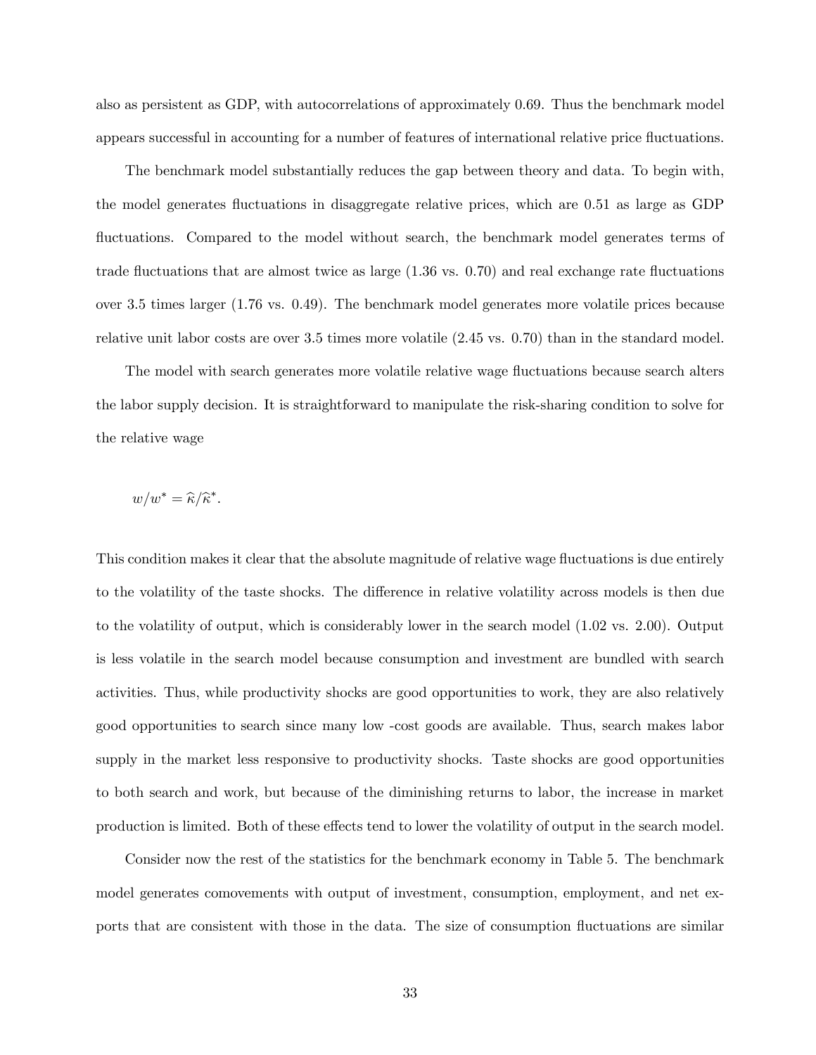also as persistent as GDP, with autocorrelations of approximately 0.69. Thus the benchmark model appears successful in accounting for a number of features of international relative price fluctuations.

The benchmark model substantially reduces the gap between theory and data. To begin with, the model generates fluctuations in disaggregate relative prices, which are 0.51 as large as GDP fluctuations. Compared to the model without search, the benchmark model generates terms of trade fluctuations that are almost twice as large (1.36 vs. 0.70) and real exchange rate fluctuations over 3.5 times larger (1.76 vs. 0.49). The benchmark model generates more volatile prices because relative unit labor costs are over 3.5 times more volatile (2.45 vs. 0.70) than in the standard model.

The model with search generates more volatile relative wage fluctuations because search alters the labor supply decision. It is straightforward to manipulate the risk-sharing condition to solve for the relative wage

$$w/w^{*} = \widehat{\kappa}/\widehat{\kappa}^{*}.$$

This condition makes it clear that the absolute magnitude of relative wage fluctuations is due entirely to the volatility of the taste shocks. The difference in relative volatility across models is then due to the volatility of output, which is considerably lower in the search model (1.02 vs. 2.00). Output is less volatile in the search model because consumption and investment are bundled with search activities. Thus, while productivity shocks are good opportunities to work, they are also relatively good opportunities to search since many low -cost goods are available. Thus, search makes labor supply in the market less responsive to productivity shocks. Taste shocks are good opportunities to both search and work, but because of the diminishing returns to labor, the increase in market production is limited. Both of these effects tend to lower the volatility of output in the search model.

Consider now the rest of the statistics for the benchmark economy in Table 5. The benchmark model generates comovements with output of investment, consumption, employment, and net exports that are consistent with those in the data. The size of consumption fluctuations are similar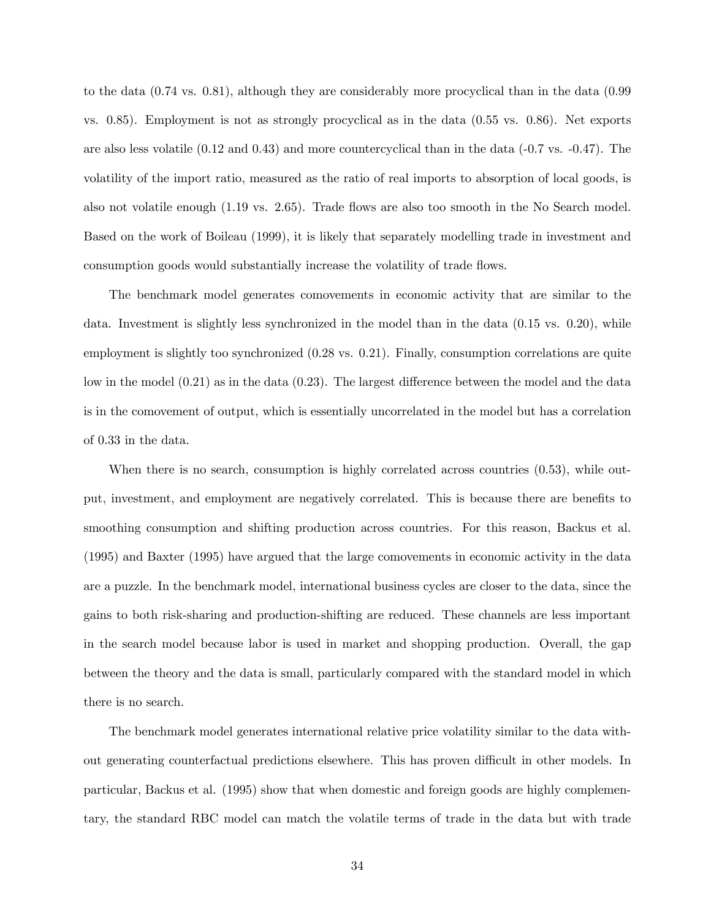to the data (0.74 vs. 0.81), although they are considerably more procyclical than in the data (0.99 vs. 0.85). Employment is not as strongly procyclical as in the data (0.55 vs. 0.86). Net exports are also less volatile (0.12 and 0.43) and more countercyclical than in the data (-0.7 vs. -0.47). The volatility of the import ratio, measured as the ratio of real imports to absorption of local goods, is also not volatile enough (1.19 vs. 2.65). Trade flows are also too smooth in the No Search model. Based on the work of Boileau (1999), it is likely that separately modelling trade in investment and consumption goods would substantially increase the volatility of trade flows.

The benchmark model generates comovements in economic activity that are similar to the data. Investment is slightly less synchronized in the model than in the data (0.15 vs. 0.20), while employment is slightly too synchronized (0.28 vs. 0.21). Finally, consumption correlations are quite low in the model (0.21) as in the data (0.23). The largest difference between the model and the data is in the comovement of output, which is essentially uncorrelated in the model but has a correlation of 0.33 in the data.

When there is no search, consumption is highly correlated across countries (0.53), while output, investment, and employment are negatively correlated. This is because there are benefits to smoothing consumption and shifting production across countries. For this reason, Backus et al. (1995) and Baxter (1995) have argued that the large comovements in economic activity in the data are a puzzle. In the benchmark model, international business cycles are closer to the data, since the gains to both risk-sharing and production-shifting are reduced. These channels are less important in the search model because labor is used in market and shopping production. Overall, the gap between the theory and the data is small, particularly compared with the standard model in which there is no search.

The benchmark model generates international relative price volatility similar to the data without generating counterfactual predictions elsewhere. This has proven difficult in other models. In particular, Backus et al. (1995) show that when domestic and foreign goods are highly complementary, the standard RBC model can match the volatile terms of trade in the data but with trade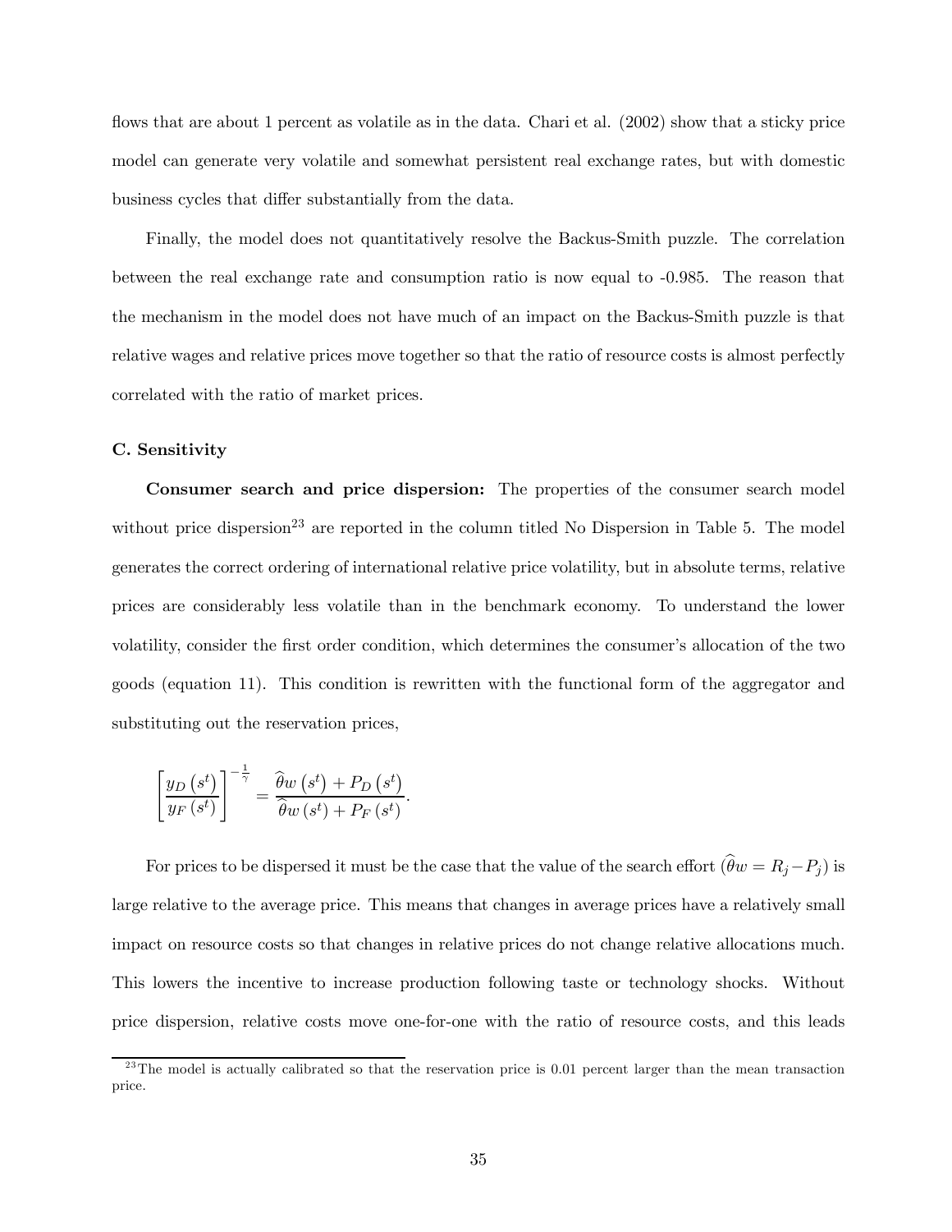flows that are about 1 percent as volatile as in the data. Chari et al. (2002) show that a sticky price model can generate very volatile and somewhat persistent real exchange rates, but with domestic business cycles that differ substantially from the data.

Finally, the model does not quantitatively resolve the Backus-Smith puzzle. The correlation between the real exchange rate and consumption ratio is now equal to -0.985. The reason that the mechanism in the model does not have much of an impact on the Backus-Smith puzzle is that relative wages and relative prices move together so that the ratio of resource costs is almost perfectly correlated with the ratio of market prices.

### C. Sensitivity

**Consumer search and price dispersion:** The properties of the consumer search model without price dispersion[23] are reported in the column titled No Dispersion in Table 5. The model generates the correct ordering of international relative price volatility, but in absolute terms, relative prices are considerably less volatile than in the benchmark economy. To understand the lower volatility, consider the first order condition, which determines the consumer's allocation of the two goods (equation 11). This condition is rewritten with the functional form of the aggregator and substituting out the reservation prices,

$$\left[\frac{y_D\left(s^t\right)}{y_F\left(s^t\right)}\right]^{-\frac{1}{\gamma}} = \frac{\widehat{\theta} w\left(s^t\right) + P_D\left(s^t\right)}{\widehat{\theta} w\left(s^t\right) + P_F\left(s^t\right)}.$$

For prices to be dispersed it must be the case that the value of the search effort ($\widehat{\theta} w = R_j - P_j$) is large relative to the average price. This means that changes in average prices have a relatively small impact on resource costs so that changes in relative prices do not change relative allocations much. This lowers the incentive to increase production following taste or technology shocks. Without price dispersion, relative costs move one-for-one with the ratio of resource costs, and this leads

[23] The model is actually calibrated so that the reservation price is 0.01 percent larger than the mean transaction price.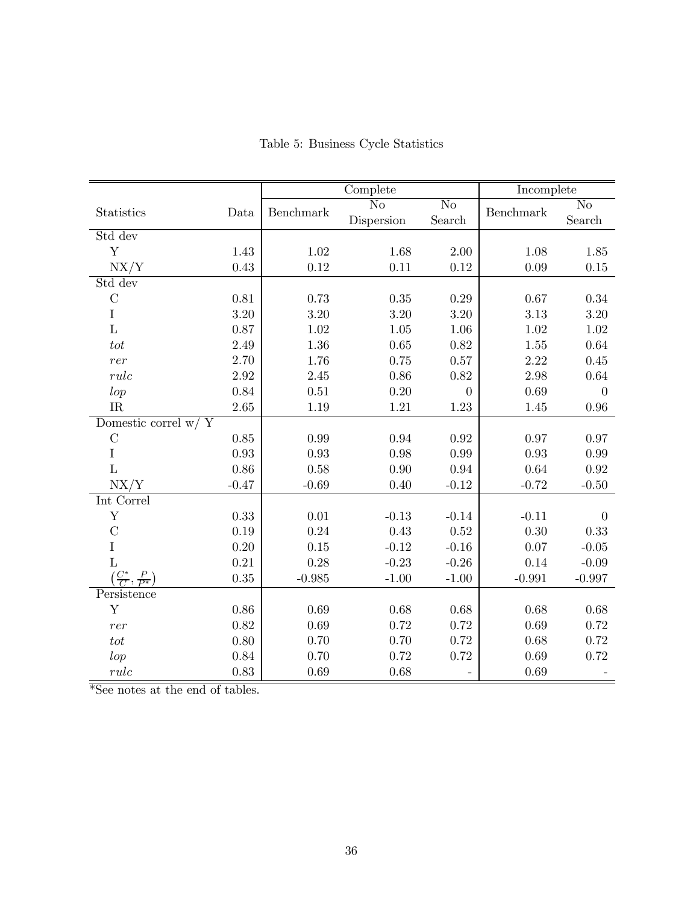Table 5: Business Cycle Statistics

| Statistics | Data | Complete | | | Incomplete | |
|---|---|---|---|---|---|---|
| | | Benchmark | No Dispersion | No Search | Benchmark | No Search |
| **Std dev** | | | | | | |
| Y | 1.43 | 1.02 | 1.68 | 2.00 | 1.08 | 1.85 |
| NX/Y | 0.43 | 0.12 | 0.11 | 0.12 | 0.09 | 0.15 |
| **Std dev** | | | | | | |
| C | 0.81 | 0.73 | 0.35 | 0.29 | 0.67 | 0.34 |
| I | 3.20 | 3.20 | 3.20 | 3.20 | 3.13 | 3.20 |
| L | 0.87 | 1.02 | 1.05 | 1.06 | 1.02 | 1.02 |
| $tot$ | 2.49 | 1.36 | 0.65 | 0.82 | 1.55 | 0.64 |
| $rer$ | 2.70 | 1.76 | 0.75 | 0.57 | 2.22 | 0.45 |
| $rulc$ | 2.92 | 2.45 | 0.86 | 0.82 | 2.98 | 0.64 |
| $lop$ | 0.84 | 0.51 | 0.20 | 0 | 0.69 | 0 |
| IR | 2.65 | 1.19 | 1.21 | 1.23 | 1.45 | 0.96 |
| **Domestic correl w/ Y** | | | | | | |
| C | 0.85 | 0.99 | 0.94 | 0.92 | 0.97 | 0.97 |
| I | 0.93 | 0.93 | 0.98 | 0.99 | 0.93 | 0.99 |
| L | 0.86 | 0.58 | 0.90 | 0.94 | 0.64 | 0.92 |
| NX/Y | -0.47 | -0.69 | 0.40 | -0.12 | -0.72 | -0.50 |
| **Int Correl** | | | | | | |
| Y | 0.33 | 0.01 | -0.13 | -0.14 | -0.11 | 0 |
| C | 0.19 | 0.24 | 0.43 | 0.52 | 0.30 | 0.33 |
| I | 0.20 | 0.15 | -0.12 | -0.16 | 0.07 | -0.05 |
| L | 0.21 | 0.28 | -0.23 | -0.26 | 0.14 | -0.09 |
| $\left(\frac{C^*}{C}, \frac{P}{P^*}\right)$ | 0.35 | -0.985 | -1.00 | -1.00 | -0.991 | -0.997 |
| **Persistence** | | | | | | |
| Y | 0.86 | 0.69 | 0.68 | 0.68 | 0.68 | 0.68 |
| $rer$ | 0.82 | 0.69 | 0.72 | 0.72 | 0.69 | 0.72 |
| $tot$ | 0.80 | 0.70 | 0.70 | 0.72 | 0.68 | 0.72 |
| $lop$ | 0.84 | 0.70 | 0.72 | 0.72 | 0.69 | 0.72 |
| $rulc$ | 0.83 | 0.69 | 0.68 | - | 0.69 | - |

*See notes at the end of tables.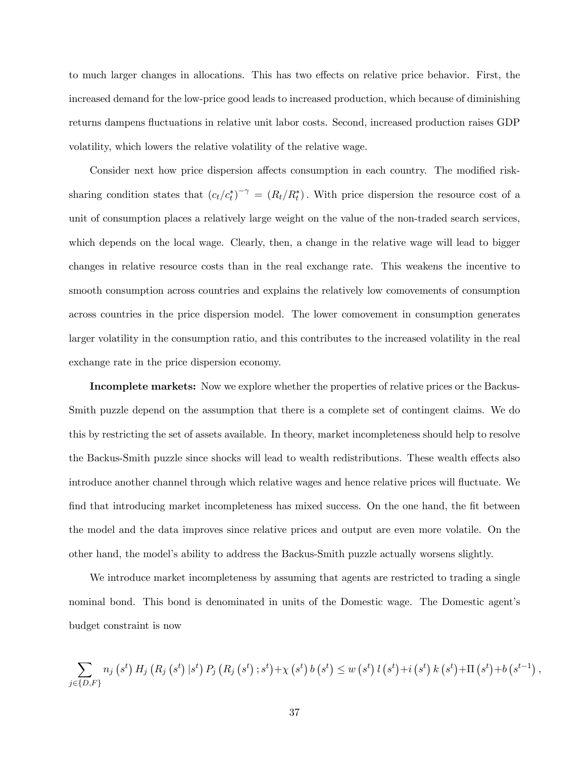to much larger changes in allocations. This has two effects on relative price behavior. First, the increased demand for the low-price good leads to increased production, which because of diminishing returns dampens fluctuations in relative unit labor costs. Second, increased production raises GDP volatility, which lowers the relative volatility of the relative wage.

Consider next how price dispersion affects consumption in each country. The modified risk-sharing condition states that $(c_t/c_t^*)^{-\gamma} = (R_t/R_t^*)$. With price dispersion the resource cost of a unit of consumption places a relatively large weight on the value of the non-traded search services, which depends on the local wage. Clearly, then, a change in the relative wage will lead to bigger changes in relative resource costs than in the real exchange rate. This weakens the incentive to smooth consumption across countries and explains the relatively low comovements of consumption across countries in the price dispersion model. The lower comovement in consumption generates larger volatility in the consumption ratio, and this contributes to the increased volatility in the real exchange rate in the price dispersion economy.

**Incomplete markets:** Now we explore whether the properties of relative prices or the Backus-Smith puzzle depend on the assumption that there is a complete set of contingent claims. We do this by restricting the set of assets available. In theory, market incompleteness should help to resolve the Backus-Smith puzzle since shocks will lead to wealth redistributions. These wealth effects also introduce another channel through which relative wages and hence relative prices will fluctuate. We find that introducing market incompleteness has mixed success. On the one hand, the fit between the model and the data improves since relative prices and output are even more volatile. On the other hand, the model's ability to address the Backus-Smith puzzle actually worsens slightly.

We introduce market incompleteness by assuming that agents are restricted to trading a single nominal bond. This bond is denominated in units of the Domestic wage. The Domestic agent's budget constraint is now

$$\sum_{j \in \{D,F\}} n_j\left(s^t\right) H_j\left(R_j\left(s^t\right)|s^t\right) P_j\left(R_j\left(s^t\right);s^t\right) + \chi\left(s^t\right) b\left(s^t\right) \leq w\left(s^t\right) l\left(s^t\right) + i\left(s^t\right) k\left(s^t\right) + \Pi\left(s^t\right) + b\left(s^{t-1}\right),$$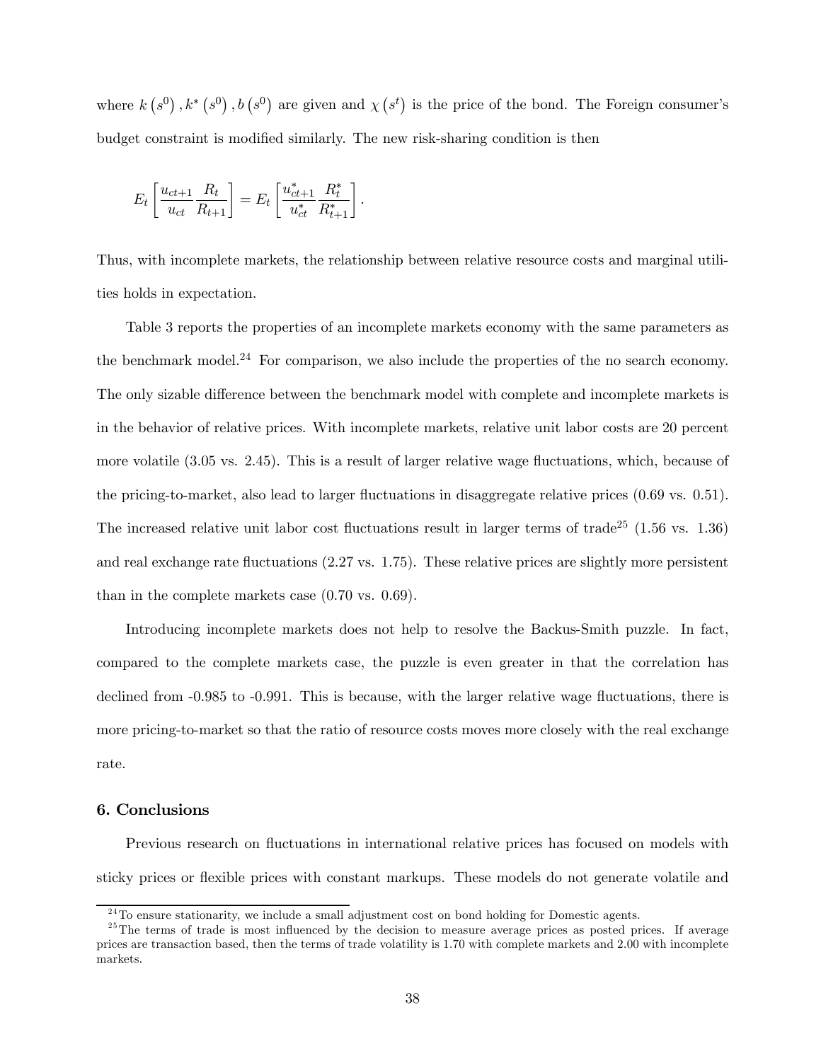where $k(s^0), k^*(s^0), b(s^0)$ are given and $\chi(s^t)$ is the price of the bond. The Foreign consumer's budget constraint is modified similarly. The new risk-sharing condition is then

$$E_t\left[\frac{u_{ct+1}}{u_{ct}}\frac{R_t}{R_{t+1}}\right] = E_t\left[\frac{u^*_{ct+1}}{u^*_{ct}}\frac{R^*_t}{R^*_{t+1}}\right].$$

Thus, with incomplete markets, the relationship between relative resource costs and marginal utilities holds in expectation.

Table 3 reports the properties of an incomplete markets economy with the same parameters as the benchmark model.[24] For comparison, we also include the properties of the no search economy. The only sizable difference between the benchmark model with complete and incomplete markets is in the behavior of relative prices. With incomplete markets, relative unit labor costs are 20 percent more volatile (3.05 vs. 2.45). This is a result of larger relative wage fluctuations, which, because of the pricing-to-market, also lead to larger fluctuations in disaggregate relative prices (0.69 vs. 0.51). The increased relative unit labor cost fluctuations result in larger terms of trade[25] (1.56 vs. 1.36) and real exchange rate fluctuations (2.27 vs. 1.75). These relative prices are slightly more persistent than in the complete markets case (0.70 vs. 0.69).

Introducing incomplete markets does not help to resolve the Backus-Smith puzzle. In fact, compared to the complete markets case, the puzzle is even greater in that the correlation has declined from -0.985 to -0.991. This is because, with the larger relative wage fluctuations, there is more pricing-to-market so that the ratio of resource costs moves more closely with the real exchange rate.

## 6. Conclusions

Previous research on fluctuations in international relative prices has focused on models with sticky prices or flexible prices with constant markups. These models do not generate volatile and

[24] To ensure stationarity, we include a small adjustment cost on bond holding for Domestic agents.

[25] The terms of trade is most influenced by the decision to measure average prices as posted prices. If average prices are transaction based, then the terms of trade volatility is 1.70 with complete markets and 2.00 with incomplete markets.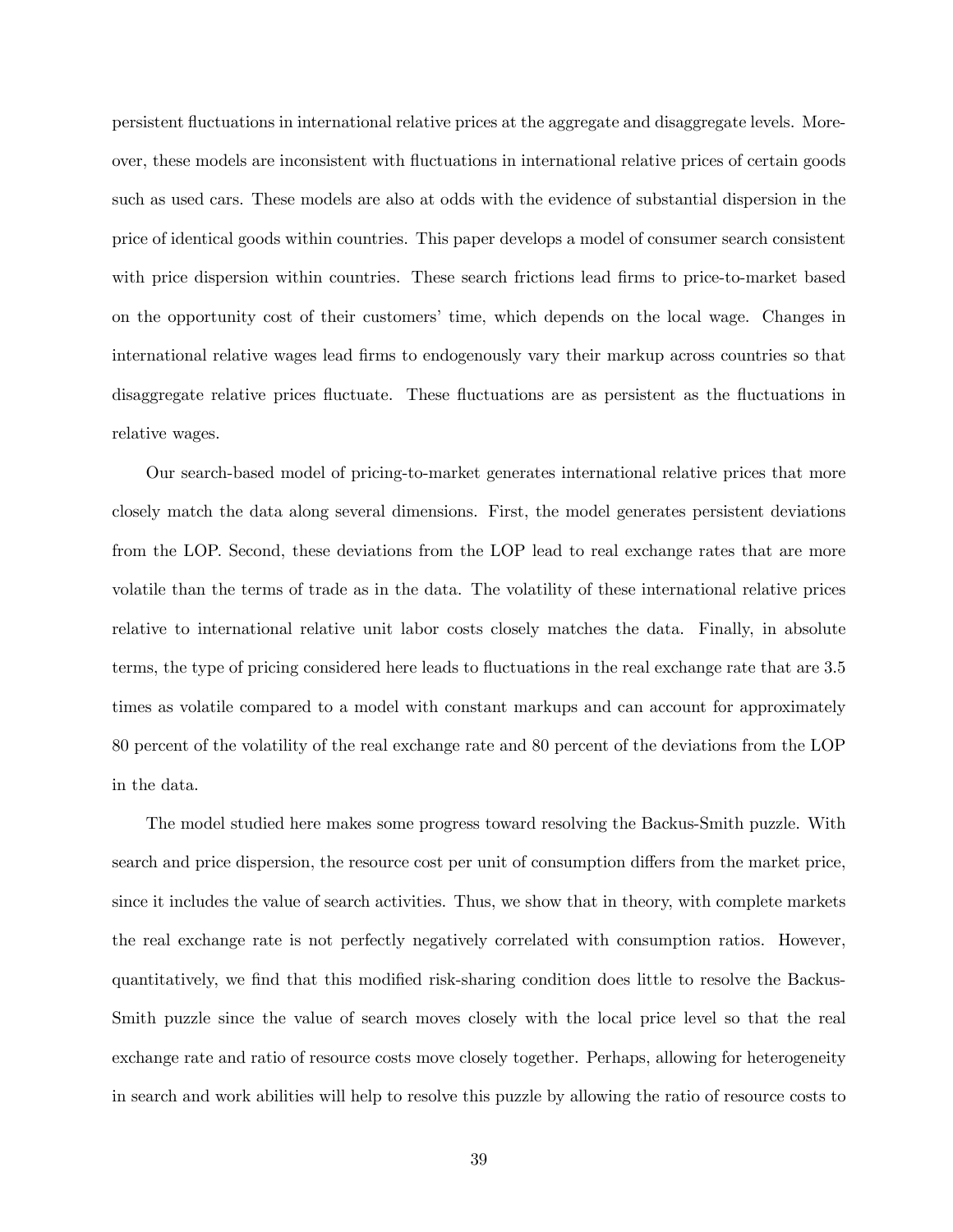persistent fluctuations in international relative prices at the aggregate and disaggregate levels. Moreover, these models are inconsistent with fluctuations in international relative prices of certain goods such as used cars. These models are also at odds with the evidence of substantial dispersion in the price of identical goods within countries. This paper develops a model of consumer search consistent with price dispersion within countries. These search frictions lead firms to price-to-market based on the opportunity cost of their customers' time, which depends on the local wage. Changes in international relative wages lead firms to endogenously vary their markup across countries so that disaggregate relative prices fluctuate. These fluctuations are as persistent as the fluctuations in relative wages.

Our search-based model of pricing-to-market generates international relative prices that more closely match the data along several dimensions. First, the model generates persistent deviations from the LOP. Second, these deviations from the LOP lead to real exchange rates that are more volatile than the terms of trade as in the data. The volatility of these international relative prices relative to international relative unit labor costs closely matches the data. Finally, in absolute terms, the type of pricing considered here leads to fluctuations in the real exchange rate that are 3.5 times as volatile compared to a model with constant markups and can account for approximately 80 percent of the volatility of the real exchange rate and 80 percent of the deviations from the LOP in the data.

The model studied here makes some progress toward resolving the Backus-Smith puzzle. With search and price dispersion, the resource cost per unit of consumption differs from the market price, since it includes the value of search activities. Thus, we show that in theory, with complete markets the real exchange rate is not perfectly negatively correlated with consumption ratios. However, quantitatively, we find that this modified risk-sharing condition does little to resolve the Backus-Smith puzzle since the value of search moves closely with the local price level so that the real exchange rate and ratio of resource costs move closely together. Perhaps, allowing for heterogeneity in search and work abilities will help to resolve this puzzle by allowing the ratio of resource costs to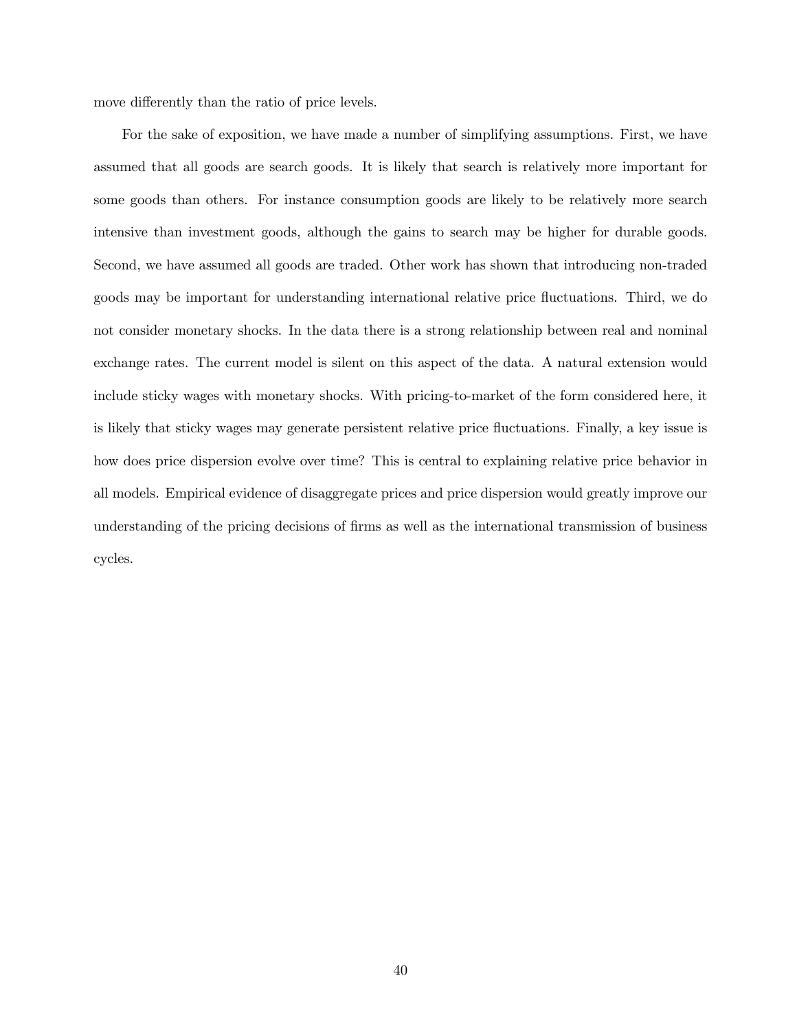move differently than the ratio of price levels.

For the sake of exposition, we have made a number of simplifying assumptions. First, we have assumed that all goods are search goods. It is likely that search is relatively more important for some goods than others. For instance consumption goods are likely to be relatively more search intensive than investment goods, although the gains to search may be higher for durable goods. Second, we have assumed all goods are traded. Other work has shown that introducing non-traded goods may be important for understanding international relative price fluctuations. Third, we do not consider monetary shocks. In the data there is a strong relationship between real and nominal exchange rates. The current model is silent on this aspect of the data. A natural extension would include sticky wages with monetary shocks. With pricing-to-market of the form considered here, it is likely that sticky wages may generate persistent relative price fluctuations. Finally, a key issue is how does price dispersion evolve over time? This is central to explaining relative price behavior in all models. Empirical evidence of disaggregate prices and price dispersion would greatly improve our understanding of the pricing decisions of firms as well as the international transmission of business cycles.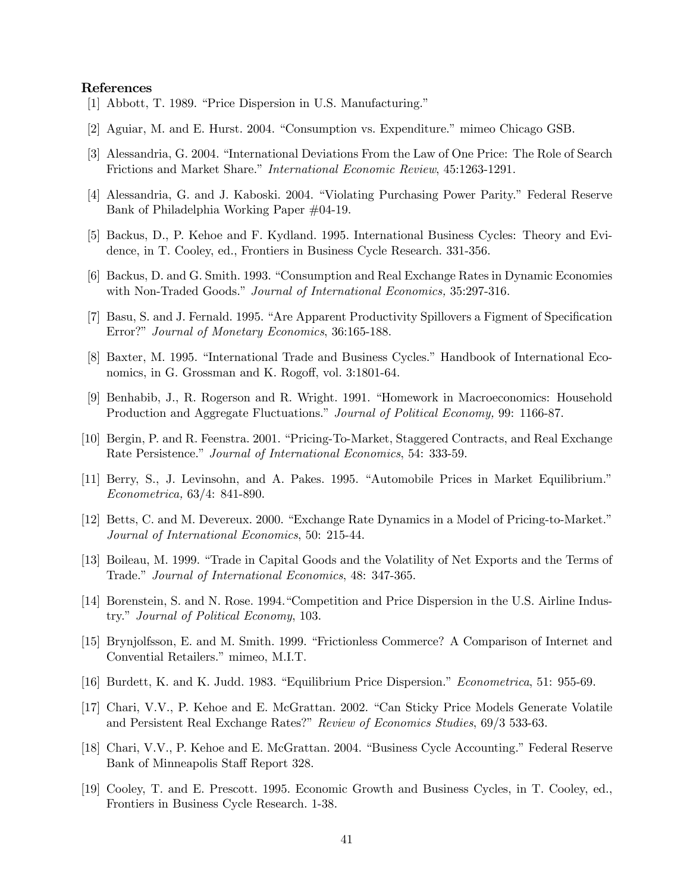## References

[1] Abbott, T. 1989. "Price Dispersion in U.S. Manufacturing."

[2] Aguiar, M. and E. Hurst. 2004. "Consumption vs. Expenditure." mimeo Chicago GSB.

[3] Alessandria, G. 2004. "International Deviations From the Law of One Price: The Role of Search Frictions and Market Share." *International Economic Review*, 45:1263-1291.

[4] Alessandria, G. and J. Kaboski. 2004. "Violating Purchasing Power Parity." Federal Reserve Bank of Philadelphia Working Paper #04-19.

[5] Backus, D., P. Kehoe and F. Kydland. 1995. International Business Cycles: Theory and Evidence, in T. Cooley, ed., Frontiers in Business Cycle Research. 331-356.

[6] Backus, D. and G. Smith. 1993. "Consumption and Real Exchange Rates in Dynamic Economies with Non-Traded Goods." *Journal of International Economics,* 35:297-316.

[7] Basu, S. and J. Fernald. 1995. "Are Apparent Productivity Spillovers a Figment of Specification Error?" *Journal of Monetary Economics*, 36:165-188.

[8] Baxter, M. 1995. "International Trade and Business Cycles." Handbook of International Economics, in G. Grossman and K. Rogoff, vol. 3:1801-64.

[9] Benhabib, J., R. Rogerson and R. Wright. 1991. "Homework in Macroeconomics: Household Production and Aggregate Fluctuations." *Journal of Political Economy,* 99: 1166-87.

[10] Bergin, P. and R. Feenstra. 2001. "Pricing-To-Market, Staggered Contracts, and Real Exchange Rate Persistence." *Journal of International Economics*, 54: 333-59.

[11] Berry, S., J. Levinsohn, and A. Pakes. 1995. "Automobile Prices in Market Equilibrium." *Econometrica,* 63/4: 841-890.

[12] Betts, C. and M. Devereux. 2000. "Exchange Rate Dynamics in a Model of Pricing-to-Market." *Journal of International Economics*, 50: 215-44.

[13] Boileau, M. 1999. "Trade in Capital Goods and the Volatility of Net Exports and the Terms of Trade." *Journal of International Economics*, 48: 347-365.

[14] Borenstein, S. and N. Rose. 1994."Competition and Price Dispersion in the U.S. Airline Industry." *Journal of Political Economy*, 103.

[15] Brynjolfsson, E. and M. Smith. 1999. "Frictionless Commerce? A Comparison of Internet and Convential Retailers." mimeo, M.I.T.

[16] Burdett, K. and K. Judd. 1983. "Equilibrium Price Dispersion." *Econometrica*, 51: 955-69.

[17] Chari, V.V., P. Kehoe and E. McGrattan. 2002. "Can Sticky Price Models Generate Volatile and Persistent Real Exchange Rates?" *Review of Economics Studies*, 69/3 533-63.

[18] Chari, V.V., P. Kehoe and E. McGrattan. 2004. "Business Cycle Accounting." Federal Reserve Bank of Minneapolis Staff Report 328.

[19] Cooley, T. and E. Prescott. 1995. Economic Growth and Business Cycles, in T. Cooley, ed., Frontiers in Business Cycle Research. 1-38.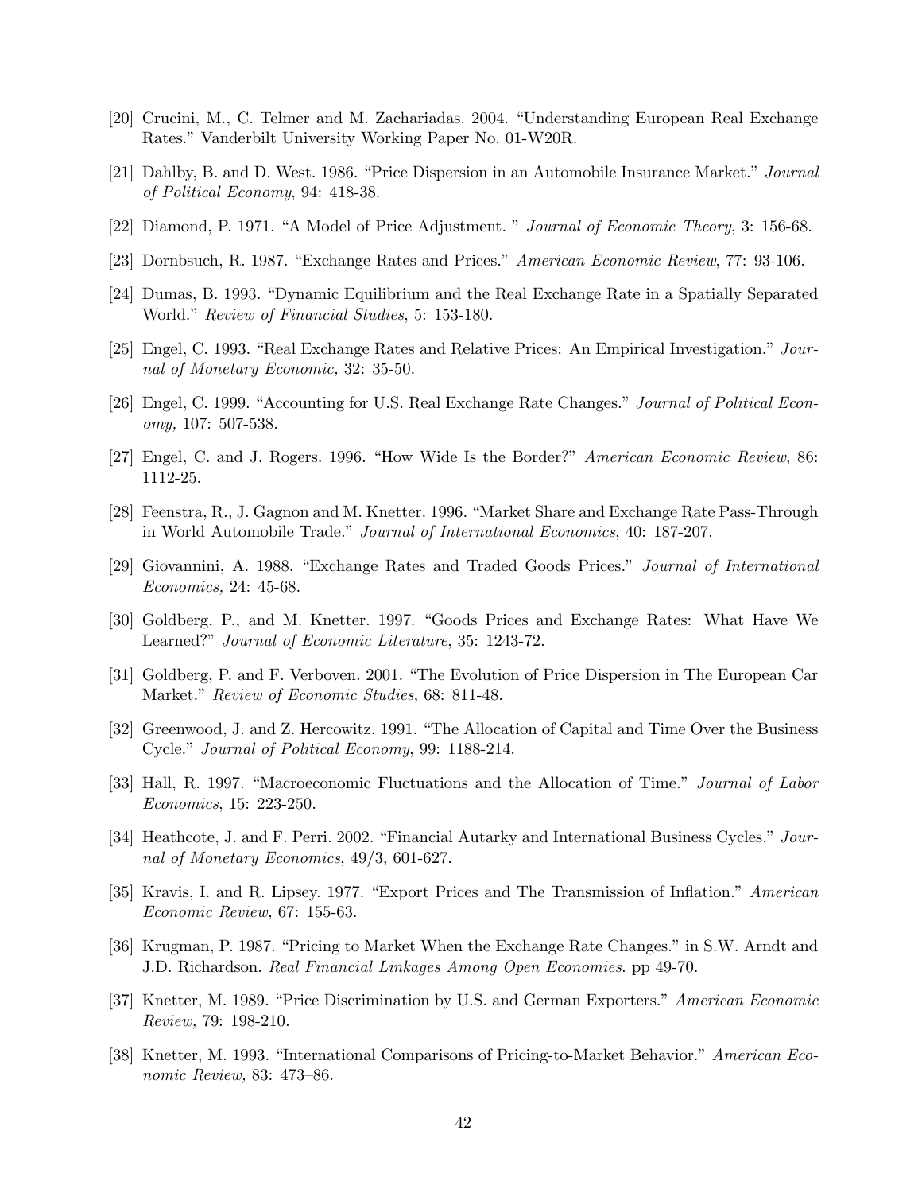[20] Crucini, M., C. Telmer and M. Zachariadas. 2004. "Understanding European Real Exchange Rates." Vanderbilt University Working Paper No. 01-W20R.

[21] Dahlby, B. and D. West. 1986. "Price Dispersion in an Automobile Insurance Market." *Journal of Political Economy*, 94: 418-38.

[22] Diamond, P. 1971. "A Model of Price Adjustment. " *Journal of Economic Theory*, 3: 156-68.

[23] Dornbsuch, R. 1987. "Exchange Rates and Prices." *American Economic Review*, 77: 93-106.

[24] Dumas, B. 1993. "Dynamic Equilibrium and the Real Exchange Rate in a Spatially Separated World." *Review of Financial Studies*, 5: 153-180.

[25] Engel, C. 1993. "Real Exchange Rates and Relative Prices: An Empirical Investigation." *Journal of Monetary Economic,* 32: 35-50.

[26] Engel, C. 1999. "Accounting for U.S. Real Exchange Rate Changes." *Journal of Political Economy,* 107: 507-538.

[27] Engel, C. and J. Rogers. 1996. "How Wide Is the Border?" *American Economic Review*, 86: 1112-25.

[28] Feenstra, R., J. Gagnon and M. Knetter. 1996. "Market Share and Exchange Rate Pass-Through in World Automobile Trade." *Journal of International Economics*, 40: 187-207.

[29] Giovannini, A. 1988. "Exchange Rates and Traded Goods Prices." *Journal of International Economics,* 24: 45-68.

[30] Goldberg, P., and M. Knetter. 1997. "Goods Prices and Exchange Rates: What Have We Learned?" *Journal of Economic Literature*, 35: 1243-72.

[31] Goldberg, P. and F. Verboven. 2001. "The Evolution of Price Dispersion in The European Car Market." *Review of Economic Studies*, 68: 811-48.

[32] Greenwood, J. and Z. Hercowitz. 1991. "The Allocation of Capital and Time Over the Business Cycle." *Journal of Political Economy*, 99: 1188-214.

[33] Hall, R. 1997. "Macroeconomic Fluctuations and the Allocation of Time." *Journal of Labor Economics*, 15: 223-250.

[34] Heathcote, J. and F. Perri. 2002. "Financial Autarky and International Business Cycles." *Journal of Monetary Economics*, 49/3, 601-627.

[35] Kravis, I. and R. Lipsey. 1977. "Export Prices and The Transmission of Inflation." *American Economic Review,* 67: 155-63.

[36] Krugman, P. 1987. "Pricing to Market When the Exchange Rate Changes." in S.W. Arndt and J.D. Richardson. *Real Financial Linkages Among Open Economies*. pp 49-70.

[37] Knetter, M. 1989. "Price Discrimination by U.S. and German Exporters." *American Economic Review,* 79: 198-210.

[38] Knetter, M. 1993. "International Comparisons of Pricing-to-Market Behavior." *American Economic Review,* 83: 473–86.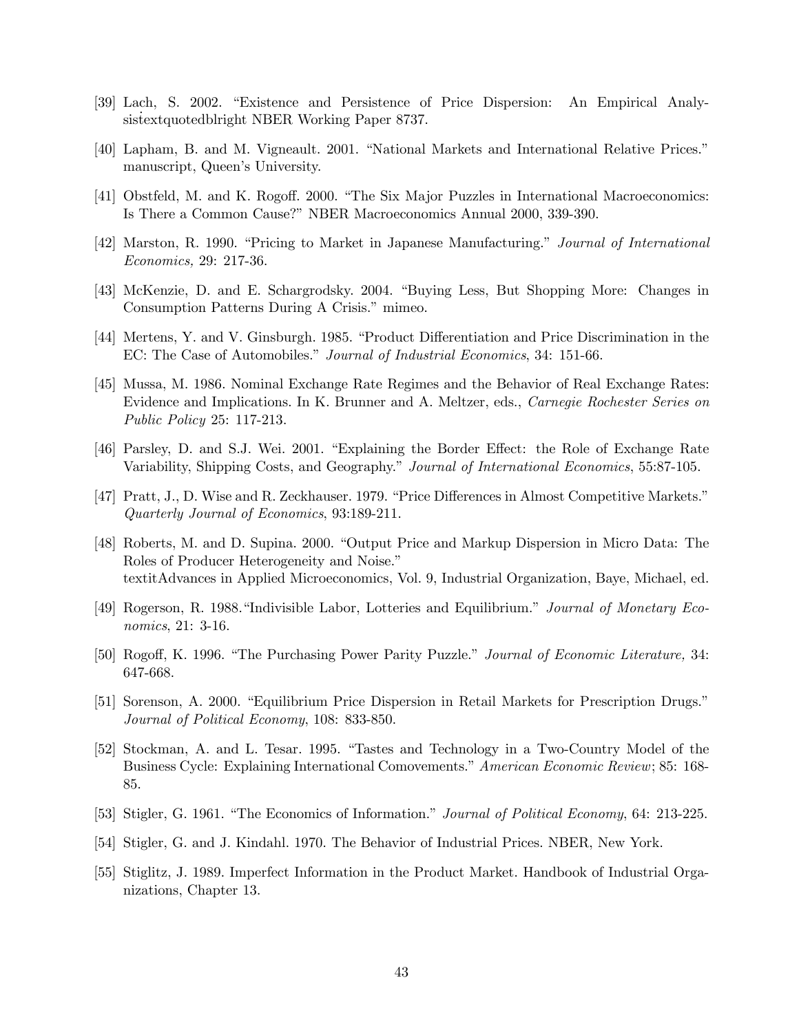[39] Lach, S. 2002. "Existence and Persistence of Price Dispersion: An Empirical Analysistextquotedblright NBER Working Paper 8737.

[40] Lapham, B. and M. Vigneault. 2001. "National Markets and International Relative Prices." manuscript, Queen's University.

[41] Obstfeld, M. and K. Rogoff. 2000. "The Six Major Puzzles in International Macroeconomics: Is There a Common Cause?" NBER Macroeconomics Annual 2000, 339-390.

[42] Marston, R. 1990. "Pricing to Market in Japanese Manufacturing." *Journal of International Economics,* 29: 217-36.

[43] McKenzie, D. and E. Schargrodsky. 2004. "Buying Less, But Shopping More: Changes in Consumption Patterns During A Crisis." mimeo.

[44] Mertens, Y. and V. Ginsburgh. 1985. "Product Differentiation and Price Discrimination in the EC: The Case of Automobiles." *Journal of Industrial Economics*, 34: 151-66.

[45] Mussa, M. 1986. Nominal Exchange Rate Regimes and the Behavior of Real Exchange Rates: Evidence and Implications. In K. Brunner and A. Meltzer, eds., *Carnegie Rochester Series on Public Policy* 25: 117-213.

[46] Parsley, D. and S.J. Wei. 2001. "Explaining the Border Effect: the Role of Exchange Rate Variability, Shipping Costs, and Geography." *Journal of International Economics*, 55:87-105.

[47] Pratt, J., D. Wise and R. Zeckhauser. 1979. "Price Differences in Almost Competitive Markets." *Quarterly Journal of Economics*, 93:189-211.

[48] Roberts, M. and D. Supina. 2000. "Output Price and Markup Dispersion in Micro Data: The Roles of Producer Heterogeneity and Noise." textitAdvances in Applied Microeconomics, Vol. 9, Industrial Organization, Baye, Michael, ed.

[49] Rogerson, R. 1988."Indivisible Labor, Lotteries and Equilibrium." *Journal of Monetary Economics*, 21: 3-16.

[50] Rogoff, K. 1996. "The Purchasing Power Parity Puzzle." *Journal of Economic Literature,* 34: 647-668.

[51] Sorenson, A. 2000. "Equilibrium Price Dispersion in Retail Markets for Prescription Drugs." *Journal of Political Economy*, 108: 833-850.

[52] Stockman, A. and L. Tesar. 1995. "Tastes and Technology in a Two-Country Model of the Business Cycle: Explaining International Comovements." *American Economic Review*; 85: 168-85.

[53] Stigler, G. 1961. "The Economics of Information." *Journal of Political Economy*, 64: 213-225.

[54] Stigler, G. and J. Kindahl. 1970. The Behavior of Industrial Prices. NBER, New York.

[55] Stiglitz, J. 1989. Imperfect Information in the Product Market. Handbook of Industrial Organizations, Chapter 13.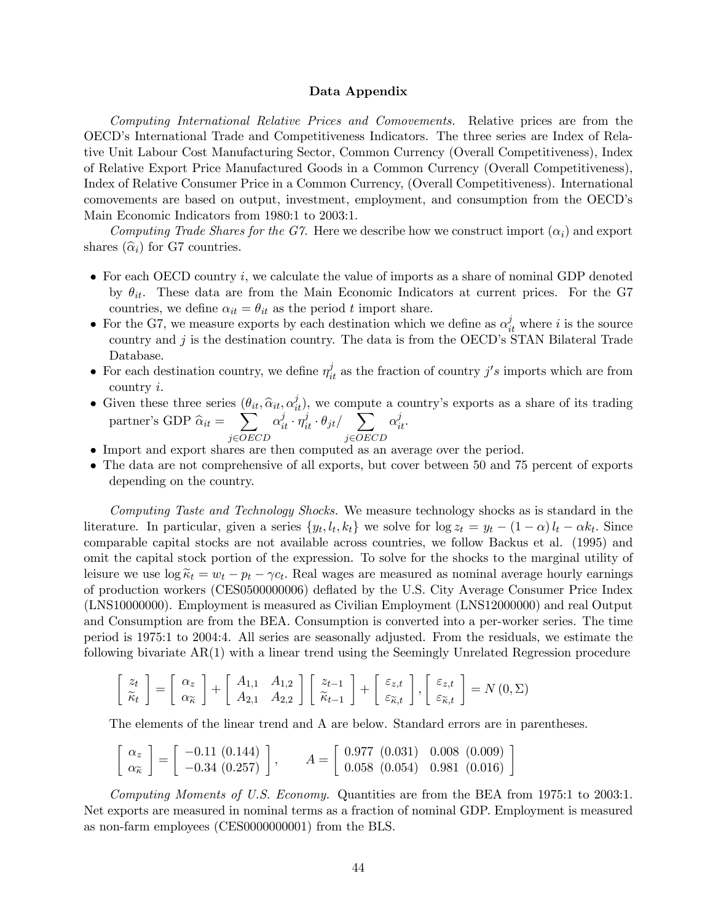# Data Appendix

*Computing International Relative Prices and Comovements.* Relative prices are from the OECD's International Trade and Competitiveness Indicators. The three series are Index of Relative Unit Labour Cost Manufacturing Sector, Common Currency (Overall Competitiveness), Index of Relative Export Price Manufactured Goods in a Common Currency (Overall Competitiveness), Index of Relative Consumer Price in a Common Currency, (Overall Competitiveness). International comovements are based on output, investment, employment, and consumption from the OECD's Main Economic Indicators from 1980:1 to 2003:1.

*Computing Trade Shares for the G7.* Here we describe how we construct import ($\alpha_i$) and export shares ($\widehat{\alpha}_i$) for G7 countries.

- For each OECD country $i$, we calculate the value of imports as a share of nominal GDP denoted by $\theta_{it}$. These data are from the Main Economic Indicators at current prices. For the G7 countries, we define $\alpha_{it} = \theta_{it}$ as the period $t$ import share.
- For the G7, we measure exports by each destination which we define as $\alpha_{it}^{j}$ where $i$ is the source country and $j$ is the destination country. The data is from the OECD's STAN Bilateral Trade Database.
- For each destination country, we define $\eta_{it}^{j}$ as the fraction of country $j's$ imports which are from country $i$.
- Given these three series $(\theta_{it}, \widehat{\alpha}_{it}, \alpha_{it}^{j})$, we compute a country's exports as a share of its trading partner's GDP $\widehat{\alpha}_{it} = \sum\limits_{j \in OECD} \alpha_{it}^{j} \cdot \eta_{it}^{j} \cdot \theta_{jt} / \sum\limits_{j \in OECD} \alpha_{it}^{j}$.
- Import and export shares are then computed as an average over the period.
- The data are not comprehensive of all exports, but cover between 50 and 75 percent of exports depending on the country.

*Computing Taste and Technology Shocks.* We measure technology shocks as is standard in the literature. In particular, given a series $\{y_t, l_t, k_t\}$ we solve for $\log z_t = y_t - (1-\alpha) l_t - \alpha k_t$. Since comparable capital stocks are not available across countries, we follow Backus et al. (1995) and omit the capital stock portion of the expression. To solve for the shocks to the marginal utility of leisure we use $\log \widetilde{\kappa}_t = w_t - p_t - \gamma c_t$. Real wages are measured as nominal average hourly earnings of production workers (CES0500000006) deflated by the U.S. City Average Consumer Price Index (LNS10000000). Employment is measured as Civilian Employment (LNS12000000) and real Output and Consumption are from the BEA. Consumption is converted into a per-worker series. The time period is 1975:1 to 2004:4. All series are seasonally adjusted. From the residuals, we estimate the following bivariate AR(1) with a linear trend using the Seemingly Unrelated Regression procedure

$$\begin{bmatrix} z_t \\ \widetilde{\kappa}_t \end{bmatrix} = \begin{bmatrix} \alpha_z \\ \alpha_{\widetilde{\kappa}} \end{bmatrix} + \begin{bmatrix} A_{1,1} & A_{1,2} \\ A_{2,1} & A_{2,2} \end{bmatrix} \begin{bmatrix} z_{t-1} \\ \widetilde{\kappa}_{t-1} \end{bmatrix} + \begin{bmatrix} \varepsilon_{z,t} \\ \varepsilon_{\widetilde{\kappa},t} \end{bmatrix}, \begin{bmatrix} \varepsilon_{z,t} \\ \varepsilon_{\widetilde{\kappa},t} \end{bmatrix} = N(0, \Sigma)$$

The elements of the linear trend and A are below. Standard errors are in parentheses.

$$\begin{bmatrix} \alpha_z \\ \alpha_{\widetilde{\kappa}} \end{bmatrix} = \begin{bmatrix} -0.11 \ (0.144) \\ -0.34 \ (0.257) \end{bmatrix}, \qquad A = \begin{bmatrix} 0.977 \ (0.031) & 0.008 \ (0.009) \\ 0.058 \ (0.054) & 0.981 \ (0.016) \end{bmatrix}$$

*Computing Moments of U.S. Economy.* Quantities are from the BEA from 1975:1 to 2003:1. Net exports are measured in nominal terms as a fraction of nominal GDP. Employment is measured as non-farm employees (CES0000000001) from the BLS.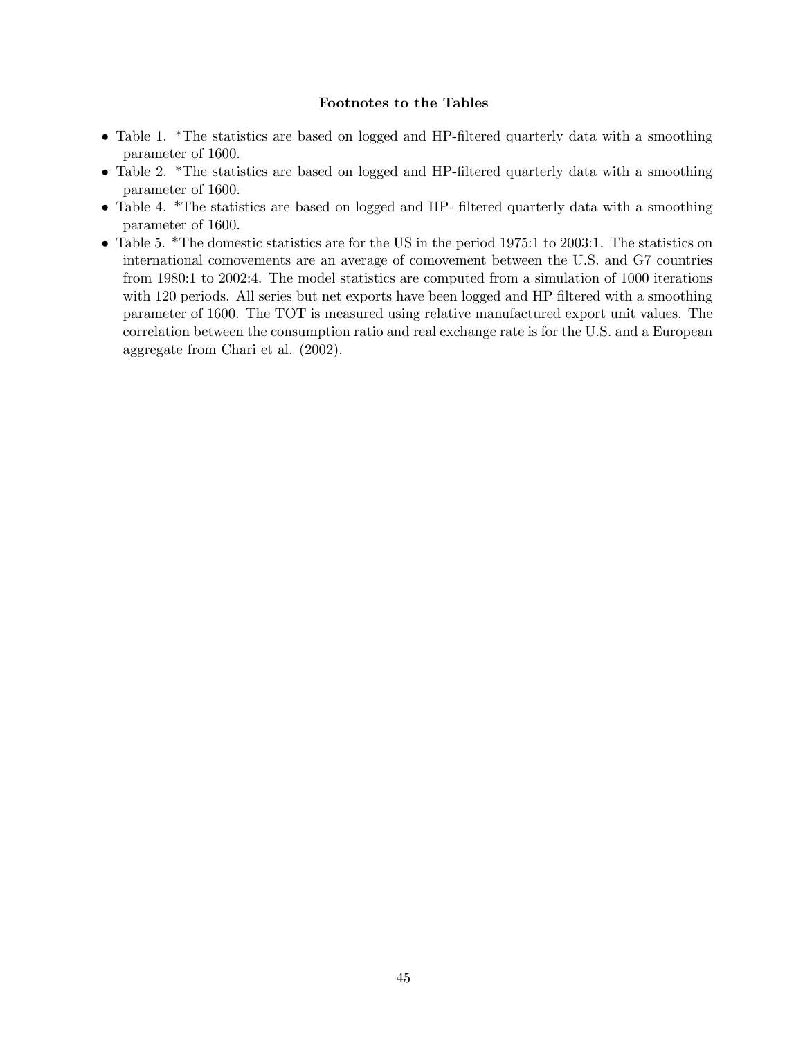### Footnotes to the Tables

- Table 1. *The statistics are based on logged and HP-filtered quarterly data with a smoothing parameter of 1600.
- Table 2. *The statistics are based on logged and HP-filtered quarterly data with a smoothing parameter of 1600.
- Table 4. *The statistics are based on logged and HP- filtered quarterly data with a smoothing parameter of 1600.
- Table 5. *The domestic statistics are for the US in the period 1975:1 to 2003:1. The statistics on international comovements are an average of comovement between the U.S. and G7 countries from 1980:1 to 2002:4. The model statistics are computed from a simulation of 1000 iterations with 120 periods. All series but net exports have been logged and HP filtered with a smoothing parameter of 1600. The TOT is measured using relative manufactured export unit values. The correlation between the consumption ratio and real exchange rate is for the U.S. and a European aggregate from Chari et al. (2002).